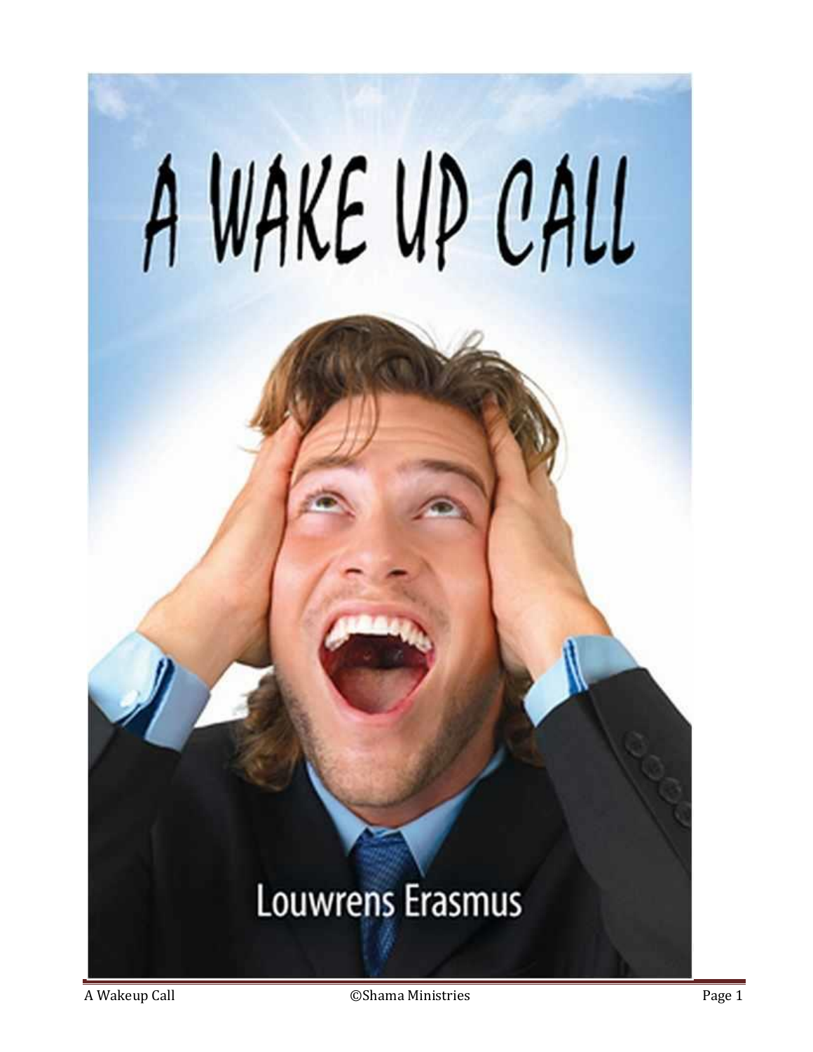# A WAKE UP CALL

Louwrens Erasmus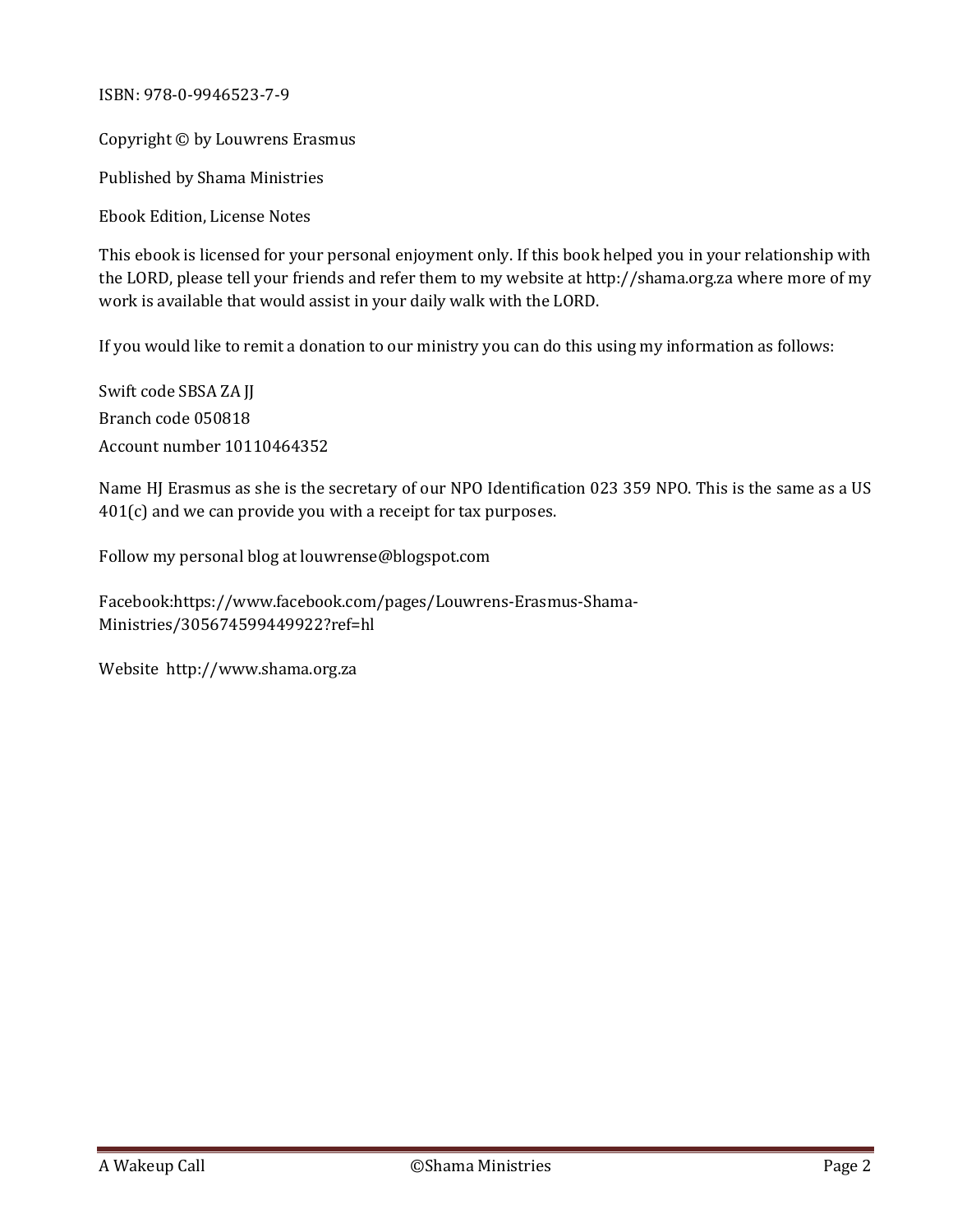ISBN: 978-0-9946523-7-9

Copyright © by Louwrens Erasmus

Published by Shama Ministries

Ebook Edition, License Notes

This ebook is licensed for your personal enjoyment only. If this book helped you in your relationship with the LORD, please tell your friends and refer them to my website at http://shama.org.za where more of my work is available that would assist in your daily walk with the LORD.

If you would like to remit a donation to our ministry you can do this using my information as follows:

Swift code SBSA ZA JJ

Branch code 050818

Account number 10110464352

Name HJ Erasmus as she is the secretary of our NPO Identification 023 359 NPO. This is the same as a US 401(c) and we can provide you with a receipt for tax purposes.

Follow my personal blog at louwrense@blogspot.com

Facebook:https://www.facebook.com/pages/Louwrens-Erasmus-Shama-Ministries/305674599449922?ref=hl

Website http://www.shama.org.za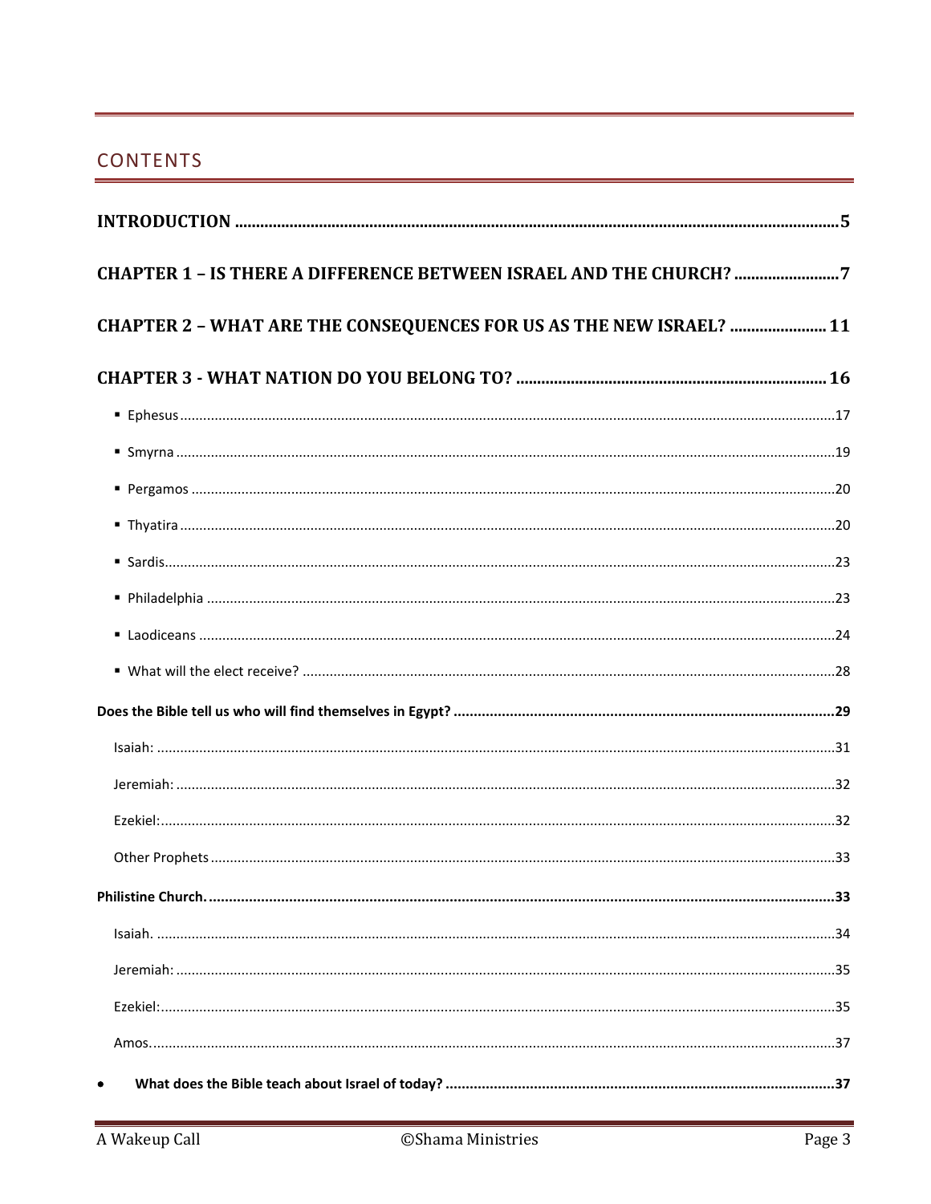## CONTENTS

**INTRODUCTION** .......... 5

**CHAPTER 1 – IS THERE A DIFFERENCE BETWEEN ISRAEL AND THE CHURCH?** .......... 7

**CHAPTER 2 – WHAT ARE THE CONSEQUENCES FOR US AS THE NEW ISRAEL?** .......... 11

**CHAPTER 3 - WHAT NATION DO YOU BELONG TO?** .......... 16

- Ephesus .......... 17
- Smyrna .......... 19
- Pergamos .......... 20
- Thyatira .......... 20
- Sardis .......... 23
- Philadelphia .......... 23
- Laodiceans .......... 24
- What will the elect receive? .......... 28

**Does the Bible tell us who will find themselves in Egypt?** .......... 29

Isaiah: .......... 31

Jeremiah: .......... 32

Ezekiel: .......... 32

Other Prophets .......... 33

**Philistine Church.** .......... 33

Isaiah. .......... 34

Jeremiah: .......... 35

Ezekiel: .......... 35

Amos. .......... 37

- **What does the Bible teach about Israel of today?** .......... 37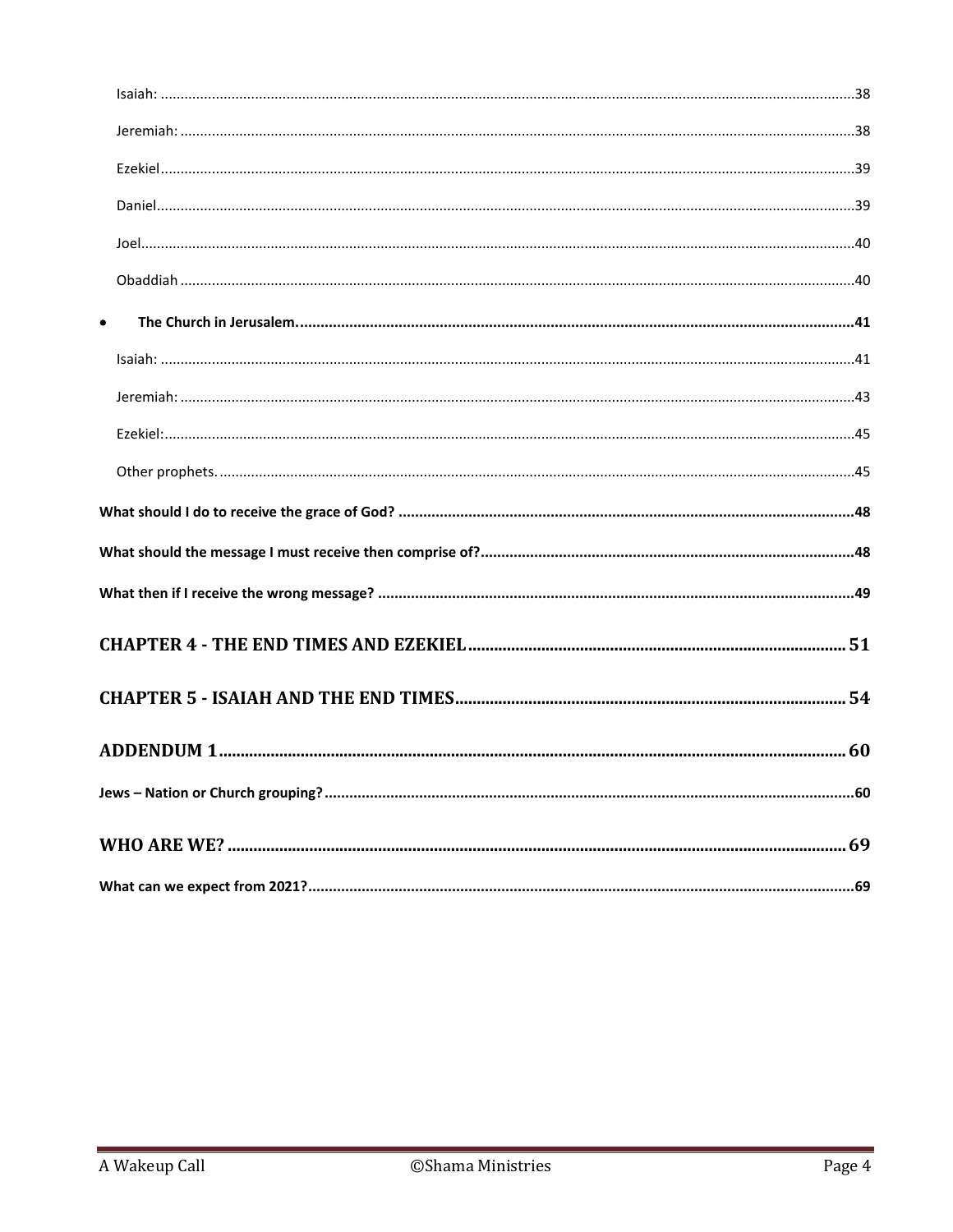Isaiah: ....................................................................................................................................................38

Jeremiah: ....................................................................................................................................................38

Ezekiel.......................................................................................................................................................39

Daniel.........................................................................................................................................................39

Joel.............................................................................................................................................................40

Obaddiah ...................................................................................................................................................40

- **The Church in Jerusalem.......................................................................................................................41**

Isaiah: ....................................................................................................................................................41

Jeremiah: ....................................................................................................................................................43

Ezekiel:.......................................................................................................................................................45

Other prophets. ..........................................................................................................................................45

**What should I do to receive the grace of God? ..........................................................................................48**

**What should the message I must receive then comprise of?.....................................................................48**

**What then if I receive the wrong message? ...............................................................................................49**

**CHAPTER 4 - THE END TIMES AND EZEKIEL..................................................................................51**

**CHAPTER 5 - ISAIAH AND THE END TIMES.....................................................................................54**

**ADDENDUM 1.......................................................................................................................................60**

**Jews – Nation or Church grouping?...........................................................................................................60**

**WHO ARE WE? ......................................................................................................................................69**

**What can we expect from 2021?.................................................................................................................69**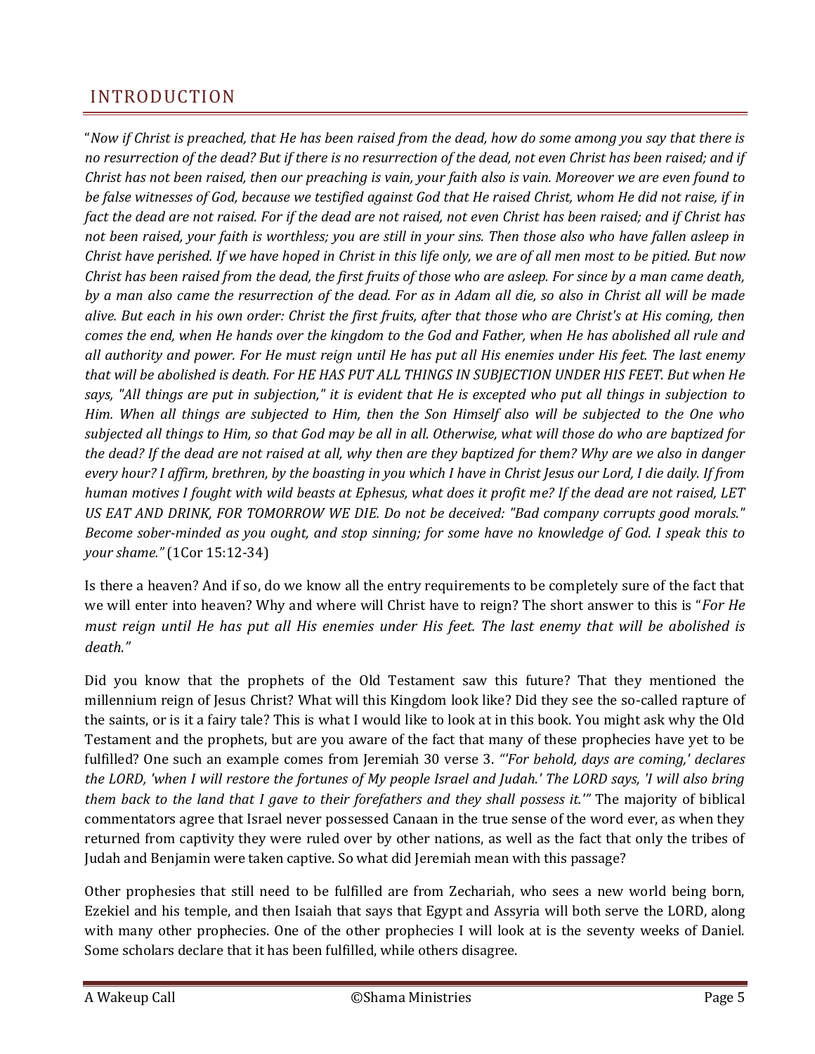## INTRODUCTION

"*Now if Christ is preached, that He has been raised from the dead, how do some among you say that there is no resurrection of the dead? But if there is no resurrection of the dead, not even Christ has been raised; and if Christ has not been raised, then our preaching is vain, your faith also is vain. Moreover we are even found to be false witnesses of God, because we testified against God that He raised Christ, whom He did not raise, if in fact the dead are not raised. For if the dead are not raised, not even Christ has been raised; and if Christ has not been raised, your faith is worthless; you are still in your sins. Then those also who have fallen asleep in Christ have perished. If we have hoped in Christ in this life only, we are of all men most to be pitied. But now Christ has been raised from the dead, the first fruits of those who are asleep. For since by a man came death, by a man also came the resurrection of the dead. For as in Adam all die, so also in Christ all will be made alive. But each in his own order: Christ the first fruits, after that those who are Christ's at His coming, then comes the end, when He hands over the kingdom to the God and Father, when He has abolished all rule and all authority and power. For He must reign until He has put all His enemies under His feet. The last enemy that will be abolished is death. For HE HAS PUT ALL THINGS IN SUBJECTION UNDER HIS FEET. But when He says, "All things are put in subjection," it is evident that He is excepted who put all things in subjection to Him. When all things are subjected to Him, then the Son Himself also will be subjected to the One who subjected all things to Him, so that God may be all in all. Otherwise, what will those do who are baptized for the dead? If the dead are not raised at all, why then are they baptized for them? Why are we also in danger every hour? I affirm, brethren, by the boasting in you which I have in Christ Jesus our Lord, I die daily. If from human motives I fought with wild beasts at Ephesus, what does it profit me? If the dead are not raised, LET US EAT AND DRINK, FOR TOMORROW WE DIE. Do not be deceived: "Bad company corrupts good morals." Become sober-minded as you ought, and stop sinning; for some have no knowledge of God. I speak this to your shame.*" (1Cor 15:12-34)

Is there a heaven? And if so, do we know all the entry requirements to be completely sure of the fact that we will enter into heaven? Why and where will Christ have to reign? The short answer to this is "*For He must reign until He has put all His enemies under His feet. The last enemy that will be abolished is death.*"

Did you know that the prophets of the Old Testament saw this future? That they mentioned the millennium reign of Jesus Christ? What will this Kingdom look like? Did they see the so-called rapture of the saints, or is it a fairy tale? This is what I would like to look at in this book. You might ask why the Old Testament and the prophets, but are you aware of the fact that many of these prophecies have yet to be fulfilled? One such an example comes from Jeremiah 30 verse 3. *"'For behold, days are coming,' declares the LORD, 'when I will restore the fortunes of My people Israel and Judah.' The LORD says, 'I will also bring them back to the land that I gave to their forefathers and they shall possess it.'"* The majority of biblical commentators agree that Israel never possessed Canaan in the true sense of the word ever, as when they returned from captivity they were ruled over by other nations, as well as the fact that only the tribes of Judah and Benjamin were taken captive. So what did Jeremiah mean with this passage?

Other prophesies that still need to be fulfilled are from Zechariah, who sees a new world being born, Ezekiel and his temple, and then Isaiah that says that Egypt and Assyria will both serve the LORD, along with many other prophecies. One of the other prophecies I will look at is the seventy weeks of Daniel. Some scholars declare that it has been fulfilled, while others disagree.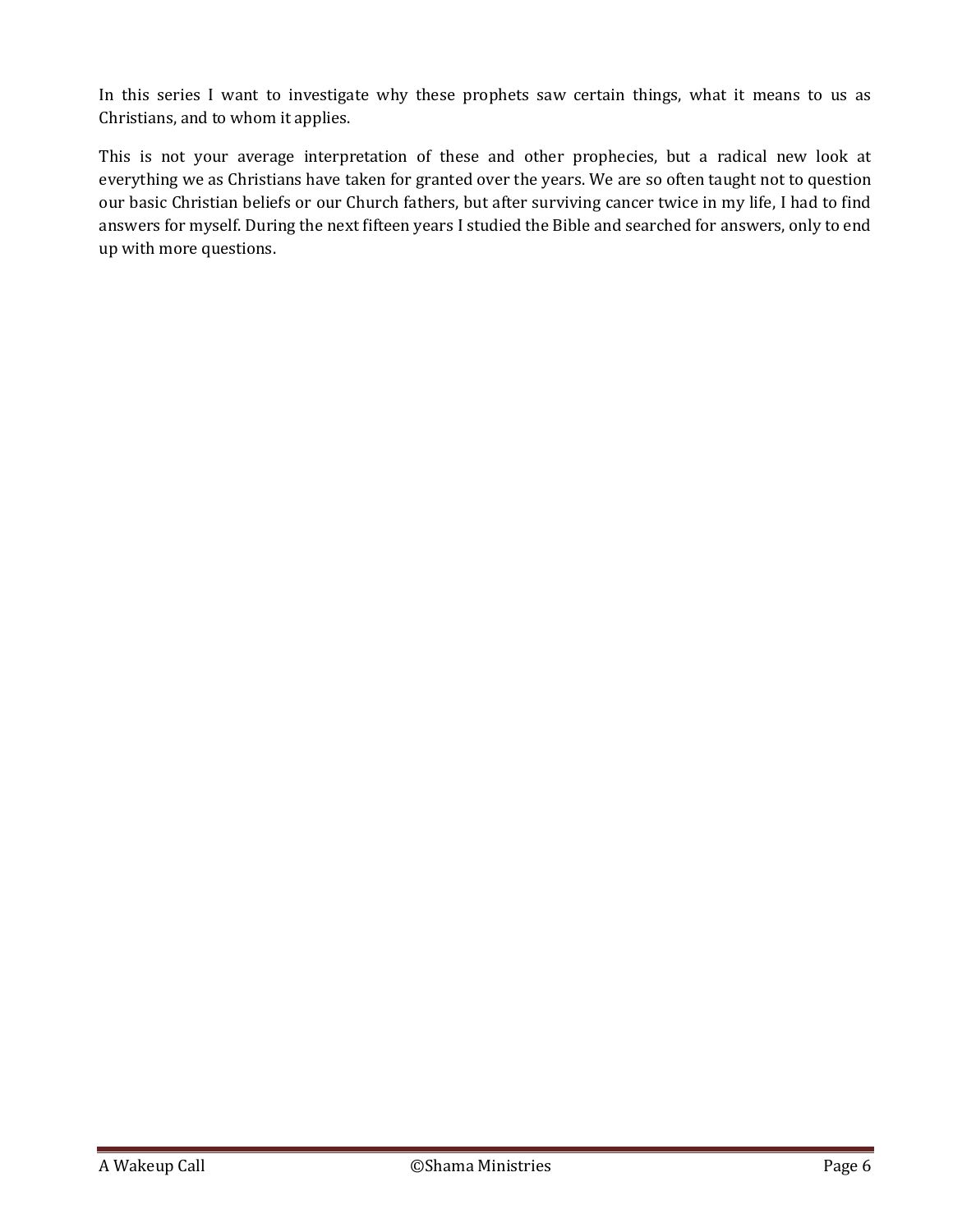In this series I want to investigate why these prophets saw certain things, what it means to us as Christians, and to whom it applies.

This is not your average interpretation of these and other prophecies, but a radical new look at everything we as Christians have taken for granted over the years. We are so often taught not to question our basic Christian beliefs or our Church fathers, but after surviving cancer twice in my life, I had to find answers for myself. During the next fifteen years I studied the Bible and searched for answers, only to end up with more questions.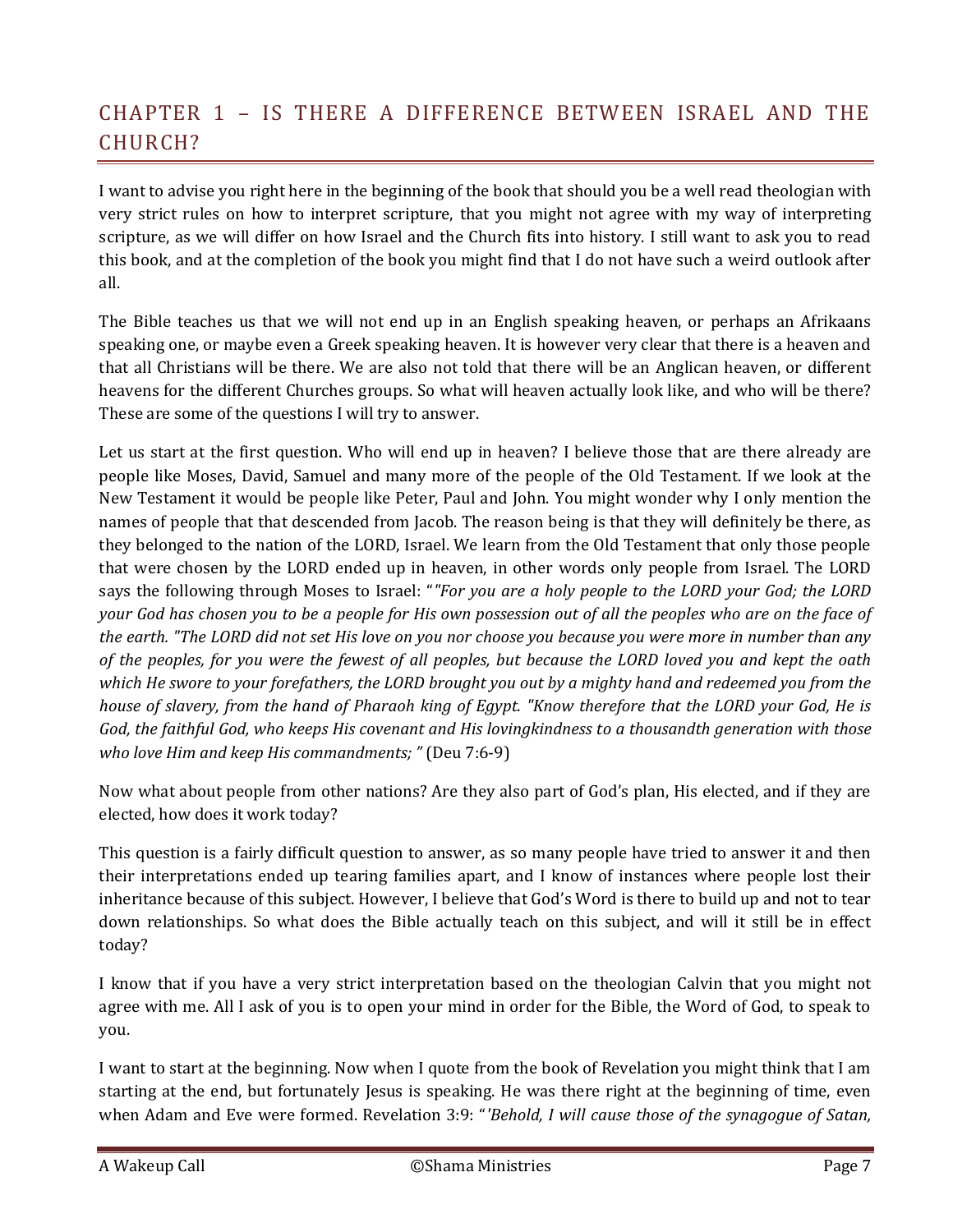# CHAPTER 1 – IS THERE A DIFFERENCE BETWEEN ISRAEL AND THE CHURCH?

I want to advise you right here in the beginning of the book that should you be a well read theologian with very strict rules on how to interpret scripture, that you might not agree with my way of interpreting scripture, as we will differ on how Israel and the Church fits into history. I still want to ask you to read this book, and at the completion of the book you might find that I do not have such a weird outlook after all.

The Bible teaches us that we will not end up in an English speaking heaven, or perhaps an Afrikaans speaking one, or maybe even a Greek speaking heaven. It is however very clear that there is a heaven and that all Christians will be there. We are also not told that there will be an Anglican heaven, or different heavens for the different Churches groups. So what will heaven actually look like, and who will be there? These are some of the questions I will try to answer.

Let us start at the first question. Who will end up in heaven? I believe those that are there already are people like Moses, David, Samuel and many more of the people of the Old Testament. If we look at the New Testament it would be people like Peter, Paul and John. You might wonder why I only mention the names of people that that descended from Jacob. The reason being is that they will definitely be there, as they belonged to the nation of the LORD, Israel. We learn from the Old Testament that only those people that were chosen by the LORD ended up in heaven, in other words only people from Israel. The LORD says the following through Moses to Israel: "*"For you are a holy people to the LORD your God; the LORD your God has chosen you to be a people for His own possession out of all the peoples who are on the face of the earth. "The LORD did not set His love on you nor choose you because you were more in number than any of the peoples, for you were the fewest of all peoples, but because the LORD loved you and kept the oath which He swore to your forefathers, the LORD brought you out by a mighty hand and redeemed you from the house of slavery, from the hand of Pharaoh king of Egypt. "Know therefore that the LORD your God, He is God, the faithful God, who keeps His covenant and His lovingkindness to a thousandth generation with those who love Him and keep His commandments; "* (Deu 7:6-9)

Now what about people from other nations? Are they also part of God's plan, His elected, and if they are elected, how does it work today?

This question is a fairly difficult question to answer, as so many people have tried to answer it and then their interpretations ended up tearing families apart, and I know of instances where people lost their inheritance because of this subject. However, I believe that God's Word is there to build up and not to tear down relationships. So what does the Bible actually teach on this subject, and will it still be in effect today?

I know that if you have a very strict interpretation based on the theologian Calvin that you might not agree with me. All I ask of you is to open your mind in order for the Bible, the Word of God, to speak to you.

I want to start at the beginning. Now when I quote from the book of Revelation you might think that I am starting at the end, but fortunately Jesus is speaking. He was there right at the beginning of time, even when Adam and Eve were formed. Revelation 3:9: "*'Behold, I will cause those of the synagogue of Satan,*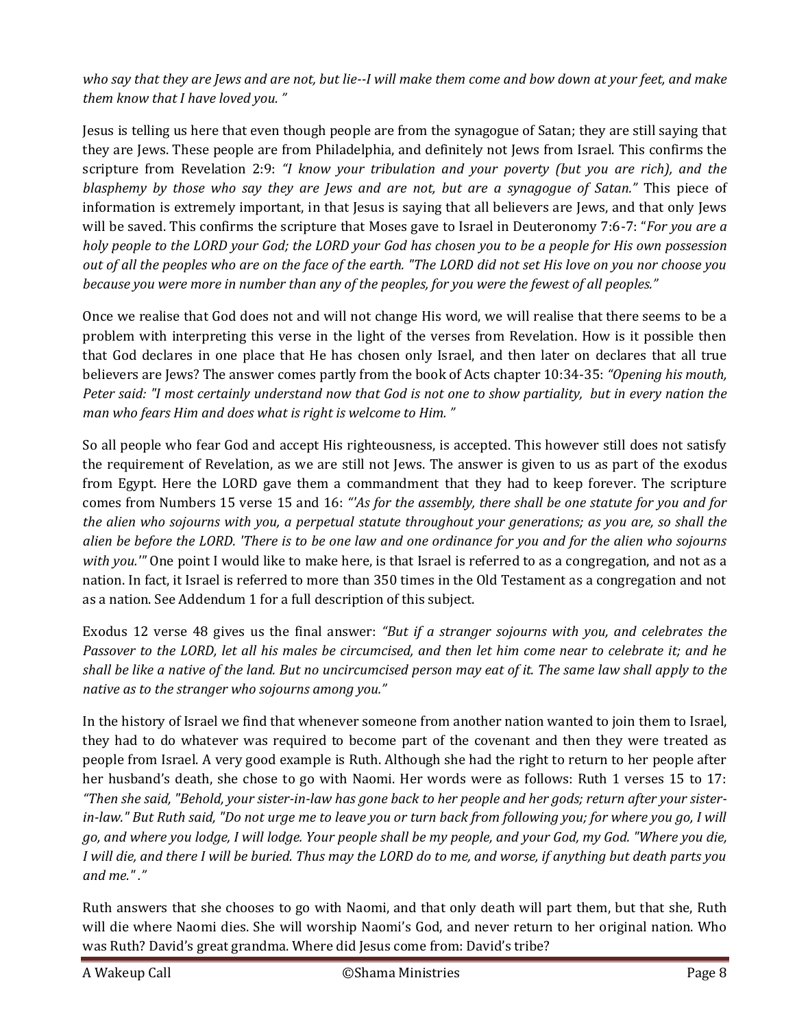*who say that they are Jews and are not, but lie--I will make them come and bow down at your feet, and make them know that I have loved you. "*

Jesus is telling us here that even though people are from the synagogue of Satan; they are still saying that they are Jews. These people are from Philadelphia, and definitely not Jews from Israel. This confirms the scripture from Revelation 2:9: *"I know your tribulation and your poverty (but you are rich), and the blasphemy by those who say they are Jews and are not, but are a synagogue of Satan."* This piece of information is extremely important, in that Jesus is saying that all believers are Jews, and that only Jews will be saved. This confirms the scripture that Moses gave to Israel in Deuteronomy 7:6-7: "*For you are a holy people to the LORD your God; the LORD your God has chosen you to be a people for His own possession out of all the peoples who are on the face of the earth. "The LORD did not set His love on you nor choose you because you were more in number than any of the peoples, for you were the fewest of all peoples."*

Once we realise that God does not and will not change His word, we will realise that there seems to be a problem with interpreting this verse in the light of the verses from Revelation. How is it possible then that God declares in one place that He has chosen only Israel, and then later on declares that all true believers are Jews? The answer comes partly from the book of Acts chapter 10:34-35: *"Opening his mouth, Peter said: "I most certainly understand now that God is not one to show partiality, but in every nation the man who fears Him and does what is right is welcome to Him. "*

So all people who fear God and accept His righteousness, is accepted. This however still does not satisfy the requirement of Revelation, as we are still not Jews. The answer is given to us as part of the exodus from Egypt. Here the LORD gave them a commandment that they had to keep forever. The scripture comes from Numbers 15 verse 15 and 16: *"'As for the assembly, there shall be one statute for you and for the alien who sojourns with you, a perpetual statute throughout your generations; as you are, so shall the alien be before the LORD. 'There is to be one law and one ordinance for you and for the alien who sojourns with you.'"* One point I would like to make here, is that Israel is referred to as a congregation, and not as a nation. In fact, it Israel is referred to more than 350 times in the Old Testament as a congregation and not as a nation. See Addendum 1 for a full description of this subject.

Exodus 12 verse 48 gives us the final answer: *"But if a stranger sojourns with you, and celebrates the Passover to the LORD, let all his males be circumcised, and then let him come near to celebrate it; and he shall be like a native of the land. But no uncircumcised person may eat of it. The same law shall apply to the native as to the stranger who sojourns among you."*

In the history of Israel we find that whenever someone from another nation wanted to join them to Israel, they had to do whatever was required to become part of the covenant and then they were treated as people from Israel. A very good example is Ruth. Although she had the right to return to her people after her husband's death, she chose to go with Naomi. Her words were as follows: Ruth 1 verses 15 to 17: *"Then she said, "Behold, your sister-in-law has gone back to her people and her gods; return after your sister-in-law." But Ruth said, "Do not urge me to leave you or turn back from following you; for where you go, I will go, and where you lodge, I will lodge. Your people shall be my people, and your God, my God. "Where you die, I will die, and there I will be buried. Thus may the LORD do to me, and worse, if anything but death parts you and me." ."*

Ruth answers that she chooses to go with Naomi, and that only death will part them, but that she, Ruth will die where Naomi dies. She will worship Naomi's God, and never return to her original nation. Who was Ruth? David's great grandma. Where did Jesus come from: David's tribe?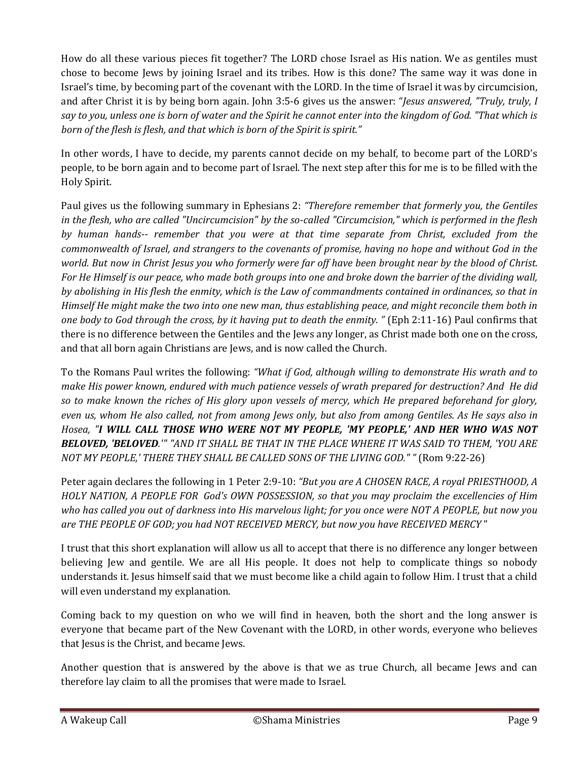How do all these various pieces fit together? The LORD chose Israel as His nation. We as gentiles must chose to become Jews by joining Israel and its tribes. How is this done? The same way it was done in Israel's time, by becoming part of the covenant with the LORD. In the time of Israel it was by circumcision, and after Christ it is by being born again. John 3:5-6 gives us the answer: "*Jesus answered, "Truly, truly, I say to you, unless one is born of water and the Spirit he cannot enter into the kingdom of God. "That which is born of the flesh is flesh, and that which is born of the Spirit is spirit."*

In other words, I have to decide, my parents cannot decide on my behalf, to become part of the LORD's people, to be born again and to become part of Israel. The next step after this for me is to be filled with the Holy Spirit.

Paul gives us the following summary in Ephesians 2: *"Therefore remember that formerly you, the Gentiles in the flesh, who are called "Uncircumcision" by the so-called "Circumcision," which is performed in the flesh by human hands-- remember that you were at that time separate from Christ, excluded from the commonwealth of Israel, and strangers to the covenants of promise, having no hope and without God in the world. But now in Christ Jesus you who formerly were far off have been brought near by the blood of Christ. For He Himself is our peace, who made both groups into one and broke down the barrier of the dividing wall, by abolishing in His flesh the enmity, which is the Law of commandments contained in ordinances, so that in Himself He might make the two into one new man, thus establishing peace, and might reconcile them both in one body to God through the cross, by it having put to death the enmity. "* (Eph 2:11-16) Paul confirms that there is no difference between the Gentiles and the Jews any longer, as Christ made both one on the cross, and that all born again Christians are Jews, and is now called the Church.

To the Romans Paul writes the following: *"What if God, although willing to demonstrate His wrath and to make His power known, endured with much patience vessels of wrath prepared for destruction? And He did so to make known the riches of His glory upon vessels of mercy, which He prepared beforehand for glory, even us, whom He also called, not from among Jews only, but also from among Gentiles. As He says also in Hosea, "**I WILL CALL THOSE WHO WERE NOT MY PEOPLE, 'MY PEOPLE,' AND HER WHO WAS NOT BELOVED, 'BELOVED**.'" "AND IT SHALL BE THAT IN THE PLACE WHERE IT WAS SAID TO THEM, 'YOU ARE NOT MY PEOPLE,' THERE THEY SHALL BE CALLED SONS OF THE LIVING GOD." "* (Rom 9:22-26)

Peter again declares the following in 1 Peter 2:9-10: *"But you are A CHOSEN RACE, A royal PRIESTHOOD, A HOLY NATION, A PEOPLE FOR God's OWN POSSESSION, so that you may proclaim the excellencies of Him who has called you out of darkness into His marvelous light; for you once were NOT A PEOPLE, but now you are THE PEOPLE OF GOD; you had NOT RECEIVED MERCY, but now you have RECEIVED MERCY "*

I trust that this short explanation will allow us all to accept that there is no difference any longer between believing Jew and gentile. We are all His people. It does not help to complicate things so nobody understands it. Jesus himself said that we must become like a child again to follow Him. I trust that a child will even understand my explanation.

Coming back to my question on who we will find in heaven, both the short and the long answer is everyone that became part of the New Covenant with the LORD, in other words, everyone who believes that Jesus is the Christ, and became Jews.

Another question that is answered by the above is that we as true Church, all became Jews and can therefore lay claim to all the promises that were made to Israel.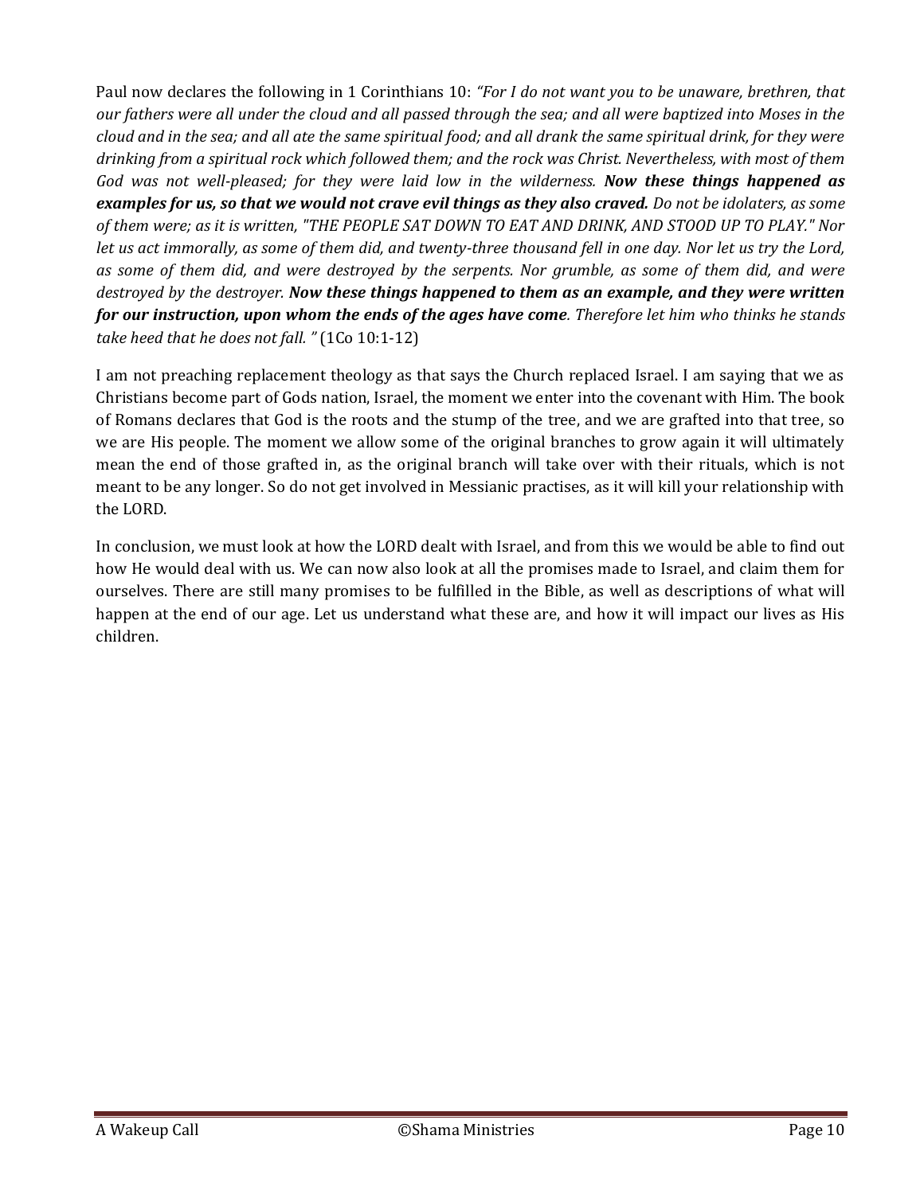Paul now declares the following in 1 Corinthians 10: *"For I do not want you to be unaware, brethren, that our fathers were all under the cloud and all passed through the sea; and all were baptized into Moses in the cloud and in the sea; and all ate the same spiritual food; and all drank the same spiritual drink, for they were drinking from a spiritual rock which followed them; and the rock was Christ. Nevertheless, with most of them God was not well-pleased; for they were laid low in the wilderness.* ***Now these things happened as examples for us, so that we would not crave evil things as they also craved.*** *Do not be idolaters, as some of them were; as it is written, "THE PEOPLE SAT DOWN TO EAT AND DRINK, AND STOOD UP TO PLAY." Nor let us act immorally, as some of them did, and twenty-three thousand fell in one day. Nor let us try the Lord, as some of them did, and were destroyed by the serpents. Nor grumble, as some of them did, and were destroyed by the destroyer.* ***Now these things happened to them as an example, and they were written for our instruction, upon whom the ends of the ages have come****. Therefore let him who thinks he stands take heed that he does not fall. "* (1Co 10:1-12)

I am not preaching replacement theology as that says the Church replaced Israel. I am saying that we as Christians become part of Gods nation, Israel, the moment we enter into the covenant with Him. The book of Romans declares that God is the roots and the stump of the tree, and we are grafted into that tree, so we are His people. The moment we allow some of the original branches to grow again it will ultimately mean the end of those grafted in, as the original branch will take over with their rituals, which is not meant to be any longer. So do not get involved in Messianic practises, as it will kill your relationship with the LORD.

In conclusion, we must look at how the LORD dealt with Israel, and from this we would be able to find out how He would deal with us. We can now also look at all the promises made to Israel, and claim them for ourselves. There are still many promises to be fulfilled in the Bible, as well as descriptions of what will happen at the end of our age. Let us understand what these are, and how it will impact our lives as His children.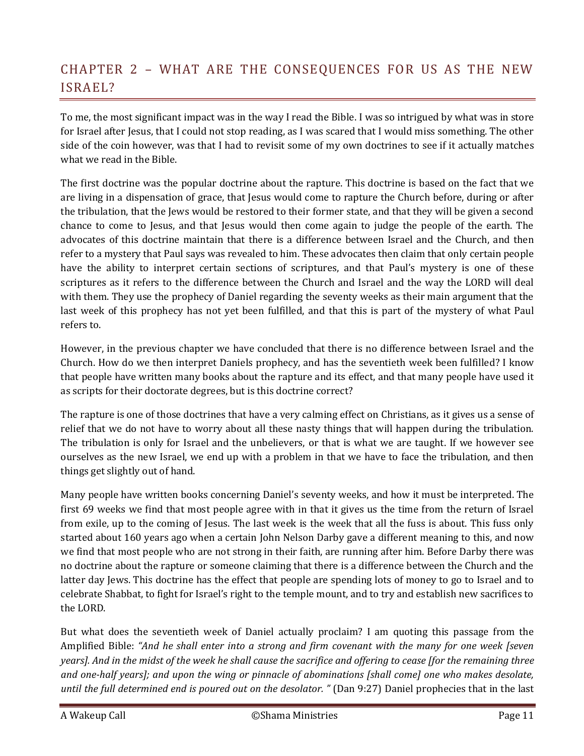## CHAPTER 2 – WHAT ARE THE CONSEQUENCES FOR US AS THE NEW ISRAEL?

To me, the most significant impact was in the way I read the Bible. I was so intrigued by what was in store for Israel after Jesus, that I could not stop reading, as I was scared that I would miss something. The other side of the coin however, was that I had to revisit some of my own doctrines to see if it actually matches what we read in the Bible.

The first doctrine was the popular doctrine about the rapture. This doctrine is based on the fact that we are living in a dispensation of grace, that Jesus would come to rapture the Church before, during or after the tribulation, that the Jews would be restored to their former state, and that they will be given a second chance to come to Jesus, and that Jesus would then come again to judge the people of the earth. The advocates of this doctrine maintain that there is a difference between Israel and the Church, and then refer to a mystery that Paul says was revealed to him. These advocates then claim that only certain people have the ability to interpret certain sections of scriptures, and that Paul's mystery is one of these scriptures as it refers to the difference between the Church and Israel and the way the LORD will deal with them. They use the prophecy of Daniel regarding the seventy weeks as their main argument that the last week of this prophecy has not yet been fulfilled, and that this is part of the mystery of what Paul refers to.

However, in the previous chapter we have concluded that there is no difference between Israel and the Church. How do we then interpret Daniels prophecy, and has the seventieth week been fulfilled? I know that people have written many books about the rapture and its effect, and that many people have used it as scripts for their doctorate degrees, but is this doctrine correct?

The rapture is one of those doctrines that have a very calming effect on Christians, as it gives us a sense of relief that we do not have to worry about all these nasty things that will happen during the tribulation. The tribulation is only for Israel and the unbelievers, or that is what we are taught. If we however see ourselves as the new Israel, we end up with a problem in that we have to face the tribulation, and then things get slightly out of hand.

Many people have written books concerning Daniel's seventy weeks, and how it must be interpreted. The first 69 weeks we find that most people agree with in that it gives us the time from the return of Israel from exile, up to the coming of Jesus. The last week is the week that all the fuss is about. This fuss only started about 160 years ago when a certain John Nelson Darby gave a different meaning to this, and now we find that most people who are not strong in their faith, are running after him. Before Darby there was no doctrine about the rapture or someone claiming that there is a difference between the Church and the latter day Jews. This doctrine has the effect that people are spending lots of money to go to Israel and to celebrate Shabbat, to fight for Israel's right to the temple mount, and to try and establish new sacrifices to the LORD.

But what does the seventieth week of Daniel actually proclaim? I am quoting this passage from the Amplified Bible: *"And he shall enter into a strong and firm covenant with the many for one week [seven years]. And in the midst of the week he shall cause the sacrifice and offering to cease [for the remaining three and one-half years]; and upon the wing or pinnacle of abominations [shall come] one who makes desolate, until the full determined end is poured out on the desolator. "* (Dan 9:27) Daniel prophecies that in the last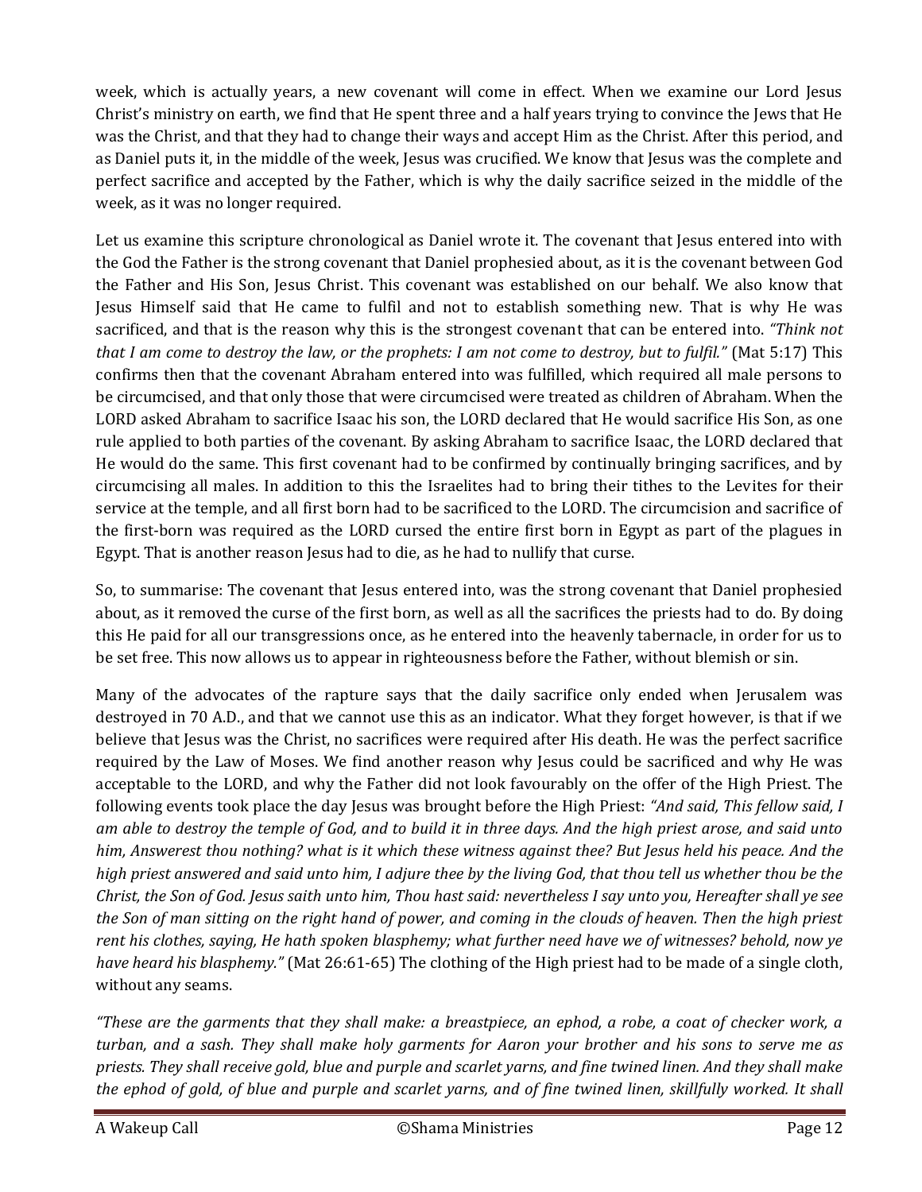week, which is actually years, a new covenant will come in effect. When we examine our Lord Jesus Christ's ministry on earth, we find that He spent three and a half years trying to convince the Jews that He was the Christ, and that they had to change their ways and accept Him as the Christ. After this period, and as Daniel puts it, in the middle of the week, Jesus was crucified. We know that Jesus was the complete and perfect sacrifice and accepted by the Father, which is why the daily sacrifice seized in the middle of the week, as it was no longer required.

Let us examine this scripture chronological as Daniel wrote it. The covenant that Jesus entered into with the God the Father is the strong covenant that Daniel prophesied about, as it is the covenant between God the Father and His Son, Jesus Christ. This covenant was established on our behalf. We also know that Jesus Himself said that He came to fulfil and not to establish something new. That is why He was sacrificed, and that is the reason why this is the strongest covenant that can be entered into. *"Think not that I am come to destroy the law, or the prophets: I am not come to destroy, but to fulfil."* (Mat 5:17) This confirms then that the covenant Abraham entered into was fulfilled, which required all male persons to be circumcised, and that only those that were circumcised were treated as children of Abraham. When the LORD asked Abraham to sacrifice Isaac his son, the LORD declared that He would sacrifice His Son, as one rule applied to both parties of the covenant. By asking Abraham to sacrifice Isaac, the LORD declared that He would do the same. This first covenant had to be confirmed by continually bringing sacrifices, and by circumcising all males. In addition to this the Israelites had to bring their tithes to the Levites for their service at the temple, and all first born had to be sacrificed to the LORD. The circumcision and sacrifice of the first-born was required as the LORD cursed the entire first born in Egypt as part of the plagues in Egypt. That is another reason Jesus had to die, as he had to nullify that curse.

So, to summarise: The covenant that Jesus entered into, was the strong covenant that Daniel prophesied about, as it removed the curse of the first born, as well as all the sacrifices the priests had to do. By doing this He paid for all our transgressions once, as he entered into the heavenly tabernacle, in order for us to be set free. This now allows us to appear in righteousness before the Father, without blemish or sin.

Many of the advocates of the rapture says that the daily sacrifice only ended when Jerusalem was destroyed in 70 A.D., and that we cannot use this as an indicator. What they forget however, is that if we believe that Jesus was the Christ, no sacrifices were required after His death. He was the perfect sacrifice required by the Law of Moses. We find another reason why Jesus could be sacrificed and why He was acceptable to the LORD, and why the Father did not look favourably on the offer of the High Priest. The following events took place the day Jesus was brought before the High Priest: *"And said, This fellow said, I am able to destroy the temple of God, and to build it in three days. And the high priest arose, and said unto him, Answerest thou nothing? what is it which these witness against thee? But Jesus held his peace. And the high priest answered and said unto him, I adjure thee by the living God, that thou tell us whether thou be the Christ, the Son of God. Jesus saith unto him, Thou hast said: nevertheless I say unto you, Hereafter shall ye see the Son of man sitting on the right hand of power, and coming in the clouds of heaven. Then the high priest rent his clothes, saying, He hath spoken blasphemy; what further need have we of witnesses? behold, now ye have heard his blasphemy."* (Mat 26:61-65) The clothing of the High priest had to be made of a single cloth, without any seams.

*"These are the garments that they shall make: a breastpiece, an ephod, a robe, a coat of checker work, a turban, and a sash. They shall make holy garments for Aaron your brother and his sons to serve me as priests. They shall receive gold, blue and purple and scarlet yarns, and fine twined linen. And they shall make the ephod of gold, of blue and purple and scarlet yarns, and of fine twined linen, skillfully worked. It shall*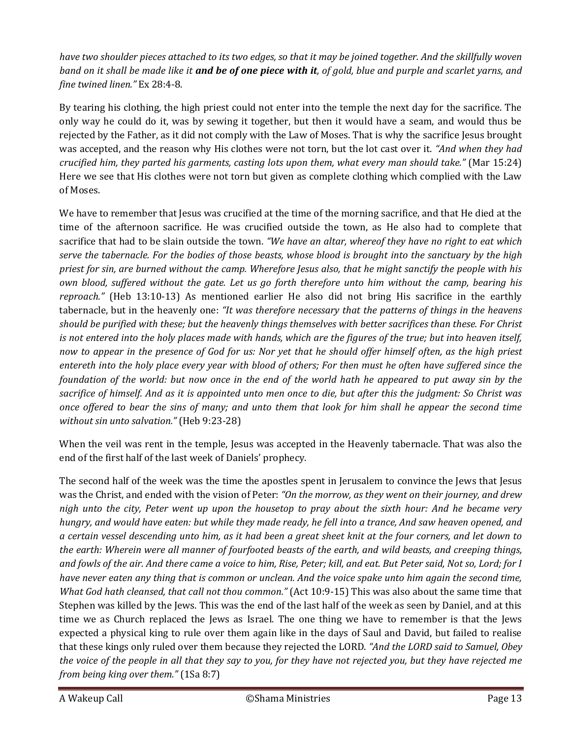*have two shoulder pieces attached to its two edges, so that it may be joined together. And the skillfully woven band on it shall be made like it* ***and be of one piece with it****, of gold, blue and purple and scarlet yarns, and fine twined linen."* Ex 28:4-8.

By tearing his clothing, the high priest could not enter into the temple the next day for the sacrifice. The only way he could do it, was by sewing it together, but then it would have a seam, and would thus be rejected by the Father, as it did not comply with the Law of Moses. That is why the sacrifice Jesus brought was accepted, and the reason why His clothes were not torn, but the lot cast over it. *"And when they had crucified him, they parted his garments, casting lots upon them, what every man should take."* (Mar 15:24) Here we see that His clothes were not torn but given as complete clothing which complied with the Law of Moses.

We have to remember that Jesus was crucified at the time of the morning sacrifice, and that He died at the time of the afternoon sacrifice. He was crucified outside the town, as He also had to complete that sacrifice that had to be slain outside the town. *"We have an altar, whereof they have no right to eat which serve the tabernacle. For the bodies of those beasts, whose blood is brought into the sanctuary by the high priest for sin, are burned without the camp. Wherefore Jesus also, that he might sanctify the people with his own blood, suffered without the gate. Let us go forth therefore unto him without the camp, bearing his reproach."* (Heb 13:10-13) As mentioned earlier He also did not bring His sacrifice in the earthly tabernacle, but in the heavenly one: *"It was therefore necessary that the patterns of things in the heavens should be purified with these; but the heavenly things themselves with better sacrifices than these. For Christ is not entered into the holy places made with hands, which are the figures of the true; but into heaven itself, now to appear in the presence of God for us: Nor yet that he should offer himself often, as the high priest entereth into the holy place every year with blood of others; For then must he often have suffered since the foundation of the world: but now once in the end of the world hath he appeared to put away sin by the sacrifice of himself. And as it is appointed unto men once to die, but after this the judgment: So Christ was once offered to bear the sins of many; and unto them that look for him shall he appear the second time without sin unto salvation."* (Heb 9:23-28)

When the veil was rent in the temple, Jesus was accepted in the Heavenly tabernacle. That was also the end of the first half of the last week of Daniels' prophecy.

The second half of the week was the time the apostles spent in Jerusalem to convince the Jews that Jesus was the Christ, and ended with the vision of Peter: *"On the morrow, as they went on their journey, and drew nigh unto the city, Peter went up upon the housetop to pray about the sixth hour: And he became very hungry, and would have eaten: but while they made ready, he fell into a trance, And saw heaven opened, and a certain vessel descending unto him, as it had been a great sheet knit at the four corners, and let down to the earth: Wherein were all manner of fourfooted beasts of the earth, and wild beasts, and creeping things, and fowls of the air. And there came a voice to him, Rise, Peter; kill, and eat. But Peter said, Not so, Lord; for I have never eaten any thing that is common or unclean. And the voice spake unto him again the second time, What God hath cleansed, that call not thou common."* (Act 10:9-15) This was also about the same time that Stephen was killed by the Jews. This was the end of the last half of the week as seen by Daniel, and at this time we as Church replaced the Jews as Israel. The one thing we have to remember is that the Jews expected a physical king to rule over them again like in the days of Saul and David, but failed to realise that these kings only ruled over them because they rejected the LORD. *"And the LORD said to Samuel, Obey the voice of the people in all that they say to you, for they have not rejected you, but they have rejected me from being king over them."* (1Sa 8:7)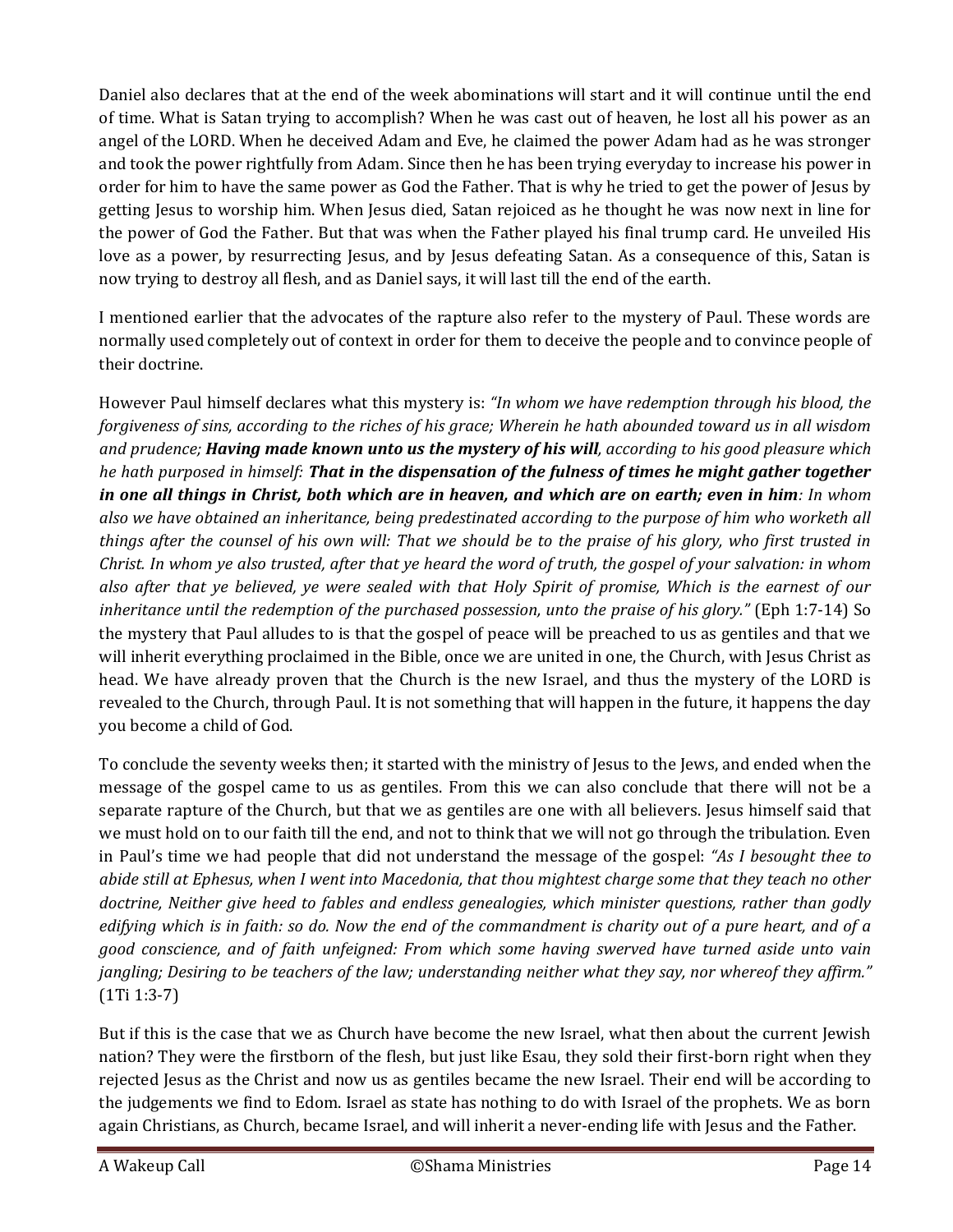Daniel also declares that at the end of the week abominations will start and it will continue until the end of time. What is Satan trying to accomplish? When he was cast out of heaven, he lost all his power as an angel of the LORD. When he deceived Adam and Eve, he claimed the power Adam had as he was stronger and took the power rightfully from Adam. Since then he has been trying everyday to increase his power in order for him to have the same power as God the Father. That is why he tried to get the power of Jesus by getting Jesus to worship him. When Jesus died, Satan rejoiced as he thought he was now next in line for the power of God the Father. But that was when the Father played his final trump card. He unveiled His love as a power, by resurrecting Jesus, and by Jesus defeating Satan. As a consequence of this, Satan is now trying to destroy all flesh, and as Daniel says, it will last till the end of the earth.

I mentioned earlier that the advocates of the rapture also refer to the mystery of Paul. These words are normally used completely out of context in order for them to deceive the people and to convince people of their doctrine.

However Paul himself declares what this mystery is: *"In whom we have redemption through his blood, the forgiveness of sins, according to the riches of his grace; Wherein he hath abounded toward us in all wisdom and prudence;* ***Having made known unto us the mystery of his will****, according to his good pleasure which he hath purposed in himself:* ***That in the dispensation of the fulness of times he might gather together in one all things in Christ, both which are in heaven, and which are on earth; even in him****: In whom also we have obtained an inheritance, being predestinated according to the purpose of him who worketh all things after the counsel of his own will: That we should be to the praise of his glory, who first trusted in Christ. In whom ye also trusted, after that ye heard the word of truth, the gospel of your salvation: in whom also after that ye believed, ye were sealed with that Holy Spirit of promise, Which is the earnest of our inheritance until the redemption of the purchased possession, unto the praise of his glory."* (Eph 1:7-14) So the mystery that Paul alludes to is that the gospel of peace will be preached to us as gentiles and that we will inherit everything proclaimed in the Bible, once we are united in one, the Church, with Jesus Christ as head. We have already proven that the Church is the new Israel, and thus the mystery of the LORD is revealed to the Church, through Paul. It is not something that will happen in the future, it happens the day you become a child of God.

To conclude the seventy weeks then; it started with the ministry of Jesus to the Jews, and ended when the message of the gospel came to us as gentiles. From this we can also conclude that there will not be a separate rapture of the Church, but that we as gentiles are one with all believers. Jesus himself said that we must hold on to our faith till the end, and not to think that we will not go through the tribulation. Even in Paul's time we had people that did not understand the message of the gospel: *"As I besought thee to abide still at Ephesus, when I went into Macedonia, that thou mightest charge some that they teach no other doctrine, Neither give heed to fables and endless genealogies, which minister questions, rather than godly edifying which is in faith: so do. Now the end of the commandment is charity out of a pure heart, and of a good conscience, and of faith unfeigned: From which some having swerved have turned aside unto vain jangling; Desiring to be teachers of the law; understanding neither what they say, nor whereof they affirm."* (1Ti 1:3-7)

But if this is the case that we as Church have become the new Israel, what then about the current Jewish nation? They were the firstborn of the flesh, but just like Esau, they sold their first-born right when they rejected Jesus as the Christ and now us as gentiles became the new Israel. Their end will be according to the judgements we find to Edom. Israel as state has nothing to do with Israel of the prophets. We as born again Christians, as Church, became Israel, and will inherit a never-ending life with Jesus and the Father.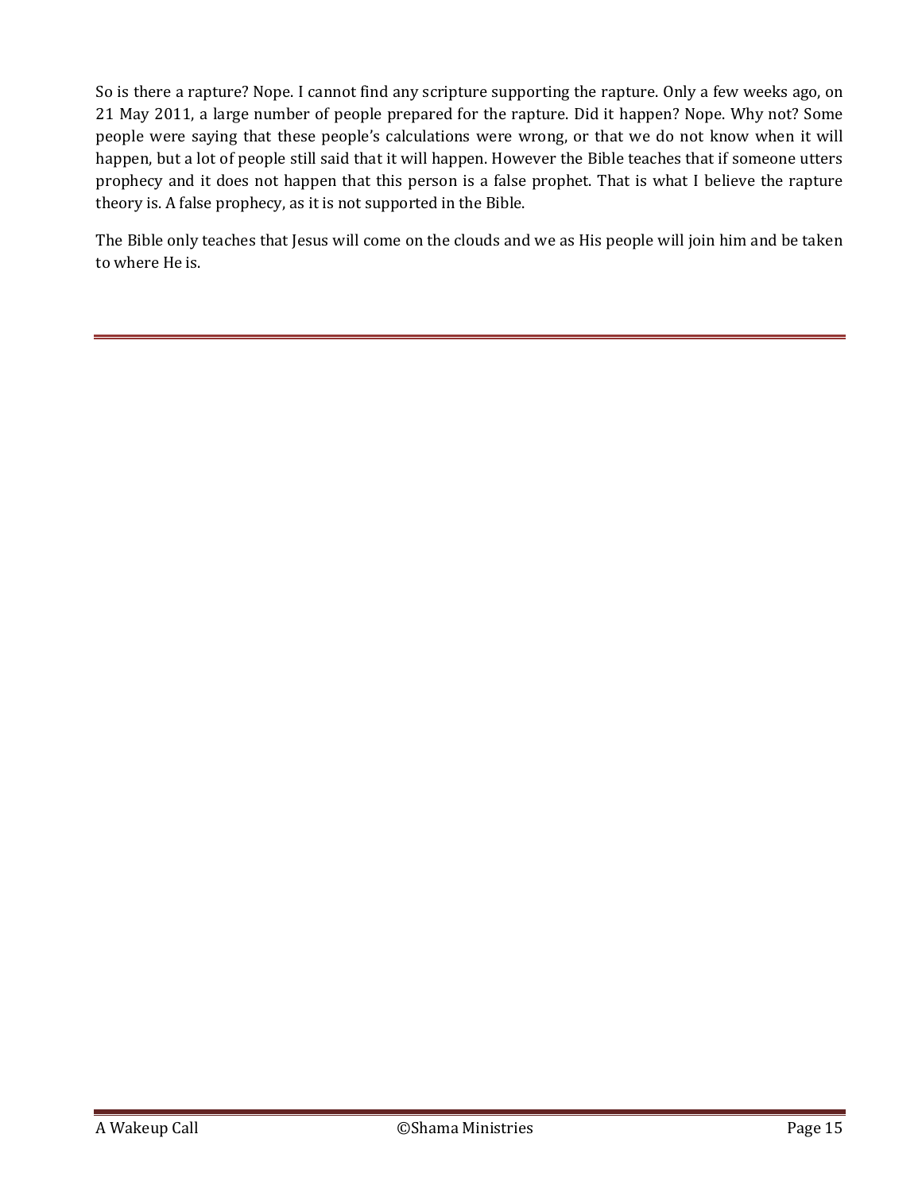So is there a rapture? Nope. I cannot find any scripture supporting the rapture. Only a few weeks ago, on 21 May 2011, a large number of people prepared for the rapture. Did it happen? Nope. Why not? Some people were saying that these people's calculations were wrong, or that we do not know when it will happen, but a lot of people still said that it will happen. However the Bible teaches that if someone utters prophecy and it does not happen that this person is a false prophet. That is what I believe the rapture theory is. A false prophecy, as it is not supported in the Bible.

The Bible only teaches that Jesus will come on the clouds and we as His people will join him and be taken to where He is.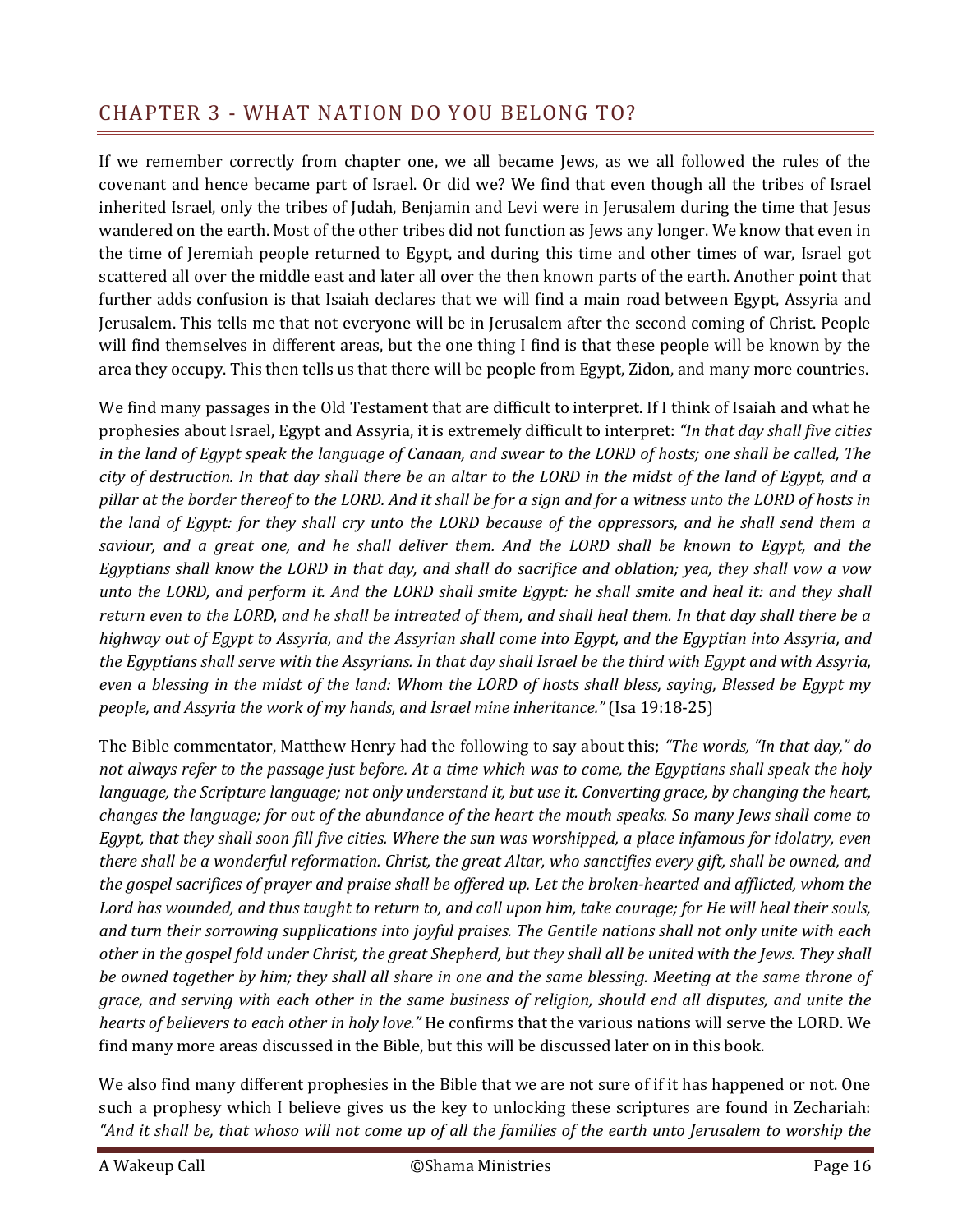## CHAPTER 3 - WHAT NATION DO YOU BELONG TO?

If we remember correctly from chapter one, we all became Jews, as we all followed the rules of the covenant and hence became part of Israel. Or did we? We find that even though all the tribes of Israel inherited Israel, only the tribes of Judah, Benjamin and Levi were in Jerusalem during the time that Jesus wandered on the earth. Most of the other tribes did not function as Jews any longer. We know that even in the time of Jeremiah people returned to Egypt, and during this time and other times of war, Israel got scattered all over the middle east and later all over the then known parts of the earth. Another point that further adds confusion is that Isaiah declares that we will find a main road between Egypt, Assyria and Jerusalem. This tells me that not everyone will be in Jerusalem after the second coming of Christ. People will find themselves in different areas, but the one thing I find is that these people will be known by the area they occupy. This then tells us that there will be people from Egypt, Zidon, and many more countries.

We find many passages in the Old Testament that are difficult to interpret. If I think of Isaiah and what he prophesies about Israel, Egypt and Assyria, it is extremely difficult to interpret: *"In that day shall five cities in the land of Egypt speak the language of Canaan, and swear to the LORD of hosts; one shall be called, The city of destruction. In that day shall there be an altar to the LORD in the midst of the land of Egypt, and a pillar at the border thereof to the LORD. And it shall be for a sign and for a witness unto the LORD of hosts in the land of Egypt: for they shall cry unto the LORD because of the oppressors, and he shall send them a saviour, and a great one, and he shall deliver them. And the LORD shall be known to Egypt, and the Egyptians shall know the LORD in that day, and shall do sacrifice and oblation; yea, they shall vow a vow unto the LORD, and perform it. And the LORD shall smite Egypt: he shall smite and heal it: and they shall return even to the LORD, and he shall be intreated of them, and shall heal them. In that day shall there be a highway out of Egypt to Assyria, and the Assyrian shall come into Egypt, and the Egyptian into Assyria, and the Egyptians shall serve with the Assyrians. In that day shall Israel be the third with Egypt and with Assyria, even a blessing in the midst of the land: Whom the LORD of hosts shall bless, saying, Blessed be Egypt my people, and Assyria the work of my hands, and Israel mine inheritance."* (Isa 19:18-25)

The Bible commentator, Matthew Henry had the following to say about this; *"The words, "In that day," do not always refer to the passage just before. At a time which was to come, the Egyptians shall speak the holy language, the Scripture language; not only understand it, but use it. Converting grace, by changing the heart, changes the language; for out of the abundance of the heart the mouth speaks. So many Jews shall come to Egypt, that they shall soon fill five cities. Where the sun was worshipped, a place infamous for idolatry, even there shall be a wonderful reformation. Christ, the great Altar, who sanctifies every gift, shall be owned, and the gospel sacrifices of prayer and praise shall be offered up. Let the broken-hearted and afflicted, whom the Lord has wounded, and thus taught to return to, and call upon him, take courage; for He will heal their souls, and turn their sorrowing supplications into joyful praises. The Gentile nations shall not only unite with each other in the gospel fold under Christ, the great Shepherd, but they shall all be united with the Jews. They shall be owned together by him; they shall all share in one and the same blessing. Meeting at the same throne of grace, and serving with each other in the same business of religion, should end all disputes, and unite the hearts of believers to each other in holy love."* He confirms that the various nations will serve the LORD. We find many more areas discussed in the Bible, but this will be discussed later on in this book.

We also find many different prophesies in the Bible that we are not sure of if it has happened or not. One such a prophesy which I believe gives us the key to unlocking these scriptures are found in Zechariah: *"And it shall be, that whoso will not come up of all the families of the earth unto Jerusalem to worship the*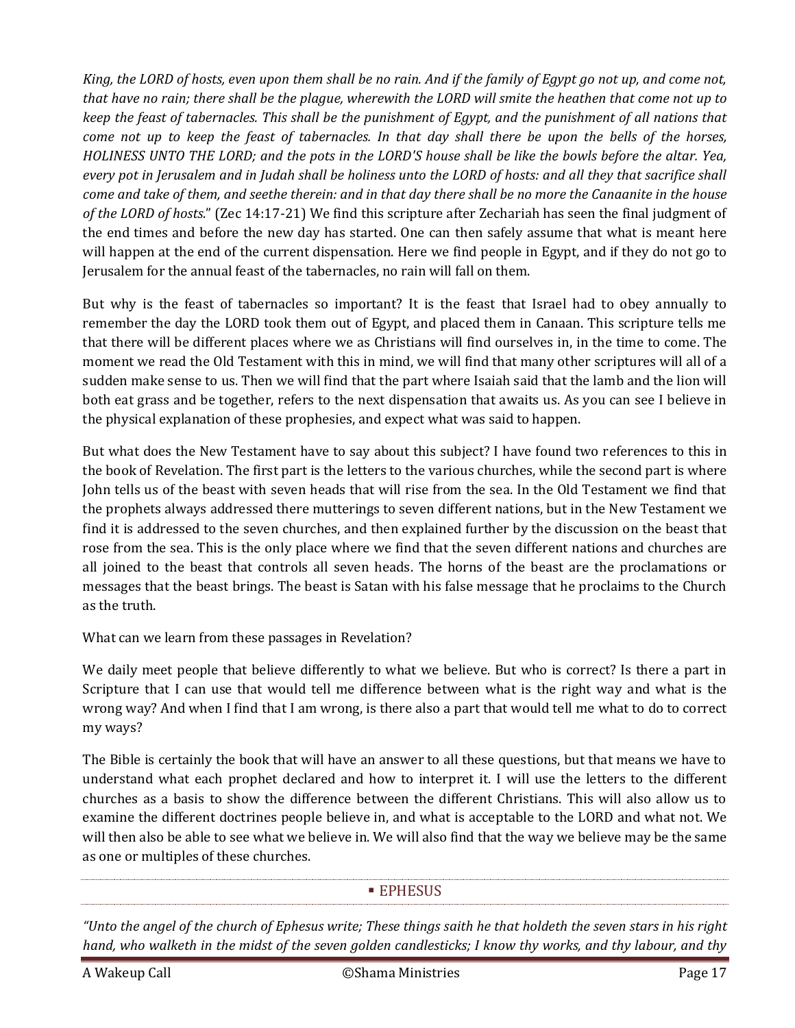*King, the LORD of hosts, even upon them shall be no rain. And if the family of Egypt go not up, and come not, that have no rain; there shall be the plague, wherewith the LORD will smite the heathen that come not up to keep the feast of tabernacles. This shall be the punishment of Egypt, and the punishment of all nations that come not up to keep the feast of tabernacles. In that day shall there be upon the bells of the horses, HOLINESS UNTO THE LORD; and the pots in the LORD'S house shall be like the bowls before the altar. Yea, every pot in Jerusalem and in Judah shall be holiness unto the LORD of hosts: and all they that sacrifice shall come and take of them, and seethe therein: and in that day there shall be no more the Canaanite in the house of the LORD of hosts.*" (Zec 14:17-21) We find this scripture after Zechariah has seen the final judgment of the end times and before the new day has started. One can then safely assume that what is meant here will happen at the end of the current dispensation. Here we find people in Egypt, and if they do not go to Jerusalem for the annual feast of the tabernacles, no rain will fall on them.

But why is the feast of tabernacles so important? It is the feast that Israel had to obey annually to remember the day the LORD took them out of Egypt, and placed them in Canaan. This scripture tells me that there will be different places where we as Christians will find ourselves in, in the time to come. The moment we read the Old Testament with this in mind, we will find that many other scriptures will all of a sudden make sense to us. Then we will find that the part where Isaiah said that the lamb and the lion will both eat grass and be together, refers to the next dispensation that awaits us. As you can see I believe in the physical explanation of these prophesies, and expect what was said to happen.

But what does the New Testament have to say about this subject? I have found two references to this in the book of Revelation. The first part is the letters to the various churches, while the second part is where John tells us of the beast with seven heads that will rise from the sea. In the Old Testament we find that the prophets always addressed there mutterings to seven different nations, but in the New Testament we find it is addressed to the seven churches, and then explained further by the discussion on the beast that rose from the sea. This is the only place where we find that the seven different nations and churches are all joined to the beast that controls all seven heads. The horns of the beast are the proclamations or messages that the beast brings. The beast is Satan with his false message that he proclaims to the Church as the truth.

What can we learn from these passages in Revelation?

We daily meet people that believe differently to what we believe. But who is correct? Is there a part in Scripture that I can use that would tell me difference between what is the right way and what is the wrong way? And when I find that I am wrong, is there also a part that would tell me what to do to correct my ways?

The Bible is certainly the book that will have an answer to all these questions, but that means we have to understand what each prophet declared and how to interpret it. I will use the letters to the different churches as a basis to show the difference between the different Christians. This will also allow us to examine the different doctrines people believe in, and what is acceptable to the LORD and what not. We will then also be able to see what we believe in. We will also find that the way we believe may be the same as one or multiples of these churches.

## ▪ EPHESUS

*"Unto the angel of the church of Ephesus write; These things saith he that holdeth the seven stars in his right hand, who walketh in the midst of the seven golden candlesticks; I know thy works, and thy labour, and thy*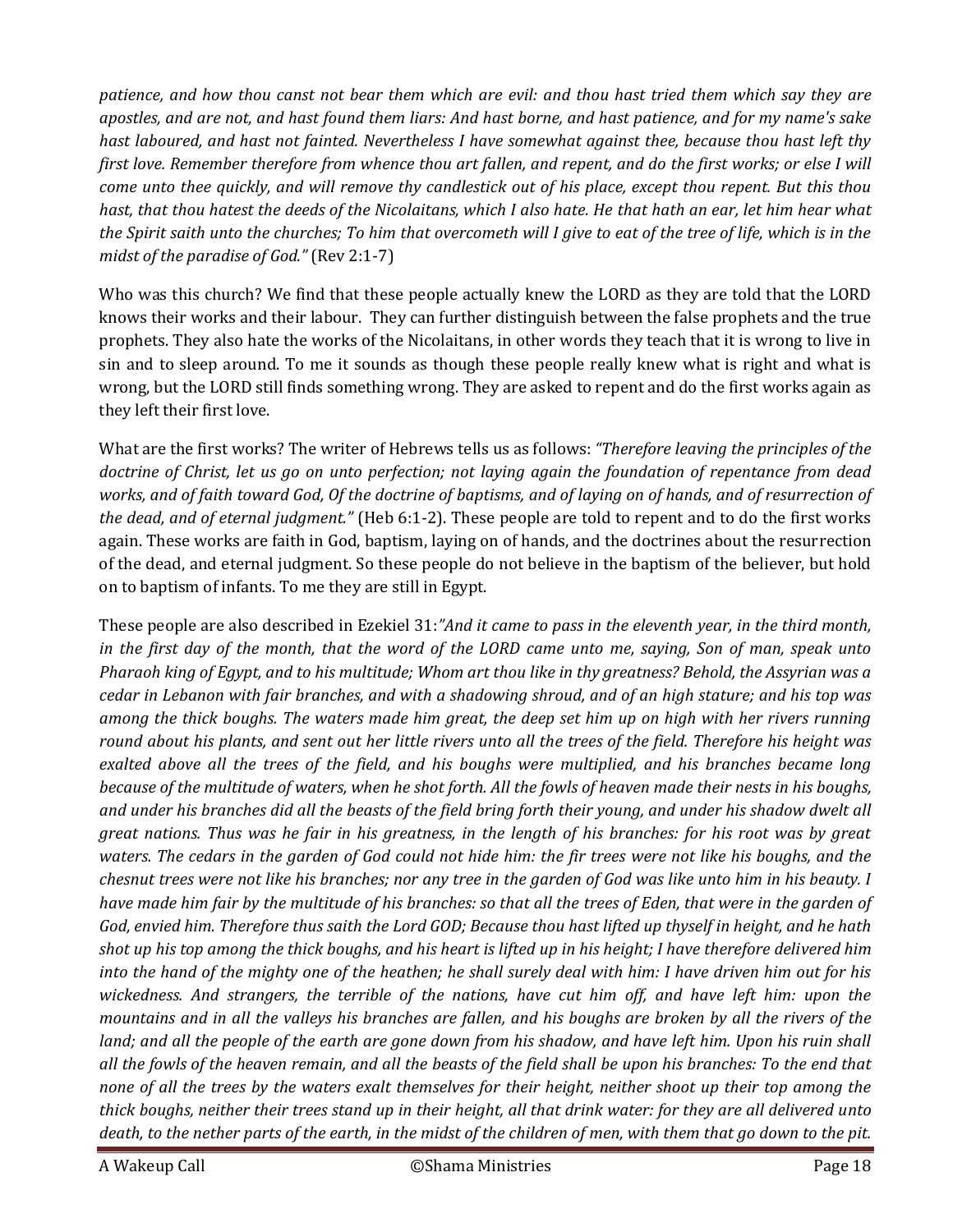*patience, and how thou canst not bear them which are evil: and thou hast tried them which say they are apostles, and are not, and hast found them liars: And hast borne, and hast patience, and for my name's sake hast laboured, and hast not fainted. Nevertheless I have somewhat against thee, because thou hast left thy first love. Remember therefore from whence thou art fallen, and repent, and do the first works; or else I will come unto thee quickly, and will remove thy candlestick out of his place, except thou repent. But this thou hast, that thou hatest the deeds of the Nicolaitans, which I also hate. He that hath an ear, let him hear what the Spirit saith unto the churches; To him that overcometh will I give to eat of the tree of life, which is in the midst of the paradise of God."* (Rev 2:1-7)

Who was this church? We find that these people actually knew the LORD as they are told that the LORD knows their works and their labour. They can further distinguish between the false prophets and the true prophets. They also hate the works of the Nicolaitans, in other words they teach that it is wrong to live in sin and to sleep around. To me it sounds as though these people really knew what is right and what is wrong, but the LORD still finds something wrong. They are asked to repent and do the first works again as they left their first love.

What are the first works? The writer of Hebrews tells us as follows: *"Therefore leaving the principles of the doctrine of Christ, let us go on unto perfection; not laying again the foundation of repentance from dead works, and of faith toward God, Of the doctrine of baptisms, and of laying on of hands, and of resurrection of the dead, and of eternal judgment."* (Heb 6:1-2). These people are told to repent and to do the first works again. These works are faith in God, baptism, laying on of hands, and the doctrines about the resurrection of the dead, and eternal judgment. So these people do not believe in the baptism of the believer, but hold on to baptism of infants. To me they are still in Egypt.

These people are also described in Ezekiel 31:*"And it came to pass in the eleventh year, in the third month, in the first day of the month, that the word of the LORD came unto me, saying, Son of man, speak unto Pharaoh king of Egypt, and to his multitude; Whom art thou like in thy greatness? Behold, the Assyrian was a cedar in Lebanon with fair branches, and with a shadowing shroud, and of an high stature; and his top was among the thick boughs. The waters made him great, the deep set him up on high with her rivers running round about his plants, and sent out her little rivers unto all the trees of the field. Therefore his height was exalted above all the trees of the field, and his boughs were multiplied, and his branches became long because of the multitude of waters, when he shot forth. All the fowls of heaven made their nests in his boughs, and under his branches did all the beasts of the field bring forth their young, and under his shadow dwelt all great nations. Thus was he fair in his greatness, in the length of his branches: for his root was by great waters. The cedars in the garden of God could not hide him: the fir trees were not like his boughs, and the chesnut trees were not like his branches; nor any tree in the garden of God was like unto him in his beauty. I have made him fair by the multitude of his branches: so that all the trees of Eden, that were in the garden of God, envied him. Therefore thus saith the Lord GOD; Because thou hast lifted up thyself in height, and he hath shot up his top among the thick boughs, and his heart is lifted up in his height; I have therefore delivered him into the hand of the mighty one of the heathen; he shall surely deal with him: I have driven him out for his wickedness. And strangers, the terrible of the nations, have cut him off, and have left him: upon the mountains and in all the valleys his branches are fallen, and his boughs are broken by all the rivers of the land; and all the people of the earth are gone down from his shadow, and have left him. Upon his ruin shall all the fowls of the heaven remain, and all the beasts of the field shall be upon his branches: To the end that none of all the trees by the waters exalt themselves for their height, neither shoot up their top among the thick boughs, neither their trees stand up in their height, all that drink water: for they are all delivered unto death, to the nether parts of the earth, in the midst of the children of men, with them that go down to the pit.*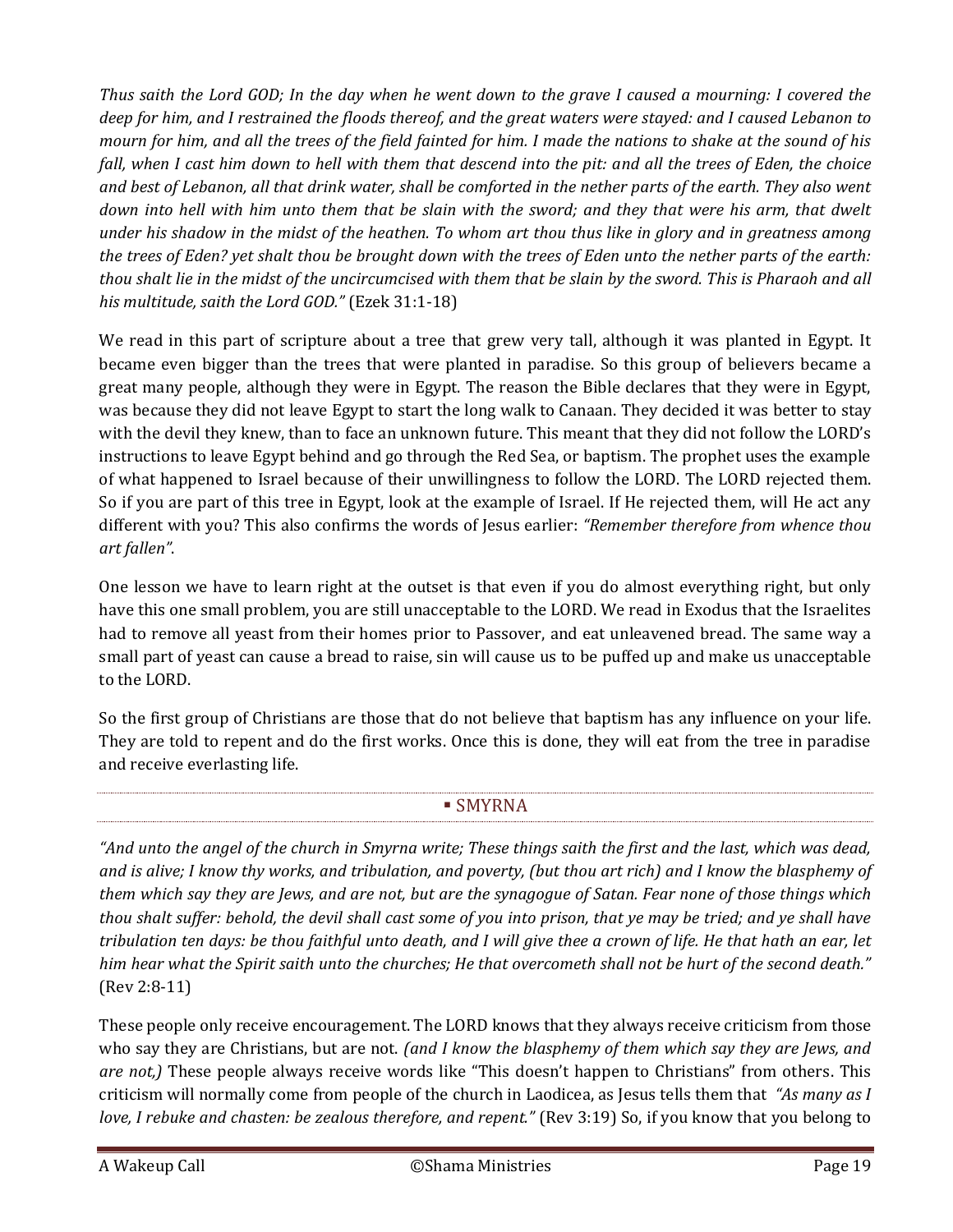*Thus saith the Lord GOD; In the day when he went down to the grave I caused a mourning: I covered the deep for him, and I restrained the floods thereof, and the great waters were stayed: and I caused Lebanon to mourn for him, and all the trees of the field fainted for him. I made the nations to shake at the sound of his fall, when I cast him down to hell with them that descend into the pit: and all the trees of Eden, the choice and best of Lebanon, all that drink water, shall be comforted in the nether parts of the earth. They also went down into hell with him unto them that be slain with the sword; and they that were his arm, that dwelt under his shadow in the midst of the heathen. To whom art thou thus like in glory and in greatness among the trees of Eden? yet shalt thou be brought down with the trees of Eden unto the nether parts of the earth: thou shalt lie in the midst of the uncircumcised with them that be slain by the sword. This is Pharaoh and all his multitude, saith the Lord GOD."* (Ezek 31:1-18)

We read in this part of scripture about a tree that grew very tall, although it was planted in Egypt. It became even bigger than the trees that were planted in paradise. So this group of believers became a great many people, although they were in Egypt. The reason the Bible declares that they were in Egypt, was because they did not leave Egypt to start the long walk to Canaan. They decided it was better to stay with the devil they knew, than to face an unknown future. This meant that they did not follow the LORD's instructions to leave Egypt behind and go through the Red Sea, or baptism. The prophet uses the example of what happened to Israel because of their unwillingness to follow the LORD. The LORD rejected them. So if you are part of this tree in Egypt, look at the example of Israel. If He rejected them, will He act any different with you? This also confirms the words of Jesus earlier: *"Remember therefore from whence thou art fallen".*

One lesson we have to learn right at the outset is that even if you do almost everything right, but only have this one small problem, you are still unacceptable to the LORD. We read in Exodus that the Israelites had to remove all yeast from their homes prior to Passover, and eat unleavened bread. The same way a small part of yeast can cause a bread to raise, sin will cause us to be puffed up and make us unacceptable to the LORD.

So the first group of Christians are those that do not believe that baptism has any influence on your life. They are told to repent and do the first works. Once this is done, they will eat from the tree in paradise and receive everlasting life.

## ▪ SMYRNA

*"And unto the angel of the church in Smyrna write; These things saith the first and the last, which was dead, and is alive; I know thy works, and tribulation, and poverty, (but thou art rich) and I know the blasphemy of them which say they are Jews, and are not, but are the synagogue of Satan. Fear none of those things which thou shalt suffer: behold, the devil shall cast some of you into prison, that ye may be tried; and ye shall have tribulation ten days: be thou faithful unto death, and I will give thee a crown of life. He that hath an ear, let him hear what the Spirit saith unto the churches; He that overcometh shall not be hurt of the second death."* (Rev 2:8-11)

These people only receive encouragement. The LORD knows that they always receive criticism from those who say they are Christians, but are not. *(and I know the blasphemy of them which say they are Jews, and are not,)* These people always receive words like "This doesn't happen to Christians" from others. This criticism will normally come from people of the church in Laodicea, as Jesus tells them that *"As many as I love, I rebuke and chasten: be zealous therefore, and repent."* (Rev 3:19) So, if you know that you belong to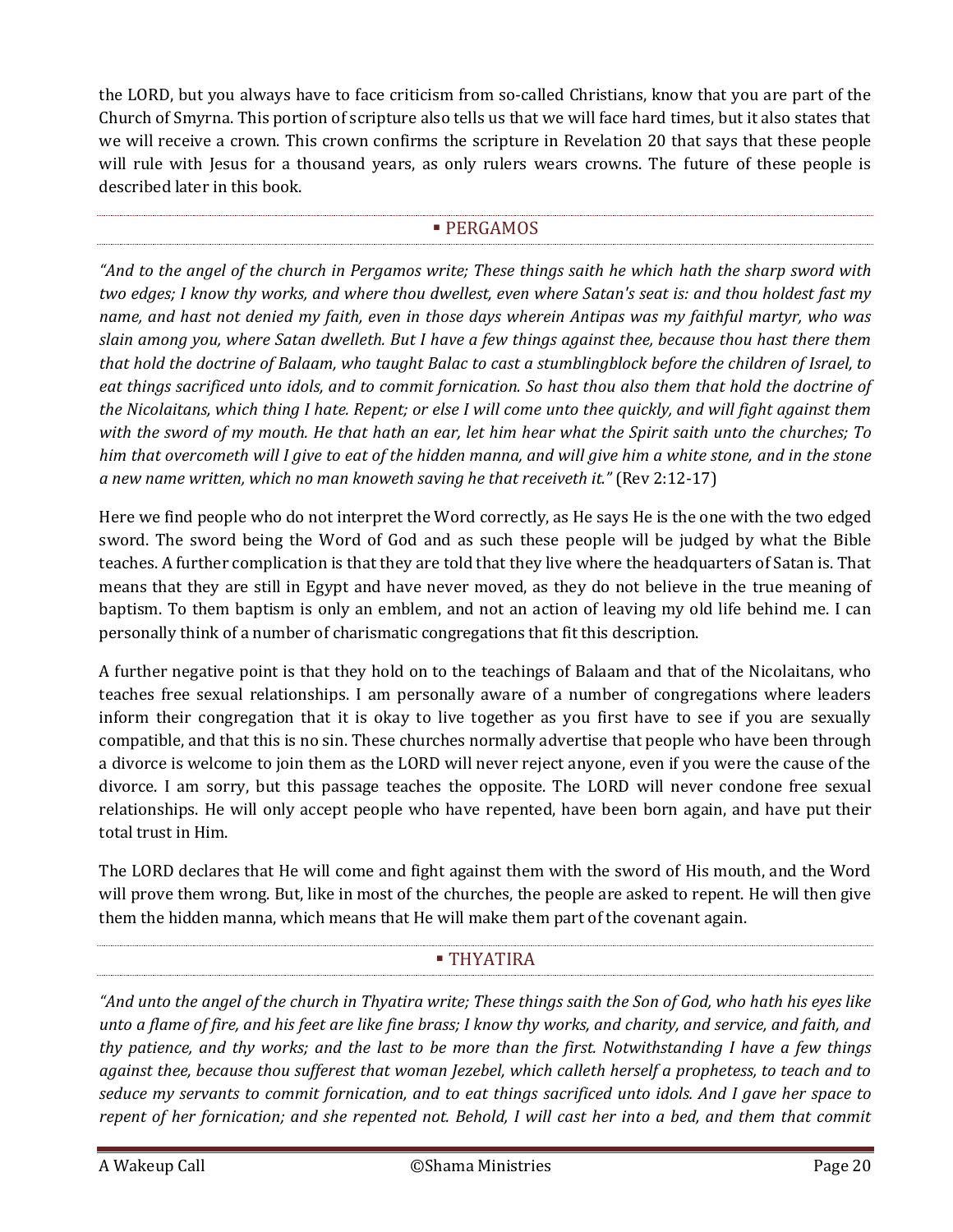the LORD, but you always have to face criticism from so-called Christians, know that you are part of the Church of Smyrna. This portion of scripture also tells us that we will face hard times, but it also states that we will receive a crown. This crown confirms the scripture in Revelation 20 that says that these people will rule with Jesus for a thousand years, as only rulers wears crowns. The future of these people is described later in this book.

### ▪ PERGAMOS

*"And to the angel of the church in Pergamos write; These things saith he which hath the sharp sword with two edges; I know thy works, and where thou dwellest, even where Satan's seat is: and thou holdest fast my name, and hast not denied my faith, even in those days wherein Antipas was my faithful martyr, who was slain among you, where Satan dwelleth. But I have a few things against thee, because thou hast there them that hold the doctrine of Balaam, who taught Balac to cast a stumblingblock before the children of Israel, to eat things sacrificed unto idols, and to commit fornication. So hast thou also them that hold the doctrine of the Nicolaitans, which thing I hate. Repent; or else I will come unto thee quickly, and will fight against them with the sword of my mouth. He that hath an ear, let him hear what the Spirit saith unto the churches; To him that overcometh will I give to eat of the hidden manna, and will give him a white stone, and in the stone a new name written, which no man knoweth saving he that receiveth it."* (Rev 2:12-17)

Here we find people who do not interpret the Word correctly, as He says He is the one with the two edged sword. The sword being the Word of God and as such these people will be judged by what the Bible teaches. A further complication is that they are told that they live where the headquarters of Satan is. That means that they are still in Egypt and have never moved, as they do not believe in the true meaning of baptism. To them baptism is only an emblem, and not an action of leaving my old life behind me. I can personally think of a number of charismatic congregations that fit this description.

A further negative point is that they hold on to the teachings of Balaam and that of the Nicolaitans, who teaches free sexual relationships. I am personally aware of a number of congregations where leaders inform their congregation that it is okay to live together as you first have to see if you are sexually compatible, and that this is no sin. These churches normally advertise that people who have been through a divorce is welcome to join them as the LORD will never reject anyone, even if you were the cause of the divorce. I am sorry, but this passage teaches the opposite. The LORD will never condone free sexual relationships. He will only accept people who have repented, have been born again, and have put their total trust in Him.

The LORD declares that He will come and fight against them with the sword of His mouth, and the Word will prove them wrong. But, like in most of the churches, the people are asked to repent. He will then give them the hidden manna, which means that He will make them part of the covenant again.

### ▪ THYATIRA

*"And unto the angel of the church in Thyatira write; These things saith the Son of God, who hath his eyes like unto a flame of fire, and his feet are like fine brass; I know thy works, and charity, and service, and faith, and thy patience, and thy works; and the last to be more than the first. Notwithstanding I have a few things against thee, because thou sufferest that woman Jezebel, which calleth herself a prophetess, to teach and to seduce my servants to commit fornication, and to eat things sacrificed unto idols. And I gave her space to repent of her fornication; and she repented not. Behold, I will cast her into a bed, and them that commit*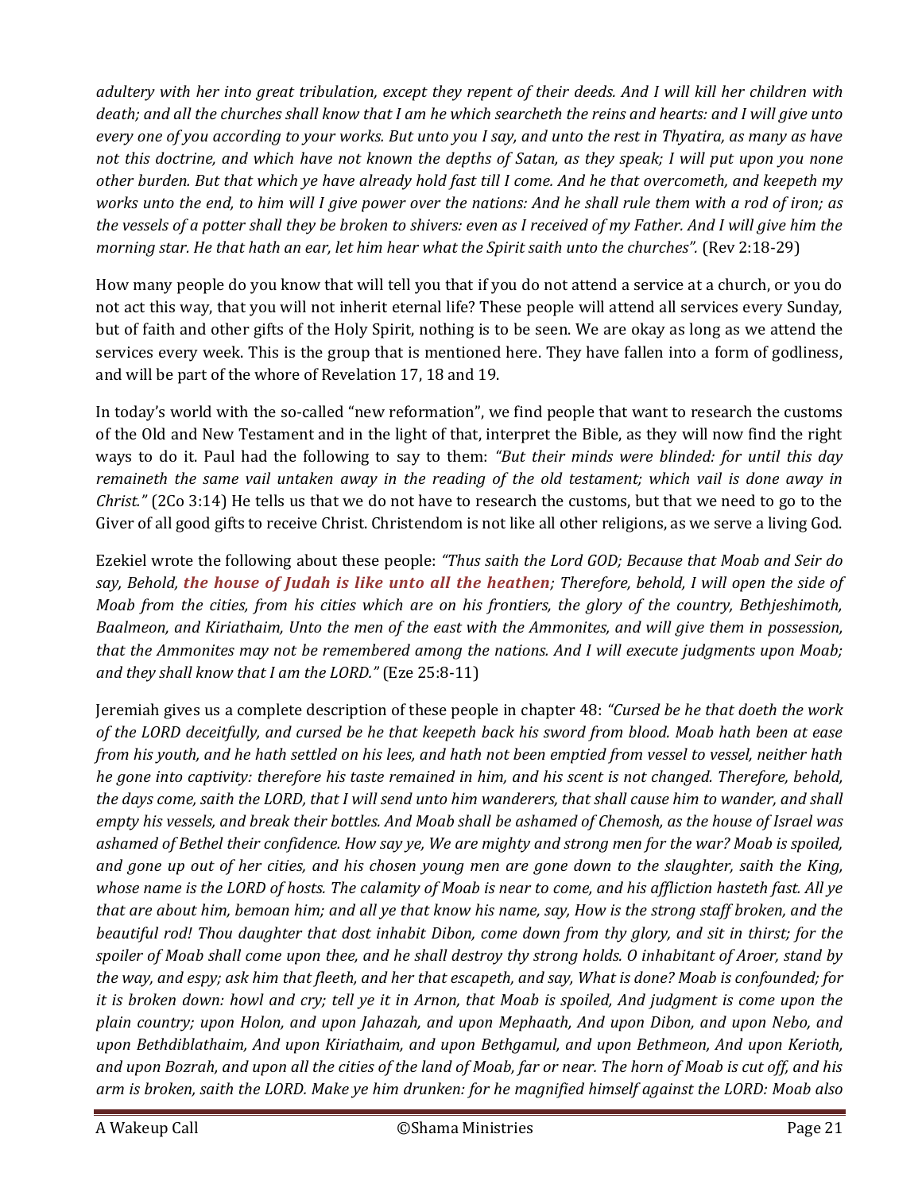*adultery with her into great tribulation, except they repent of their deeds. And I will kill her children with death; and all the churches shall know that I am he which searcheth the reins and hearts: and I will give unto every one of you according to your works. But unto you I say, and unto the rest in Thyatira, as many as have not this doctrine, and which have not known the depths of Satan, as they speak; I will put upon you none other burden. But that which ye have already hold fast till I come. And he that overcometh, and keepeth my works unto the end, to him will I give power over the nations: And he shall rule them with a rod of iron; as the vessels of a potter shall they be broken to shivers: even as I received of my Father. And I will give him the morning star. He that hath an ear, let him hear what the Spirit saith unto the churches".* (Rev 2:18-29)

How many people do you know that will tell you that if you do not attend a service at a church, or you do not act this way, that you will not inherit eternal life? These people will attend all services every Sunday, but of faith and other gifts of the Holy Spirit, nothing is to be seen. We are okay as long as we attend the services every week. This is the group that is mentioned here. They have fallen into a form of godliness, and will be part of the whore of Revelation 17, 18 and 19.

In today's world with the so-called "new reformation", we find people that want to research the customs of the Old and New Testament and in the light of that, interpret the Bible, as they will now find the right ways to do it. Paul had the following to say to them: *"But their minds were blinded: for until this day remaineth the same vail untaken away in the reading of the old testament; which vail is done away in Christ."* (2Co 3:14) He tells us that we do not have to research the customs, but that we need to go to the Giver of all good gifts to receive Christ. Christendom is not like all other religions, as we serve a living God.

Ezekiel wrote the following about these people: *"Thus saith the Lord GOD; Because that Moab and Seir do say, Behold, **the house of Judah is like unto all the heathen**; Therefore, behold, I will open the side of Moab from the cities, from his cities which are on his frontiers, the glory of the country, Bethjeshimoth, Baalmeon, and Kiriathaim, Unto the men of the east with the Ammonites, and will give them in possession, that the Ammonites may not be remembered among the nations. And I will execute judgments upon Moab; and they shall know that I am the LORD."* (Eze 25:8-11)

Jeremiah gives us a complete description of these people in chapter 48: *"Cursed be he that doeth the work of the LORD deceitfully, and cursed be he that keepeth back his sword from blood. Moab hath been at ease from his youth, and he hath settled on his lees, and hath not been emptied from vessel to vessel, neither hath he gone into captivity: therefore his taste remained in him, and his scent is not changed. Therefore, behold, the days come, saith the LORD, that I will send unto him wanderers, that shall cause him to wander, and shall empty his vessels, and break their bottles. And Moab shall be ashamed of Chemosh, as the house of Israel was ashamed of Bethel their confidence. How say ye, We are mighty and strong men for the war? Moab is spoiled, and gone up out of her cities, and his chosen young men are gone down to the slaughter, saith the King, whose name is the LORD of hosts. The calamity of Moab is near to come, and his affliction hasteth fast. All ye that are about him, bemoan him; and all ye that know his name, say, How is the strong staff broken, and the beautiful rod! Thou daughter that dost inhabit Dibon, come down from thy glory, and sit in thirst; for the spoiler of Moab shall come upon thee, and he shall destroy thy strong holds. O inhabitant of Aroer, stand by the way, and espy; ask him that fleeth, and her that escapeth, and say, What is done? Moab is confounded; for it is broken down: howl and cry; tell ye it in Arnon, that Moab is spoiled, And judgment is come upon the plain country; upon Holon, and upon Jahazah, and upon Mephaath, And upon Dibon, and upon Nebo, and upon Bethdiblathaim, And upon Kiriathaim, and upon Bethgamul, and upon Bethmeon, And upon Kerioth, and upon Bozrah, and upon all the cities of the land of Moab, far or near. The horn of Moab is cut off, and his arm is broken, saith the LORD. Make ye him drunken: for he magnified himself against the LORD: Moab also*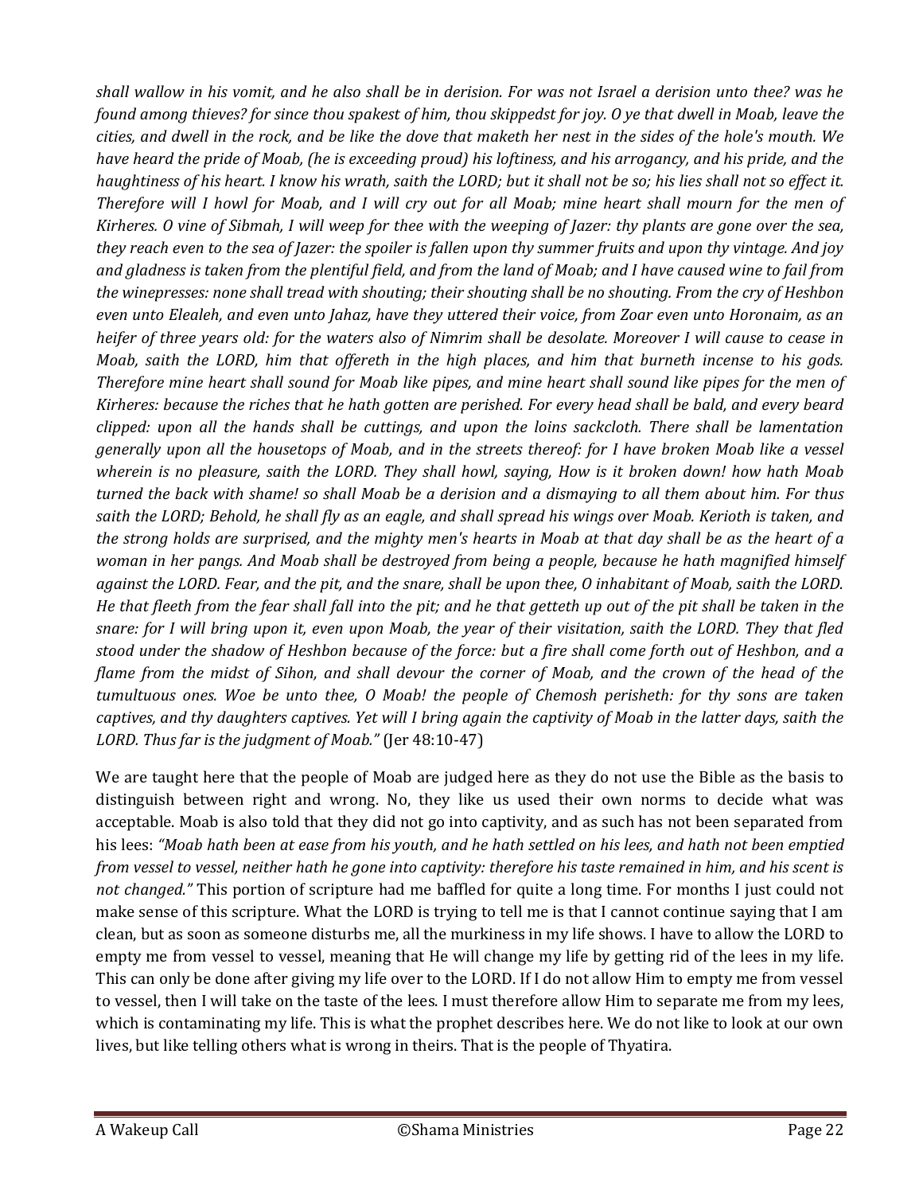*shall wallow in his vomit, and he also shall be in derision. For was not Israel a derision unto thee? was he found among thieves? for since thou spakest of him, thou skippedst for joy. O ye that dwell in Moab, leave the cities, and dwell in the rock, and be like the dove that maketh her nest in the sides of the hole's mouth. We have heard the pride of Moab, (he is exceeding proud) his loftiness, and his arrogancy, and his pride, and the haughtiness of his heart. I know his wrath, saith the LORD; but it shall not be so; his lies shall not so effect it. Therefore will I howl for Moab, and I will cry out for all Moab; mine heart shall mourn for the men of Kirheres. O vine of Sibmah, I will weep for thee with the weeping of Jazer: thy plants are gone over the sea, they reach even to the sea of Jazer: the spoiler is fallen upon thy summer fruits and upon thy vintage. And joy and gladness is taken from the plentiful field, and from the land of Moab; and I have caused wine to fail from the winepresses: none shall tread with shouting; their shouting shall be no shouting. From the cry of Heshbon even unto Elealeh, and even unto Jahaz, have they uttered their voice, from Zoar even unto Horonaim, as an heifer of three years old: for the waters also of Nimrim shall be desolate. Moreover I will cause to cease in Moab, saith the LORD, him that offereth in the high places, and him that burneth incense to his gods. Therefore mine heart shall sound for Moab like pipes, and mine heart shall sound like pipes for the men of Kirheres: because the riches that he hath gotten are perished. For every head shall be bald, and every beard clipped: upon all the hands shall be cuttings, and upon the loins sackcloth. There shall be lamentation generally upon all the housetops of Moab, and in the streets thereof: for I have broken Moab like a vessel wherein is no pleasure, saith the LORD. They shall howl, saying, How is it broken down! how hath Moab turned the back with shame! so shall Moab be a derision and a dismaying to all them about him. For thus saith the LORD; Behold, he shall fly as an eagle, and shall spread his wings over Moab. Kerioth is taken, and the strong holds are surprised, and the mighty men's hearts in Moab at that day shall be as the heart of a woman in her pangs. And Moab shall be destroyed from being a people, because he hath magnified himself against the LORD. Fear, and the pit, and the snare, shall be upon thee, O inhabitant of Moab, saith the LORD. He that fleeth from the fear shall fall into the pit; and he that getteth up out of the pit shall be taken in the snare: for I will bring upon it, even upon Moab, the year of their visitation, saith the LORD. They that fled stood under the shadow of Heshbon because of the force: but a fire shall come forth out of Heshbon, and a flame from the midst of Sihon, and shall devour the corner of Moab, and the crown of the head of the tumultuous ones. Woe be unto thee, O Moab! the people of Chemosh perisheth: for thy sons are taken captives, and thy daughters captives. Yet will I bring again the captivity of Moab in the latter days, saith the LORD. Thus far is the judgment of Moab."* (Jer 48:10-47)

We are taught here that the people of Moab are judged here as they do not use the Bible as the basis to distinguish between right and wrong. No, they like us used their own norms to decide what was acceptable. Moab is also told that they did not go into captivity, and as such has not been separated from his lees: *"Moab hath been at ease from his youth, and he hath settled on his lees, and hath not been emptied from vessel to vessel, neither hath he gone into captivity: therefore his taste remained in him, and his scent is not changed."* This portion of scripture had me baffled for quite a long time. For months I just could not make sense of this scripture. What the LORD is trying to tell me is that I cannot continue saying that I am clean, but as soon as someone disturbs me, all the murkiness in my life shows. I have to allow the LORD to empty me from vessel to vessel, meaning that He will change my life by getting rid of the lees in my life. This can only be done after giving my life over to the LORD. If I do not allow Him to empty me from vessel to vessel, then I will take on the taste of the lees. I must therefore allow Him to separate me from my lees, which is contaminating my life. This is what the prophet describes here. We do not like to look at our own lives, but like telling others what is wrong in theirs. That is the people of Thyatira.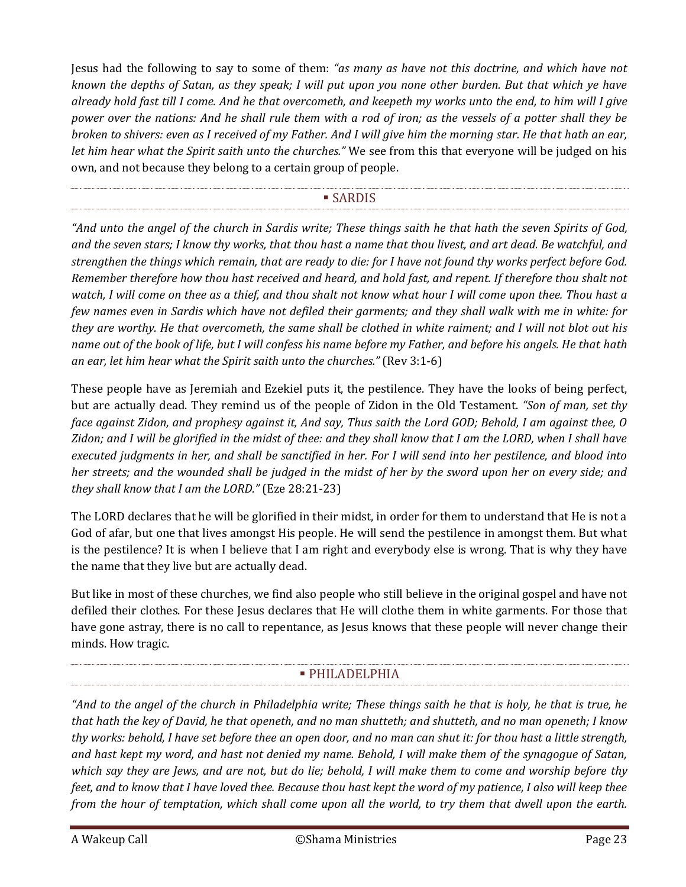Jesus had the following to say to some of them: *"as many as have not this doctrine, and which have not known the depths of Satan, as they speak; I will put upon you none other burden. But that which ye have already hold fast till I come. And he that overcometh, and keepeth my works unto the end, to him will I give power over the nations: And he shall rule them with a rod of iron; as the vessels of a potter shall they be broken to shivers: even as I received of my Father. And I will give him the morning star. He that hath an ear, let him hear what the Spirit saith unto the churches."* We see from this that everyone will be judged on his own, and not because they belong to a certain group of people.

## ▪ SARDIS

*"And unto the angel of the church in Sardis write; These things saith he that hath the seven Spirits of God, and the seven stars; I know thy works, that thou hast a name that thou livest, and art dead. Be watchful, and strengthen the things which remain, that are ready to die: for I have not found thy works perfect before God. Remember therefore how thou hast received and heard, and hold fast, and repent. If therefore thou shalt not watch, I will come on thee as a thief, and thou shalt not know what hour I will come upon thee. Thou hast a few names even in Sardis which have not defiled their garments; and they shall walk with me in white: for they are worthy. He that overcometh, the same shall be clothed in white raiment; and I will not blot out his name out of the book of life, but I will confess his name before my Father, and before his angels. He that hath an ear, let him hear what the Spirit saith unto the churches."* (Rev 3:1-6)

These people have as Jeremiah and Ezekiel puts it, the pestilence. They have the looks of being perfect, but are actually dead. They remind us of the people of Zidon in the Old Testament. *"Son of man, set thy face against Zidon, and prophesy against it, And say, Thus saith the Lord GOD; Behold, I am against thee, O Zidon; and I will be glorified in the midst of thee: and they shall know that I am the LORD, when I shall have executed judgments in her, and shall be sanctified in her. For I will send into her pestilence, and blood into her streets; and the wounded shall be judged in the midst of her by the sword upon her on every side; and they shall know that I am the LORD."* (Eze 28:21-23)

The LORD declares that he will be glorified in their midst, in order for them to understand that He is not a God of afar, but one that lives amongst His people. He will send the pestilence in amongst them. But what is the pestilence? It is when I believe that I am right and everybody else is wrong. That is why they have the name that they live but are actually dead.

But like in most of these churches, we find also people who still believe in the original gospel and have not defiled their clothes. For these Jesus declares that He will clothe them in white garments. For those that have gone astray, there is no call to repentance, as Jesus knows that these people will never change their minds. How tragic.

## ▪ PHILADELPHIA

*"And to the angel of the church in Philadelphia write; These things saith he that is holy, he that is true, he that hath the key of David, he that openeth, and no man shutteth; and shutteth, and no man openeth; I know thy works: behold, I have set before thee an open door, and no man can shut it: for thou hast a little strength, and hast kept my word, and hast not denied my name. Behold, I will make them of the synagogue of Satan, which say they are Jews, and are not, but do lie; behold, I will make them to come and worship before thy feet, and to know that I have loved thee. Because thou hast kept the word of my patience, I also will keep thee from the hour of temptation, which shall come upon all the world, to try them that dwell upon the earth.*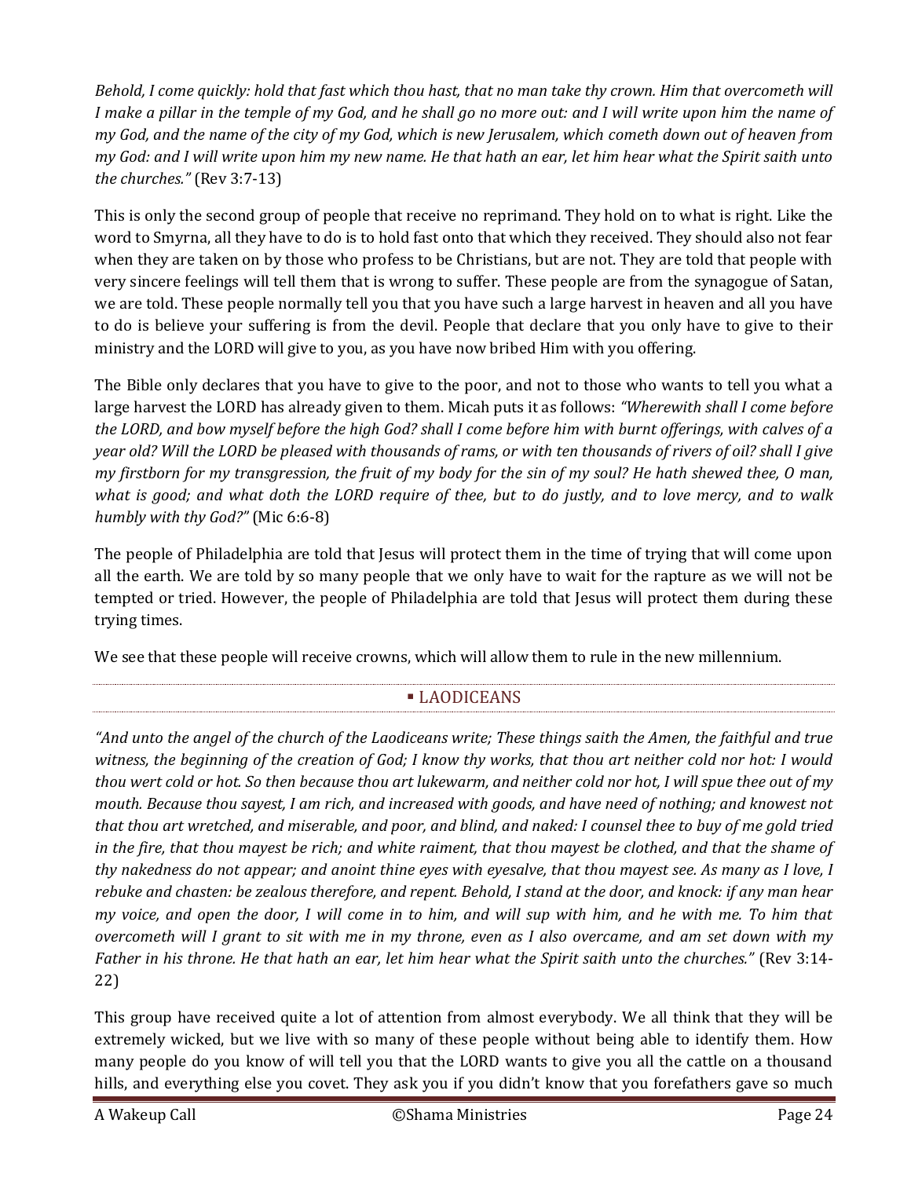*Behold, I come quickly: hold that fast which thou hast, that no man take thy crown. Him that overcometh will I make a pillar in the temple of my God, and he shall go no more out: and I will write upon him the name of my God, and the name of the city of my God, which is new Jerusalem, which cometh down out of heaven from my God: and I will write upon him my new name. He that hath an ear, let him hear what the Spirit saith unto the churches."* (Rev 3:7-13)

This is only the second group of people that receive no reprimand. They hold on to what is right. Like the word to Smyrna, all they have to do is to hold fast onto that which they received. They should also not fear when they are taken on by those who profess to be Christians, but are not. They are told that people with very sincere feelings will tell them that is wrong to suffer. These people are from the synagogue of Satan, we are told. These people normally tell you that you have such a large harvest in heaven and all you have to do is believe your suffering is from the devil. People that declare that you only have to give to their ministry and the LORD will give to you, as you have now bribed Him with you offering.

The Bible only declares that you have to give to the poor, and not to those who wants to tell you what a large harvest the LORD has already given to them. Micah puts it as follows: *"Wherewith shall I come before the LORD, and bow myself before the high God? shall I come before him with burnt offerings, with calves of a year old? Will the LORD be pleased with thousands of rams, or with ten thousands of rivers of oil? shall I give my firstborn for my transgression, the fruit of my body for the sin of my soul? He hath shewed thee, O man, what is good; and what doth the LORD require of thee, but to do justly, and to love mercy, and to walk humbly with thy God?"* (Mic 6:6-8)

The people of Philadelphia are told that Jesus will protect them in the time of trying that will come upon all the earth. We are told by so many people that we only have to wait for the rapture as we will not be tempted or tried. However, the people of Philadelphia are told that Jesus will protect them during these trying times.

We see that these people will receive crowns, which will allow them to rule in the new millennium.

## ▪ LAODICEANS

*"And unto the angel of the church of the Laodiceans write; These things saith the Amen, the faithful and true witness, the beginning of the creation of God; I know thy works, that thou art neither cold nor hot: I would thou wert cold or hot. So then because thou art lukewarm, and neither cold nor hot, I will spue thee out of my mouth. Because thou sayest, I am rich, and increased with goods, and have need of nothing; and knowest not that thou art wretched, and miserable, and poor, and blind, and naked: I counsel thee to buy of me gold tried in the fire, that thou mayest be rich; and white raiment, that thou mayest be clothed, and that the shame of thy nakedness do not appear; and anoint thine eyes with eyesalve, that thou mayest see. As many as I love, I rebuke and chasten: be zealous therefore, and repent. Behold, I stand at the door, and knock: if any man hear my voice, and open the door, I will come in to him, and will sup with him, and he with me. To him that overcometh will I grant to sit with me in my throne, even as I also overcame, and am set down with my Father in his throne. He that hath an ear, let him hear what the Spirit saith unto the churches."* (Rev 3:14-22)

This group have received quite a lot of attention from almost everybody. We all think that they will be extremely wicked, but we live with so many of these people without being able to identify them. How many people do you know of will tell you that the LORD wants to give you all the cattle on a thousand hills, and everything else you covet. They ask you if you didn't know that you forefathers gave so much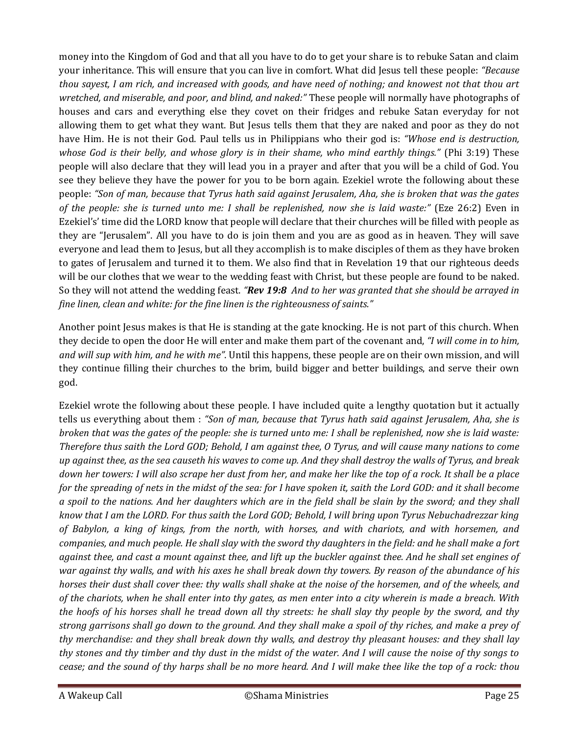money into the Kingdom of God and that all you have to do to get your share is to rebuke Satan and claim your inheritance. This will ensure that you can live in comfort. What did Jesus tell these people: *"Because thou sayest, I am rich, and increased with goods, and have need of nothing; and knowest not that thou art wretched, and miserable, and poor, and blind, and naked:"* These people will normally have photographs of houses and cars and everything else they covet on their fridges and rebuke Satan everyday for not allowing them to get what they want. But Jesus tells them that they are naked and poor as they do not have Him. He is not their God. Paul tells us in Philippians who their god is: *"Whose end is destruction, whose God is their belly, and whose glory is in their shame, who mind earthly things."* (Phi 3:19) These people will also declare that they will lead you in a prayer and after that you will be a child of God. You see they believe they have the power for you to be born again. Ezekiel wrote the following about these people: *"Son of man, because that Tyrus hath said against Jerusalem, Aha, she is broken that was the gates of the people: she is turned unto me: I shall be replenished, now she is laid waste:"* (Eze 26:2) Even in Ezekiel's' time did the LORD know that people will declare that their churches will be filled with people as they are "Jerusalem". All you have to do is join them and you are as good as in heaven. They will save everyone and lead them to Jesus, but all they accomplish is to make disciples of them as they have broken to gates of Jerusalem and turned it to them. We also find that in Revelation 19 that our righteous deeds will be our clothes that we wear to the wedding feast with Christ, but these people are found to be naked. So they will not attend the wedding feast. *"**Rev 19:8** And to her was granted that she should be arrayed in fine linen, clean and white: for the fine linen is the righteousness of saints."*

Another point Jesus makes is that He is standing at the gate knocking. He is not part of this church. When they decide to open the door He will enter and make them part of the covenant and, *"I will come in to him, and will sup with him, and he with me"*. Until this happens, these people are on their own mission, and will they continue filling their churches to the brim, build bigger and better buildings, and serve their own god.

Ezekiel wrote the following about these people. I have included quite a lengthy quotation but it actually tells us everything about them : *"Son of man, because that Tyrus hath said against Jerusalem, Aha, she is broken that was the gates of the people: she is turned unto me: I shall be replenished, now she is laid waste: Therefore thus saith the Lord GOD; Behold, I am against thee, O Tyrus, and will cause many nations to come up against thee, as the sea causeth his waves to come up. And they shall destroy the walls of Tyrus, and break down her towers: I will also scrape her dust from her, and make her like the top of a rock. It shall be a place for the spreading of nets in the midst of the sea: for I have spoken it, saith the Lord GOD: and it shall become a spoil to the nations. And her daughters which are in the field shall be slain by the sword; and they shall know that I am the LORD. For thus saith the Lord GOD; Behold, I will bring upon Tyrus Nebuchadrezzar king of Babylon, a king of kings, from the north, with horses, and with chariots, and with horsemen, and companies, and much people. He shall slay with the sword thy daughters in the field: and he shall make a fort against thee, and cast a mount against thee, and lift up the buckler against thee. And he shall set engines of war against thy walls, and with his axes he shall break down thy towers. By reason of the abundance of his horses their dust shall cover thee: thy walls shall shake at the noise of the horsemen, and of the wheels, and of the chariots, when he shall enter into thy gates, as men enter into a city wherein is made a breach. With the hoofs of his horses shall he tread down all thy streets: he shall slay thy people by the sword, and thy strong garrisons shall go down to the ground. And they shall make a spoil of thy riches, and make a prey of thy merchandise: and they shall break down thy walls, and destroy thy pleasant houses: and they shall lay thy stones and thy timber and thy dust in the midst of the water. And I will cause the noise of thy songs to cease; and the sound of thy harps shall be no more heard. And I will make thee like the top of a rock: thou*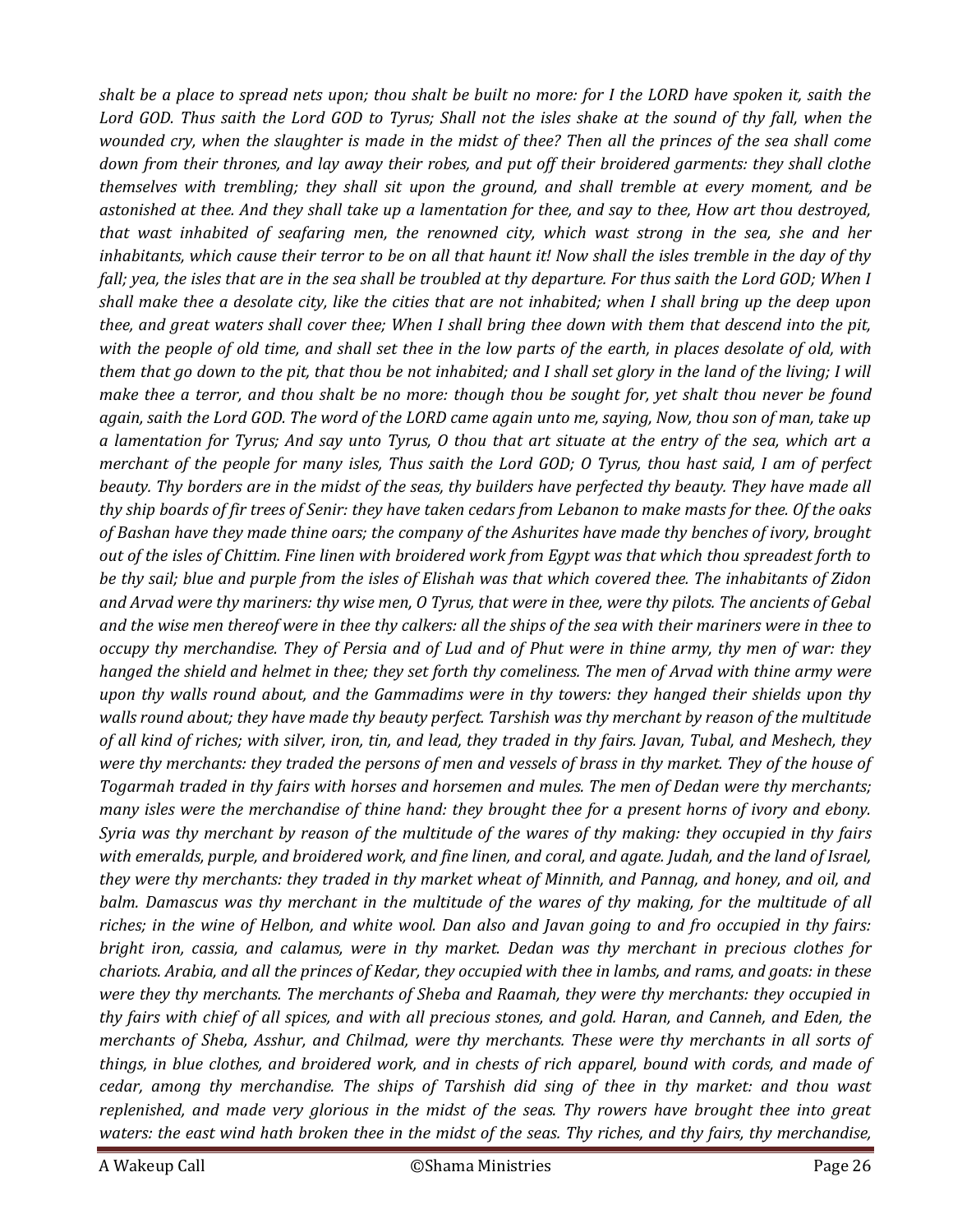*shalt be a place to spread nets upon; thou shalt be built no more: for I the LORD have spoken it, saith the Lord GOD. Thus saith the Lord GOD to Tyrus; Shall not the isles shake at the sound of thy fall, when the wounded cry, when the slaughter is made in the midst of thee? Then all the princes of the sea shall come down from their thrones, and lay away their robes, and put off their broidered garments: they shall clothe themselves with trembling; they shall sit upon the ground, and shall tremble at every moment, and be astonished at thee. And they shall take up a lamentation for thee, and say to thee, How art thou destroyed, that wast inhabited of seafaring men, the renowned city, which wast strong in the sea, she and her inhabitants, which cause their terror to be on all that haunt it! Now shall the isles tremble in the day of thy fall; yea, the isles that are in the sea shall be troubled at thy departure. For thus saith the Lord GOD; When I shall make thee a desolate city, like the cities that are not inhabited; when I shall bring up the deep upon thee, and great waters shall cover thee; When I shall bring thee down with them that descend into the pit, with the people of old time, and shall set thee in the low parts of the earth, in places desolate of old, with them that go down to the pit, that thou be not inhabited; and I shall set glory in the land of the living; I will make thee a terror, and thou shalt be no more: though thou be sought for, yet shalt thou never be found again, saith the Lord GOD. The word of the LORD came again unto me, saying, Now, thou son of man, take up a lamentation for Tyrus; And say unto Tyrus, O thou that art situate at the entry of the sea, which art a merchant of the people for many isles, Thus saith the Lord GOD; O Tyrus, thou hast said, I am of perfect beauty. Thy borders are in the midst of the seas, thy builders have perfected thy beauty. They have made all thy ship boards of fir trees of Senir: they have taken cedars from Lebanon to make masts for thee. Of the oaks of Bashan have they made thine oars; the company of the Ashurites have made thy benches of ivory, brought out of the isles of Chittim. Fine linen with broidered work from Egypt was that which thou spreadest forth to be thy sail; blue and purple from the isles of Elishah was that which covered thee. The inhabitants of Zidon and Arvad were thy mariners: thy wise men, O Tyrus, that were in thee, were thy pilots. The ancients of Gebal and the wise men thereof were in thee thy calkers: all the ships of the sea with their mariners were in thee to occupy thy merchandise. They of Persia and of Lud and of Phut were in thine army, thy men of war: they hanged the shield and helmet in thee; they set forth thy comeliness. The men of Arvad with thine army were upon thy walls round about, and the Gammadims were in thy towers: they hanged their shields upon thy walls round about; they have made thy beauty perfect. Tarshish was thy merchant by reason of the multitude of all kind of riches; with silver, iron, tin, and lead, they traded in thy fairs. Javan, Tubal, and Meshech, they were thy merchants: they traded the persons of men and vessels of brass in thy market. They of the house of Togarmah traded in thy fairs with horses and horsemen and mules. The men of Dedan were thy merchants; many isles were the merchandise of thine hand: they brought thee for a present horns of ivory and ebony. Syria was thy merchant by reason of the multitude of the wares of thy making: they occupied in thy fairs with emeralds, purple, and broidered work, and fine linen, and coral, and agate. Judah, and the land of Israel, they were thy merchants: they traded in thy market wheat of Minnith, and Pannag, and honey, and oil, and balm. Damascus was thy merchant in the multitude of the wares of thy making, for the multitude of all riches; in the wine of Helbon, and white wool. Dan also and Javan going to and fro occupied in thy fairs: bright iron, cassia, and calamus, were in thy market. Dedan was thy merchant in precious clothes for chariots. Arabia, and all the princes of Kedar, they occupied with thee in lambs, and rams, and goats: in these were they thy merchants. The merchants of Sheba and Raamah, they were thy merchants: they occupied in thy fairs with chief of all spices, and with all precious stones, and gold. Haran, and Canneh, and Eden, the merchants of Sheba, Asshur, and Chilmad, were thy merchants. These were thy merchants in all sorts of things, in blue clothes, and broidered work, and in chests of rich apparel, bound with cords, and made of cedar, among thy merchandise. The ships of Tarshish did sing of thee in thy market: and thou wast replenished, and made very glorious in the midst of the seas. Thy rowers have brought thee into great waters: the east wind hath broken thee in the midst of the seas. Thy riches, and thy fairs, thy merchandise,*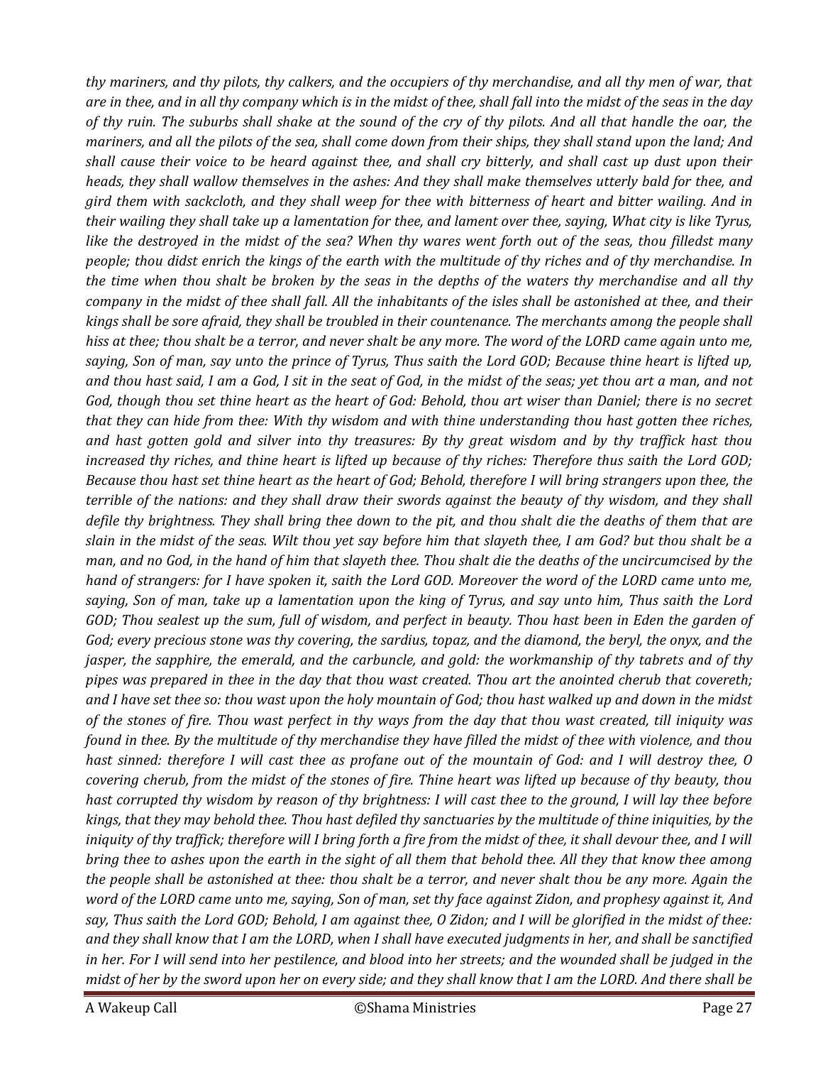*thy mariners, and thy pilots, thy calkers, and the occupiers of thy merchandise, and all thy men of war, that are in thee, and in all thy company which is in the midst of thee, shall fall into the midst of the seas in the day of thy ruin. The suburbs shall shake at the sound of the cry of thy pilots. And all that handle the oar, the mariners, and all the pilots of the sea, shall come down from their ships, they shall stand upon the land; And shall cause their voice to be heard against thee, and shall cry bitterly, and shall cast up dust upon their heads, they shall wallow themselves in the ashes: And they shall make themselves utterly bald for thee, and gird them with sackcloth, and they shall weep for thee with bitterness of heart and bitter wailing. And in their wailing they shall take up a lamentation for thee, and lament over thee, saying, What city is like Tyrus, like the destroyed in the midst of the sea? When thy wares went forth out of the seas, thou filledst many people; thou didst enrich the kings of the earth with the multitude of thy riches and of thy merchandise. In the time when thou shalt be broken by the seas in the depths of the waters thy merchandise and all thy company in the midst of thee shall fall. All the inhabitants of the isles shall be astonished at thee, and their kings shall be sore afraid, they shall be troubled in their countenance. The merchants among the people shall hiss at thee; thou shalt be a terror, and never shalt be any more. The word of the LORD came again unto me, saying, Son of man, say unto the prince of Tyrus, Thus saith the Lord GOD; Because thine heart is lifted up, and thou hast said, I am a God, I sit in the seat of God, in the midst of the seas; yet thou art a man, and not God, though thou set thine heart as the heart of God: Behold, thou art wiser than Daniel; there is no secret that they can hide from thee: With thy wisdom and with thine understanding thou hast gotten thee riches, and hast gotten gold and silver into thy treasures: By thy great wisdom and by thy traffick hast thou increased thy riches, and thine heart is lifted up because of thy riches: Therefore thus saith the Lord GOD; Because thou hast set thine heart as the heart of God; Behold, therefore I will bring strangers upon thee, the terrible of the nations: and they shall draw their swords against the beauty of thy wisdom, and they shall defile thy brightness. They shall bring thee down to the pit, and thou shalt die the deaths of them that are slain in the midst of the seas. Wilt thou yet say before him that slayeth thee, I am God? but thou shalt be a man, and no God, in the hand of him that slayeth thee. Thou shalt die the deaths of the uncircumcised by the hand of strangers: for I have spoken it, saith the Lord GOD. Moreover the word of the LORD came unto me, saying, Son of man, take up a lamentation upon the king of Tyrus, and say unto him, Thus saith the Lord GOD; Thou sealest up the sum, full of wisdom, and perfect in beauty. Thou hast been in Eden the garden of God; every precious stone was thy covering, the sardius, topaz, and the diamond, the beryl, the onyx, and the jasper, the sapphire, the emerald, and the carbuncle, and gold: the workmanship of thy tabrets and of thy pipes was prepared in thee in the day that thou wast created. Thou art the anointed cherub that covereth; and I have set thee so: thou wast upon the holy mountain of God; thou hast walked up and down in the midst of the stones of fire. Thou wast perfect in thy ways from the day that thou wast created, till iniquity was found in thee. By the multitude of thy merchandise they have filled the midst of thee with violence, and thou hast sinned: therefore I will cast thee as profane out of the mountain of God: and I will destroy thee, O covering cherub, from the midst of the stones of fire. Thine heart was lifted up because of thy beauty, thou hast corrupted thy wisdom by reason of thy brightness: I will cast thee to the ground, I will lay thee before kings, that they may behold thee. Thou hast defiled thy sanctuaries by the multitude of thine iniquities, by the iniquity of thy traffick; therefore will I bring forth a fire from the midst of thee, it shall devour thee, and I will bring thee to ashes upon the earth in the sight of all them that behold thee. All they that know thee among the people shall be astonished at thee: thou shalt be a terror, and never shalt thou be any more. Again the word of the LORD came unto me, saying, Son of man, set thy face against Zidon, and prophesy against it, And say, Thus saith the Lord GOD; Behold, I am against thee, O Zidon; and I will be glorified in the midst of thee: and they shall know that I am the LORD, when I shall have executed judgments in her, and shall be sanctified in her. For I will send into her pestilence, and blood into her streets; and the wounded shall be judged in the midst of her by the sword upon her on every side; and they shall know that I am the LORD. And there shall be*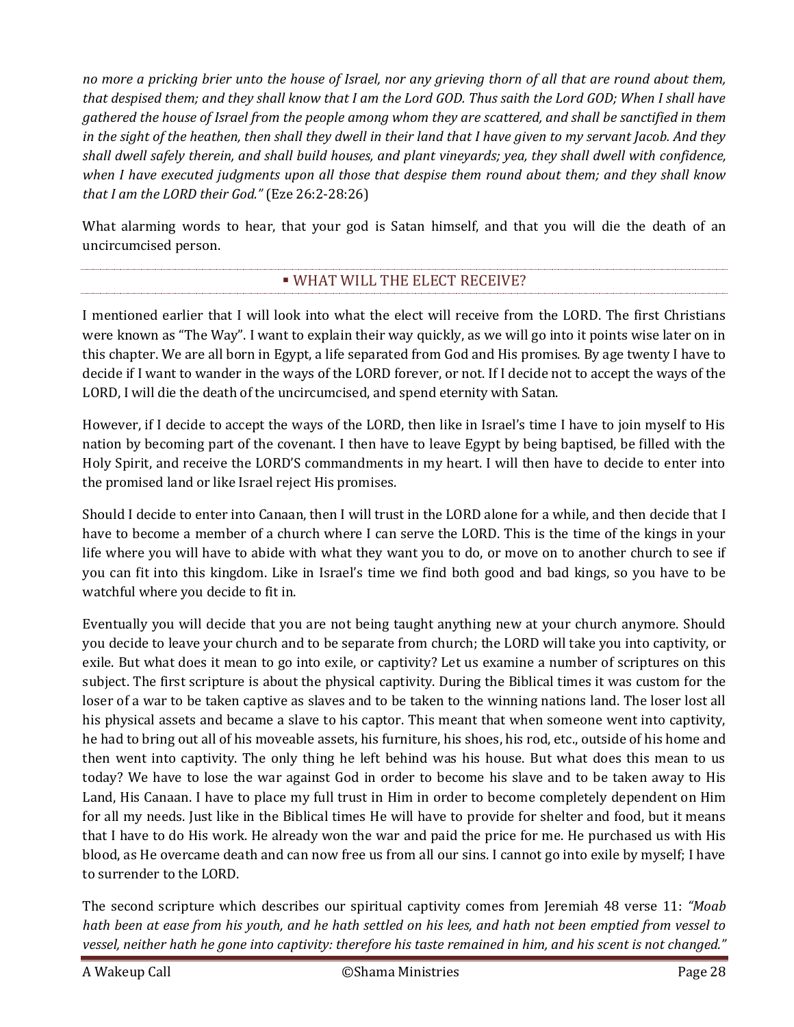*no more a pricking brier unto the house of Israel, nor any grieving thorn of all that are round about them, that despised them; and they shall know that I am the Lord GOD. Thus saith the Lord GOD; When I shall have gathered the house of Israel from the people among whom they are scattered, and shall be sanctified in them in the sight of the heathen, then shall they dwell in their land that I have given to my servant Jacob. And they shall dwell safely therein, and shall build houses, and plant vineyards; yea, they shall dwell with confidence, when I have executed judgments upon all those that despise them round about them; and they shall know that I am the LORD their God."* (Eze 26:2-28:26)

What alarming words to hear, that your god is Satan himself, and that you will die the death of an uncircumcised person.

## ▪ WHAT WILL THE ELECT RECEIVE?

I mentioned earlier that I will look into what the elect will receive from the LORD. The first Christians were known as "The Way". I want to explain their way quickly, as we will go into it points wise later on in this chapter. We are all born in Egypt, a life separated from God and His promises. By age twenty I have to decide if I want to wander in the ways of the LORD forever, or not. If I decide not to accept the ways of the LORD, I will die the death of the uncircumcised, and spend eternity with Satan.

However, if I decide to accept the ways of the LORD, then like in Israel's time I have to join myself to His nation by becoming part of the covenant. I then have to leave Egypt by being baptised, be filled with the Holy Spirit, and receive the LORD'S commandments in my heart. I will then have to decide to enter into the promised land or like Israel reject His promises.

Should I decide to enter into Canaan, then I will trust in the LORD alone for a while, and then decide that I have to become a member of a church where I can serve the LORD. This is the time of the kings in your life where you will have to abide with what they want you to do, or move on to another church to see if you can fit into this kingdom. Like in Israel's time we find both good and bad kings, so you have to be watchful where you decide to fit in.

Eventually you will decide that you are not being taught anything new at your church anymore. Should you decide to leave your church and to be separate from church; the LORD will take you into captivity, or exile. But what does it mean to go into exile, or captivity? Let us examine a number of scriptures on this subject. The first scripture is about the physical captivity. During the Biblical times it was custom for the loser of a war to be taken captive as slaves and to be taken to the winning nations land. The loser lost all his physical assets and became a slave to his captor. This meant that when someone went into captivity, he had to bring out all of his moveable assets, his furniture, his shoes, his rod, etc., outside of his home and then went into captivity. The only thing he left behind was his house. But what does this mean to us today? We have to lose the war against God in order to become his slave and to be taken away to His Land, His Canaan. I have to place my full trust in Him in order to become completely dependent on Him for all my needs. Just like in the Biblical times He will have to provide for shelter and food, but it means that I have to do His work. He already won the war and paid the price for me. He purchased us with His blood, as He overcame death and can now free us from all our sins. I cannot go into exile by myself; I have to surrender to the LORD.

The second scripture which describes our spiritual captivity comes from Jeremiah 48 verse 11: *"Moab hath been at ease from his youth, and he hath settled on his lees, and hath not been emptied from vessel to vessel, neither hath he gone into captivity: therefore his taste remained in him, and his scent is not changed."*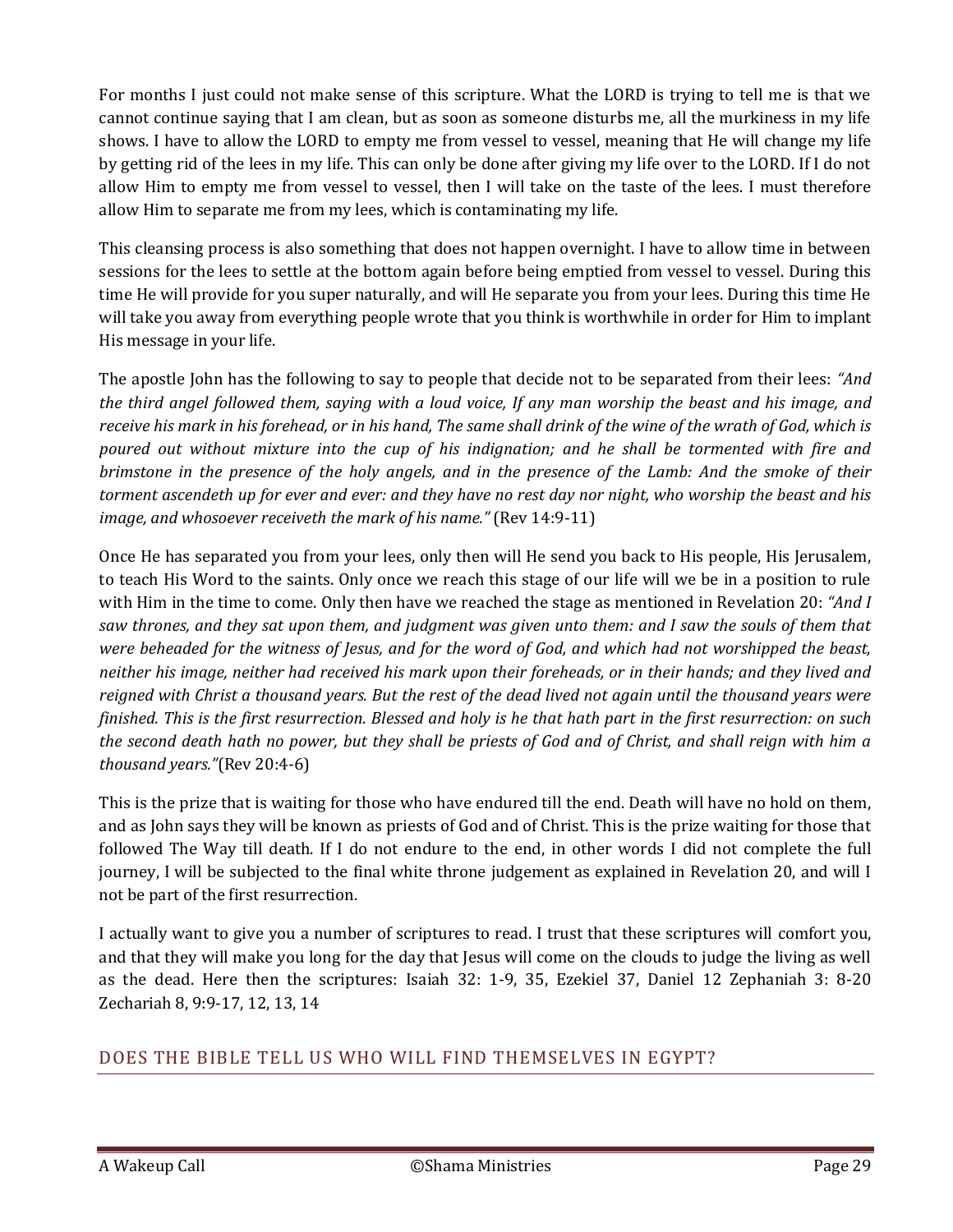For months I just could not make sense of this scripture. What the LORD is trying to tell me is that we cannot continue saying that I am clean, but as soon as someone disturbs me, all the murkiness in my life shows. I have to allow the LORD to empty me from vessel to vessel, meaning that He will change my life by getting rid of the lees in my life. This can only be done after giving my life over to the LORD. If I do not allow Him to empty me from vessel to vessel, then I will take on the taste of the lees. I must therefore allow Him to separate me from my lees, which is contaminating my life.

This cleansing process is also something that does not happen overnight. I have to allow time in between sessions for the lees to settle at the bottom again before being emptied from vessel to vessel. During this time He will provide for you super naturally, and will He separate you from your lees. During this time He will take you away from everything people wrote that you think is worthwhile in order for Him to implant His message in your life.

The apostle John has the following to say to people that decide not to be separated from their lees: *"And the third angel followed them, saying with a loud voice, If any man worship the beast and his image, and receive his mark in his forehead, or in his hand, The same shall drink of the wine of the wrath of God, which is poured out without mixture into the cup of his indignation; and he shall be tormented with fire and brimstone in the presence of the holy angels, and in the presence of the Lamb: And the smoke of their torment ascendeth up for ever and ever: and they have no rest day nor night, who worship the beast and his image, and whosoever receiveth the mark of his name."* (Rev 14:9-11)

Once He has separated you from your lees, only then will He send you back to His people, His Jerusalem, to teach His Word to the saints. Only once we reach this stage of our life will we be in a position to rule with Him in the time to come. Only then have we reached the stage as mentioned in Revelation 20: *"And I saw thrones, and they sat upon them, and judgment was given unto them: and I saw the souls of them that were beheaded for the witness of Jesus, and for the word of God, and which had not worshipped the beast, neither his image, neither had received his mark upon their foreheads, or in their hands; and they lived and reigned with Christ a thousand years. But the rest of the dead lived not again until the thousand years were finished. This is the first resurrection. Blessed and holy is he that hath part in the first resurrection: on such the second death hath no power, but they shall be priests of God and of Christ, and shall reign with him a thousand years."*(Rev 20:4-6)

This is the prize that is waiting for those who have endured till the end. Death will have no hold on them, and as John says they will be known as priests of God and of Christ. This is the prize waiting for those that followed The Way till death. If I do not endure to the end, in other words I did not complete the full journey, I will be subjected to the final white throne judgement as explained in Revelation 20, and will I not be part of the first resurrection.

I actually want to give you a number of scriptures to read. I trust that these scriptures will comfort you, and that they will make you long for the day that Jesus will come on the clouds to judge the living as well as the dead. Here then the scriptures: Isaiah 32: 1-9, 35, Ezekiel 37, Daniel 12 Zephaniah 3: 8-20 Zechariah 8, 9:9-17, 12, 13, 14

## DOES THE BIBLE TELL US WHO WILL FIND THEMSELVES IN EGYPT?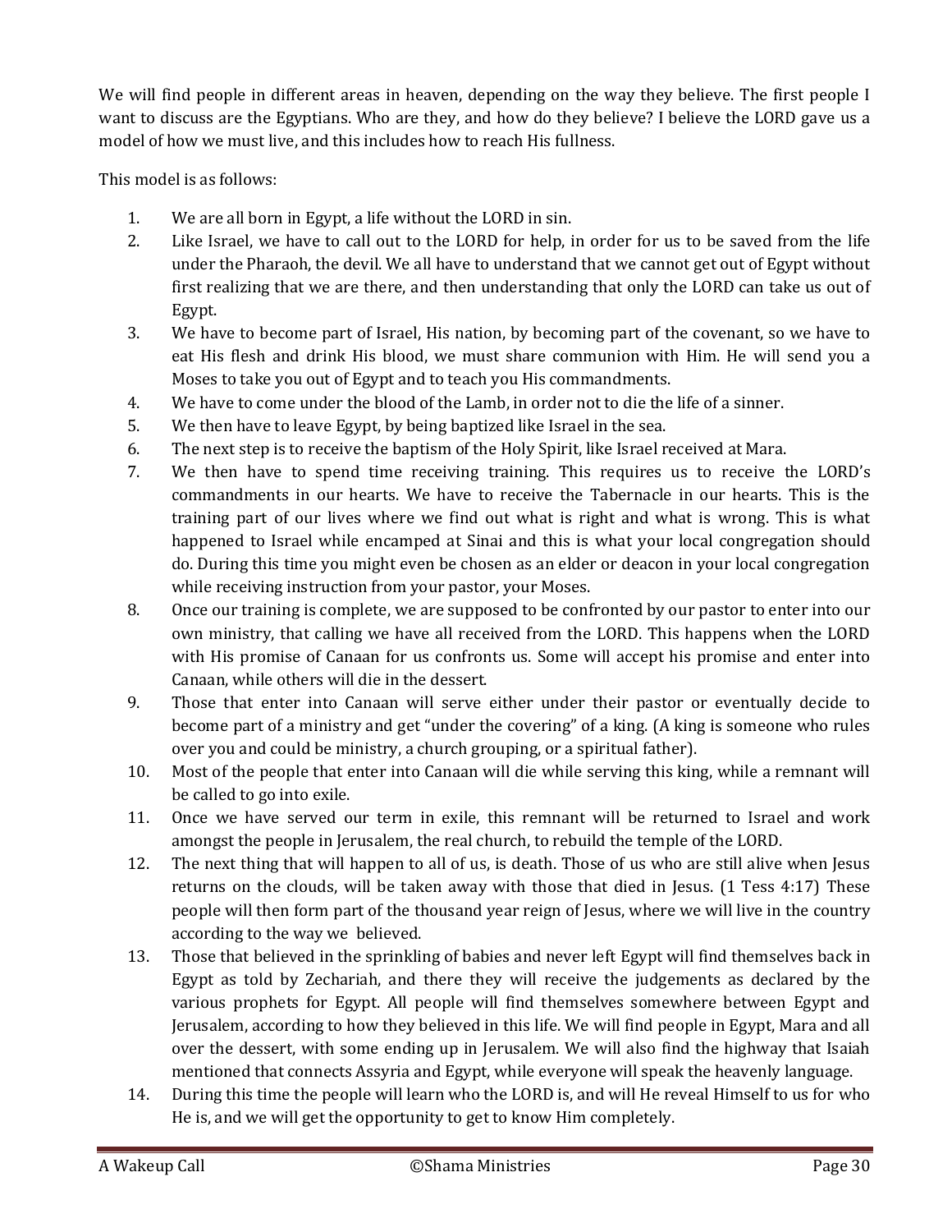We will find people in different areas in heaven, depending on the way they believe. The first people I want to discuss are the Egyptians. Who are they, and how do they believe? I believe the LORD gave us a model of how we must live, and this includes how to reach His fullness.

This model is as follows:

1. We are all born in Egypt, a life without the LORD in sin.
2. Like Israel, we have to call out to the LORD for help, in order for us to be saved from the life under the Pharaoh, the devil. We all have to understand that we cannot get out of Egypt without first realizing that we are there, and then understanding that only the LORD can take us out of Egypt.
3. We have to become part of Israel, His nation, by becoming part of the covenant, so we have to eat His flesh and drink His blood, we must share communion with Him. He will send you a Moses to take you out of Egypt and to teach you His commandments.
4. We have to come under the blood of the Lamb, in order not to die the life of a sinner.
5. We then have to leave Egypt, by being baptized like Israel in the sea.
6. The next step is to receive the baptism of the Holy Spirit, like Israel received at Mara.
7. We then have to spend time receiving training. This requires us to receive the LORD's commandments in our hearts. We have to receive the Tabernacle in our hearts. This is the training part of our lives where we find out what is right and what is wrong. This is what happened to Israel while encamped at Sinai and this is what your local congregation should do. During this time you might even be chosen as an elder or deacon in your local congregation while receiving instruction from your pastor, your Moses.
8. Once our training is complete, we are supposed to be confronted by our pastor to enter into our own ministry, that calling we have all received from the LORD. This happens when the LORD with His promise of Canaan for us confronts us. Some will accept his promise and enter into Canaan, while others will die in the dessert.
9. Those that enter into Canaan will serve either under their pastor or eventually decide to become part of a ministry and get "under the covering" of a king. (A king is someone who rules over you and could be ministry, a church grouping, or a spiritual father).
10. Most of the people that enter into Canaan will die while serving this king, while a remnant will be called to go into exile.
11. Once we have served our term in exile, this remnant will be returned to Israel and work amongst the people in Jerusalem, the real church, to rebuild the temple of the LORD.
12. The next thing that will happen to all of us, is death. Those of us who are still alive when Jesus returns on the clouds, will be taken away with those that died in Jesus. (1 Tess 4:17) These people will then form part of the thousand year reign of Jesus, where we will live in the country according to the way we believed.
13. Those that believed in the sprinkling of babies and never left Egypt will find themselves back in Egypt as told by Zechariah, and there they will receive the judgements as declared by the various prophets for Egypt. All people will find themselves somewhere between Egypt and Jerusalem, according to how they believed in this life. We will find people in Egypt, Mara and all over the dessert, with some ending up in Jerusalem. We will also find the highway that Isaiah mentioned that connects Assyria and Egypt, while everyone will speak the heavenly language.
14. During this time the people will learn who the LORD is, and will He reveal Himself to us for who He is, and we will get the opportunity to get to know Him completely.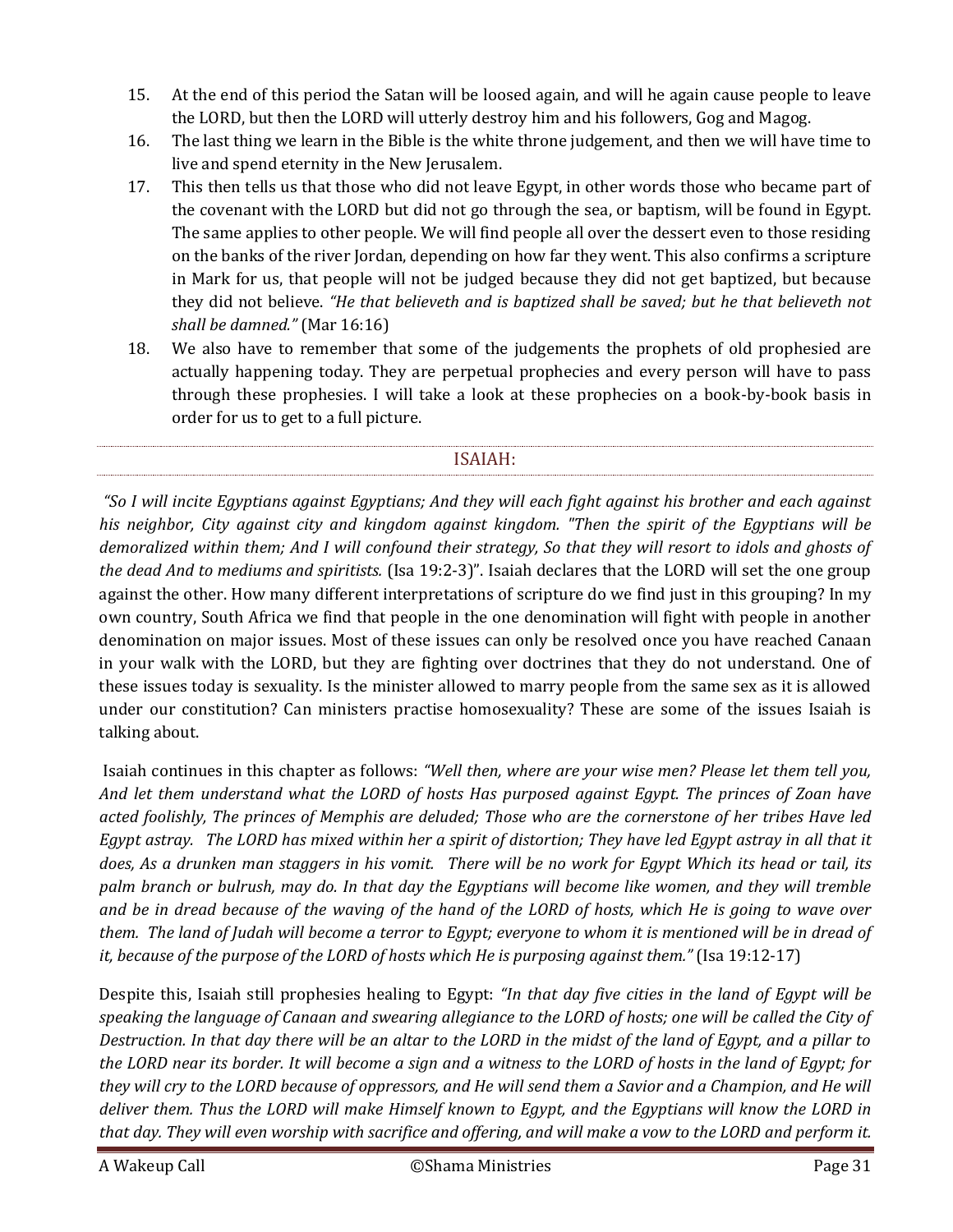15. At the end of this period the Satan will be loosed again, and will he again cause people to leave the LORD, but then the LORD will utterly destroy him and his followers, Gog and Magog.
16. The last thing we learn in the Bible is the white throne judgement, and then we will have time to live and spend eternity in the New Jerusalem.
17. This then tells us that those who did not leave Egypt, in other words those who became part of the covenant with the LORD but did not go through the sea, or baptism, will be found in Egypt. The same applies to other people. We will find people all over the dessert even to those residing on the banks of the river Jordan, depending on how far they went. This also confirms a scripture in Mark for us, that people will not be judged because they did not get baptized, but because they did not believe. *"He that believeth and is baptized shall be saved; but he that believeth not shall be damned."* (Mar 16:16)
18. We also have to remember that some of the judgements the prophets of old prophesied are actually happening today. They are perpetual prophecies and every person will have to pass through these prophesies. I will take a look at these prophecies on a book-by-book basis in order for us to get to a full picture.

## ISAIAH:

*"So I will incite Egyptians against Egyptians; And they will each fight against his brother and each against his neighbor, City against city and kingdom against kingdom. "Then the spirit of the Egyptians will be demoralized within them; And I will confound their strategy, So that they will resort to idols and ghosts of the dead And to mediums and spiritists.* (Isa 19:2-3)". Isaiah declares that the LORD will set the one group against the other. How many different interpretations of scripture do we find just in this grouping? In my own country, South Africa we find that people in the one denomination will fight with people in another denomination on major issues. Most of these issues can only be resolved once you have reached Canaan in your walk with the LORD, but they are fighting over doctrines that they do not understand. One of these issues today is sexuality. Is the minister allowed to marry people from the same sex as it is allowed under our constitution? Can ministers practise homosexuality? These are some of the issues Isaiah is talking about.

Isaiah continues in this chapter as follows: *"Well then, where are your wise men? Please let them tell you, And let them understand what the LORD of hosts Has purposed against Egypt. The princes of Zoan have acted foolishly, The princes of Memphis are deluded; Those who are the cornerstone of her tribes Have led Egypt astray. The LORD has mixed within her a spirit of distortion; They have led Egypt astray in all that it does, As a drunken man staggers in his vomit. There will be no work for Egypt Which its head or tail, its palm branch or bulrush, may do. In that day the Egyptians will become like women, and they will tremble and be in dread because of the waving of the hand of the LORD of hosts, which He is going to wave over them. The land of Judah will become a terror to Egypt; everyone to whom it is mentioned will be in dread of it, because of the purpose of the LORD of hosts which He is purposing against them."* (Isa 19:12-17)

Despite this, Isaiah still prophesies healing to Egypt: *"In that day five cities in the land of Egypt will be speaking the language of Canaan and swearing allegiance to the LORD of hosts; one will be called the City of Destruction. In that day there will be an altar to the LORD in the midst of the land of Egypt, and a pillar to the LORD near its border. It will become a sign and a witness to the LORD of hosts in the land of Egypt; for they will cry to the LORD because of oppressors, and He will send them a Savior and a Champion, and He will deliver them. Thus the LORD will make Himself known to Egypt, and the Egyptians will know the LORD in that day. They will even worship with sacrifice and offering, and will make a vow to the LORD and perform it.*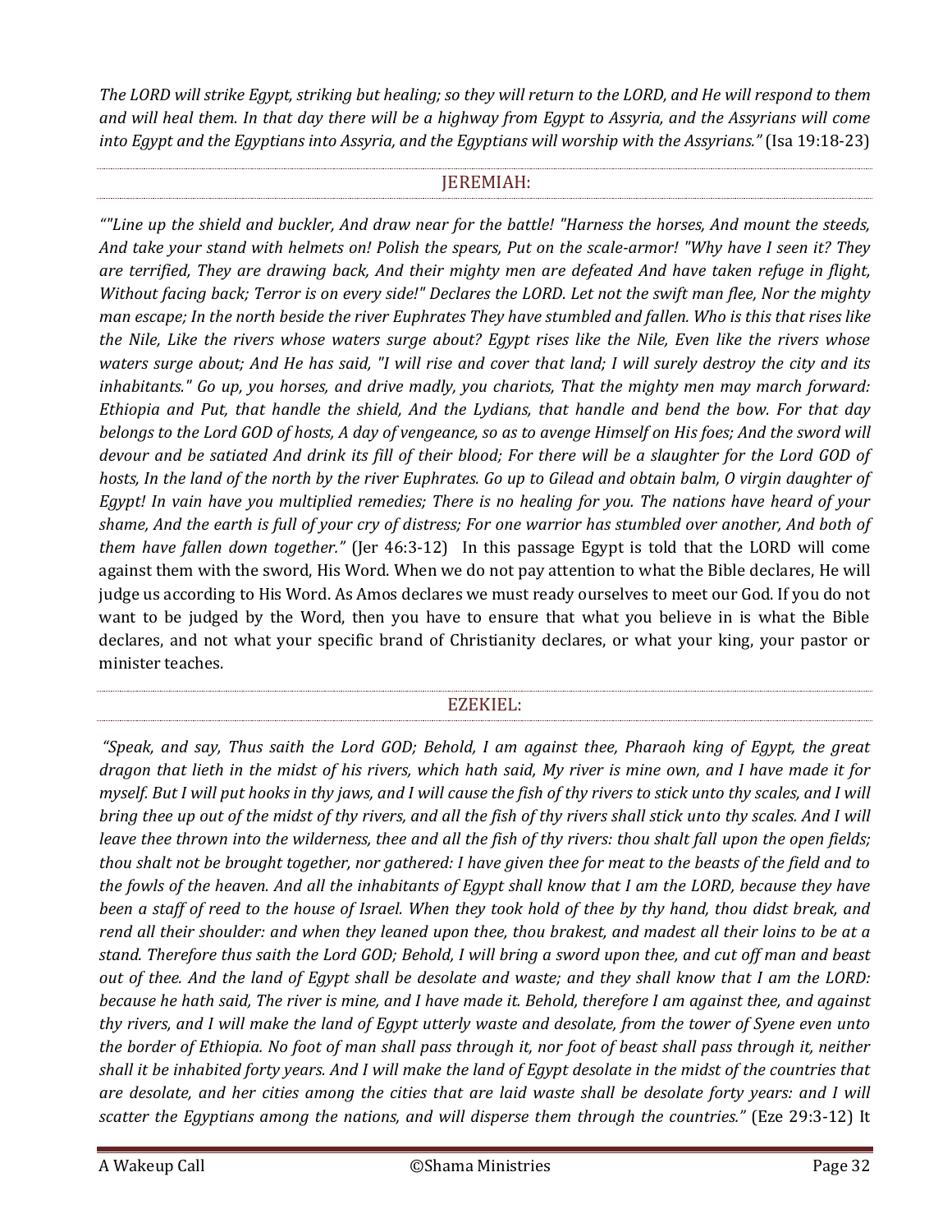*The LORD will strike Egypt, striking but healing; so they will return to the LORD, and He will respond to them and will heal them. In that day there will be a highway from Egypt to Assyria, and the Assyrians will come into Egypt and the Egyptians into Assyria, and the Egyptians will worship with the Assyrians."* (Isa 19:18-23)

## JEREMIAH:

*""Line up the shield and buckler, And draw near for the battle! "Harness the horses, And mount the steeds, And take your stand with helmets on! Polish the spears, Put on the scale-armor! "Why have I seen it? They are terrified, They are drawing back, And their mighty men are defeated And have taken refuge in flight, Without facing back; Terror is on every side!" Declares the LORD. Let not the swift man flee, Nor the mighty man escape; In the north beside the river Euphrates They have stumbled and fallen. Who is this that rises like the Nile, Like the rivers whose waters surge about? Egypt rises like the Nile, Even like the rivers whose waters surge about; And He has said, "I will rise and cover that land; I will surely destroy the city and its inhabitants." Go up, you horses, and drive madly, you chariots, That the mighty men may march forward: Ethiopia and Put, that handle the shield, And the Lydians, that handle and bend the bow. For that day belongs to the Lord GOD of hosts, A day of vengeance, so as to avenge Himself on His foes; And the sword will devour and be satiated And drink its fill of their blood; For there will be a slaughter for the Lord GOD of hosts, In the land of the north by the river Euphrates. Go up to Gilead and obtain balm, O virgin daughter of Egypt! In vain have you multiplied remedies; There is no healing for you. The nations have heard of your shame, And the earth is full of your cry of distress; For one warrior has stumbled over another, And both of them have fallen down together."* (Jer 46:3-12) In this passage Egypt is told that the LORD will come against them with the sword, His Word. When we do not pay attention to what the Bible declares, He will judge us according to His Word. As Amos declares we must ready ourselves to meet our God. If you do not want to be judged by the Word, then you have to ensure that what you believe in is what the Bible declares, and not what your specific brand of Christianity declares, or what your king, your pastor or minister teaches.

## EZEKIEL:

*"Speak, and say, Thus saith the Lord GOD; Behold, I am against thee, Pharaoh king of Egypt, the great dragon that lieth in the midst of his rivers, which hath said, My river is mine own, and I have made it for myself. But I will put hooks in thy jaws, and I will cause the fish of thy rivers to stick unto thy scales, and I will bring thee up out of the midst of thy rivers, and all the fish of thy rivers shall stick unto thy scales. And I will leave thee thrown into the wilderness, thee and all the fish of thy rivers: thou shalt fall upon the open fields; thou shalt not be brought together, nor gathered: I have given thee for meat to the beasts of the field and to the fowls of the heaven. And all the inhabitants of Egypt shall know that I am the LORD, because they have been a staff of reed to the house of Israel. When they took hold of thee by thy hand, thou didst break, and rend all their shoulder: and when they leaned upon thee, thou brakest, and madest all their loins to be at a stand. Therefore thus saith the Lord GOD; Behold, I will bring a sword upon thee, and cut off man and beast out of thee. And the land of Egypt shall be desolate and waste; and they shall know that I am the LORD: because he hath said, The river is mine, and I have made it. Behold, therefore I am against thee, and against thy rivers, and I will make the land of Egypt utterly waste and desolate, from the tower of Syene even unto the border of Ethiopia. No foot of man shall pass through it, nor foot of beast shall pass through it, neither shall it be inhabited forty years. And I will make the land of Egypt desolate in the midst of the countries that are desolate, and her cities among the cities that are laid waste shall be desolate forty years: and I will scatter the Egyptians among the nations, and will disperse them through the countries."* (Eze 29:3-12) It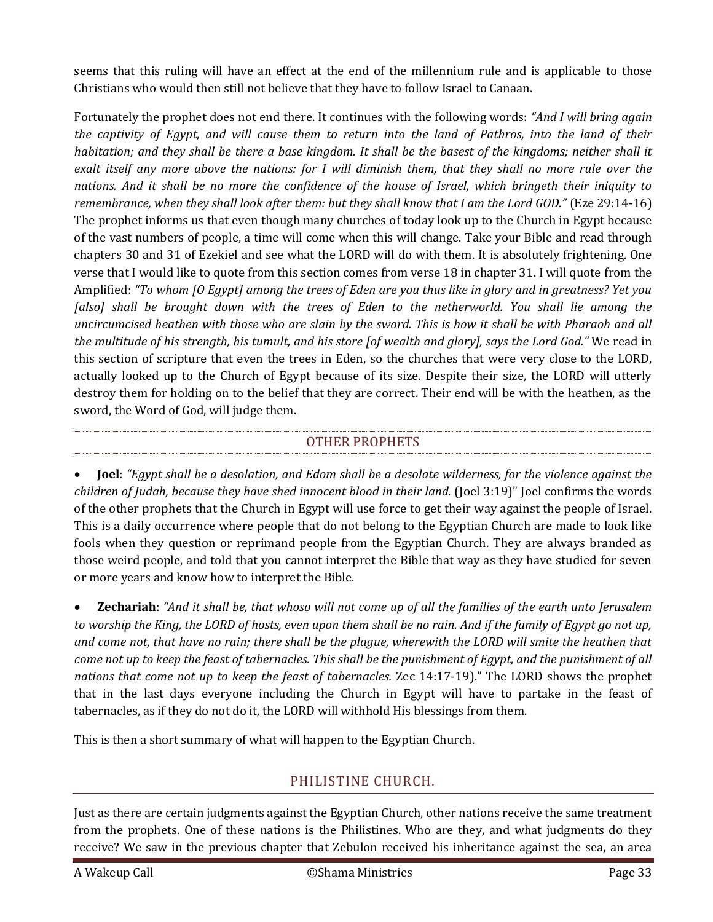seems that this ruling will have an effect at the end of the millennium rule and is applicable to those Christians who would then still not believe that they have to follow Israel to Canaan.

Fortunately the prophet does not end there. It continues with the following words: *"And I will bring again the captivity of Egypt, and will cause them to return into the land of Pathros, into the land of their habitation; and they shall be there a base kingdom. It shall be the basest of the kingdoms; neither shall it exalt itself any more above the nations: for I will diminish them, that they shall no more rule over the nations. And it shall be no more the confidence of the house of Israel, which bringeth their iniquity to remembrance, when they shall look after them: but they shall know that I am the Lord GOD."* (Eze 29:14-16) The prophet informs us that even though many churches of today look up to the Church in Egypt because of the vast numbers of people, a time will come when this will change. Take your Bible and read through chapters 30 and 31 of Ezekiel and see what the LORD will do with them. It is absolutely frightening. One verse that I would like to quote from this section comes from verse 18 in chapter 31. I will quote from the Amplified: *"To whom [O Egypt] among the trees of Eden are you thus like in glory and in greatness? Yet you [also] shall be brought down with the trees of Eden to the netherworld. You shall lie among the uncircumcised heathen with those who are slain by the sword. This is how it shall be with Pharaoh and all the multitude of his strength, his tumult, and his store [of wealth and glory], says the Lord God."* We read in this section of scripture that even the trees in Eden, so the churches that were very close to the LORD, actually looked up to the Church of Egypt because of its size. Despite their size, the LORD will utterly destroy them for holding on to the belief that they are correct. Their end will be with the heathen, as the sword, the Word of God, will judge them.

## OTHER PROPHETS

- **Joel**: *"Egypt shall be a desolation, and Edom shall be a desolate wilderness, for the violence against the children of Judah, because they have shed innocent blood in their land.* (Joel 3:19)" Joel confirms the words of the other prophets that the Church in Egypt will use force to get their way against the people of Israel. This is a daily occurrence where people that do not belong to the Egyptian Church are made to look like fools when they question or reprimand people from the Egyptian Church. They are always branded as those weird people, and told that you cannot interpret the Bible that way as they have studied for seven or more years and know how to interpret the Bible.

- **Zechariah**: *"And it shall be, that whoso will not come up of all the families of the earth unto Jerusalem to worship the King, the LORD of hosts, even upon them shall be no rain. And if the family of Egypt go not up, and come not, that have no rain; there shall be the plague, wherewith the LORD will smite the heathen that come not up to keep the feast of tabernacles. This shall be the punishment of Egypt, and the punishment of all nations that come not up to keep the feast of tabernacles.* Zec 14:17-19)." The LORD shows the prophet that in the last days everyone including the Church in Egypt will have to partake in the feast of tabernacles, as if they do not do it, the LORD will withhold His blessings from them.

This is then a short summary of what will happen to the Egyptian Church.

## PHILISTINE CHURCH.

Just as there are certain judgments against the Egyptian Church, other nations receive the same treatment from the prophets. One of these nations is the Philistines. Who are they, and what judgments do they receive? We saw in the previous chapter that Zebulon received his inheritance against the sea, an area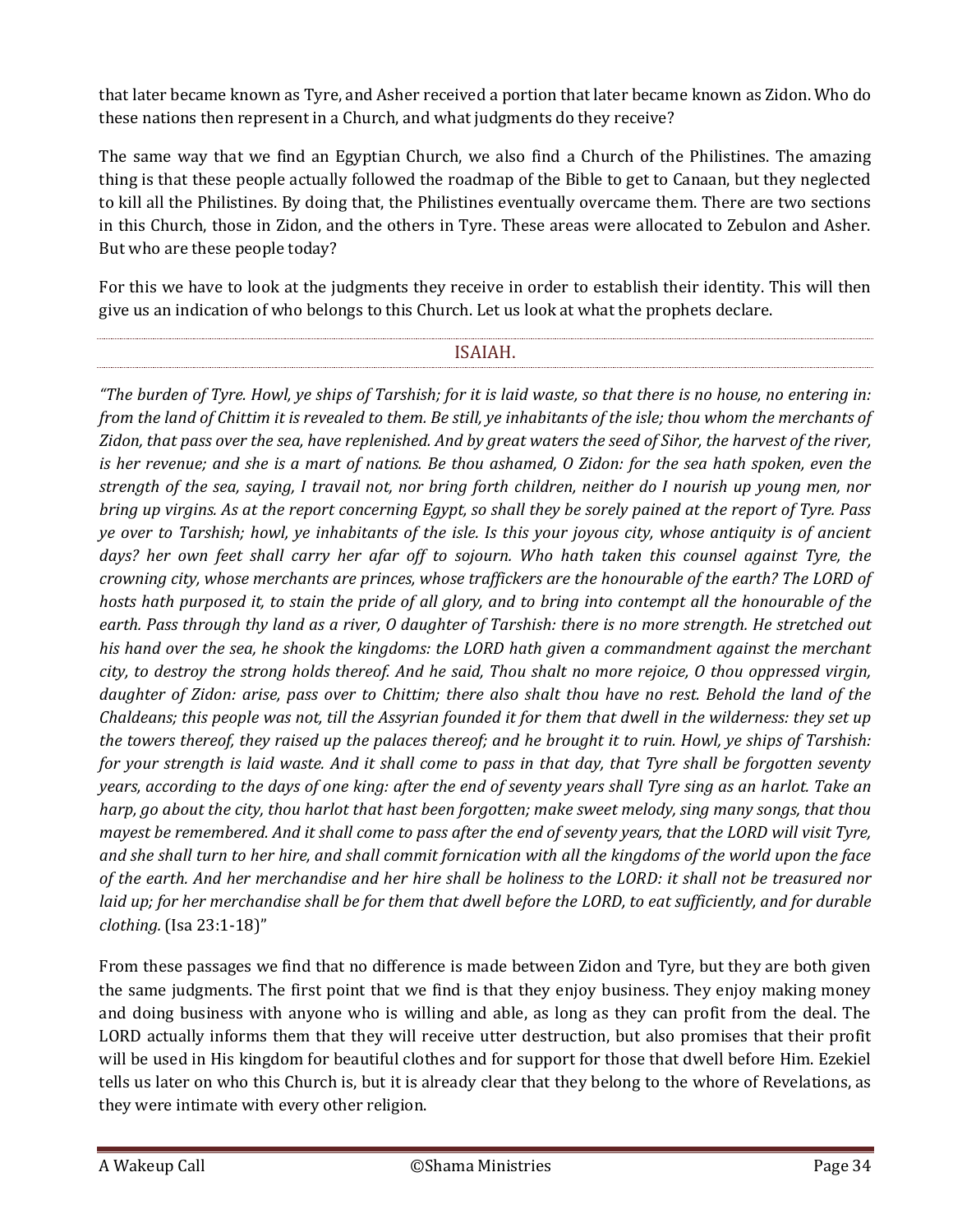that later became known as Tyre, and Asher received a portion that later became known as Zidon. Who do these nations then represent in a Church, and what judgments do they receive?

The same way that we find an Egyptian Church, we also find a Church of the Philistines. The amazing thing is that these people actually followed the roadmap of the Bible to get to Canaan, but they neglected to kill all the Philistines. By doing that, the Philistines eventually overcame them. There are two sections in this Church, those in Zidon, and the others in Tyre. These areas were allocated to Zebulon and Asher. But who are these people today?

For this we have to look at the judgments they receive in order to establish their identity. This will then give us an indication of who belongs to this Church. Let us look at what the prophets declare.

## ISAIAH.

*"The burden of Tyre. Howl, ye ships of Tarshish; for it is laid waste, so that there is no house, no entering in: from the land of Chittim it is revealed to them. Be still, ye inhabitants of the isle; thou whom the merchants of Zidon, that pass over the sea, have replenished. And by great waters the seed of Sihor, the harvest of the river, is her revenue; and she is a mart of nations. Be thou ashamed, O Zidon: for the sea hath spoken, even the strength of the sea, saying, I travail not, nor bring forth children, neither do I nourish up young men, nor bring up virgins. As at the report concerning Egypt, so shall they be sorely pained at the report of Tyre. Pass ye over to Tarshish; howl, ye inhabitants of the isle. Is this your joyous city, whose antiquity is of ancient days? her own feet shall carry her afar off to sojourn. Who hath taken this counsel against Tyre, the crowning city, whose merchants are princes, whose traffickers are the honourable of the earth? The LORD of hosts hath purposed it, to stain the pride of all glory, and to bring into contempt all the honourable of the earth. Pass through thy land as a river, O daughter of Tarshish: there is no more strength. He stretched out his hand over the sea, he shook the kingdoms: the LORD hath given a commandment against the merchant city, to destroy the strong holds thereof. And he said, Thou shalt no more rejoice, O thou oppressed virgin, daughter of Zidon: arise, pass over to Chittim; there also shalt thou have no rest. Behold the land of the Chaldeans; this people was not, till the Assyrian founded it for them that dwell in the wilderness: they set up the towers thereof, they raised up the palaces thereof; and he brought it to ruin. Howl, ye ships of Tarshish: for your strength is laid waste. And it shall come to pass in that day, that Tyre shall be forgotten seventy years, according to the days of one king: after the end of seventy years shall Tyre sing as an harlot. Take an harp, go about the city, thou harlot that hast been forgotten; make sweet melody, sing many songs, that thou mayest be remembered. And it shall come to pass after the end of seventy years, that the LORD will visit Tyre, and she shall turn to her hire, and shall commit fornication with all the kingdoms of the world upon the face of the earth. And her merchandise and her hire shall be holiness to the LORD: it shall not be treasured nor laid up; for her merchandise shall be for them that dwell before the LORD, to eat sufficiently, and for durable clothing.* (Isa 23:1-18)"

From these passages we find that no difference is made between Zidon and Tyre, but they are both given the same judgments. The first point that we find is that they enjoy business. They enjoy making money and doing business with anyone who is willing and able, as long as they can profit from the deal. The LORD actually informs them that they will receive utter destruction, but also promises that their profit will be used in His kingdom for beautiful clothes and for support for those that dwell before Him. Ezekiel tells us later on who this Church is, but it is already clear that they belong to the whore of Revelations, as they were intimate with every other religion.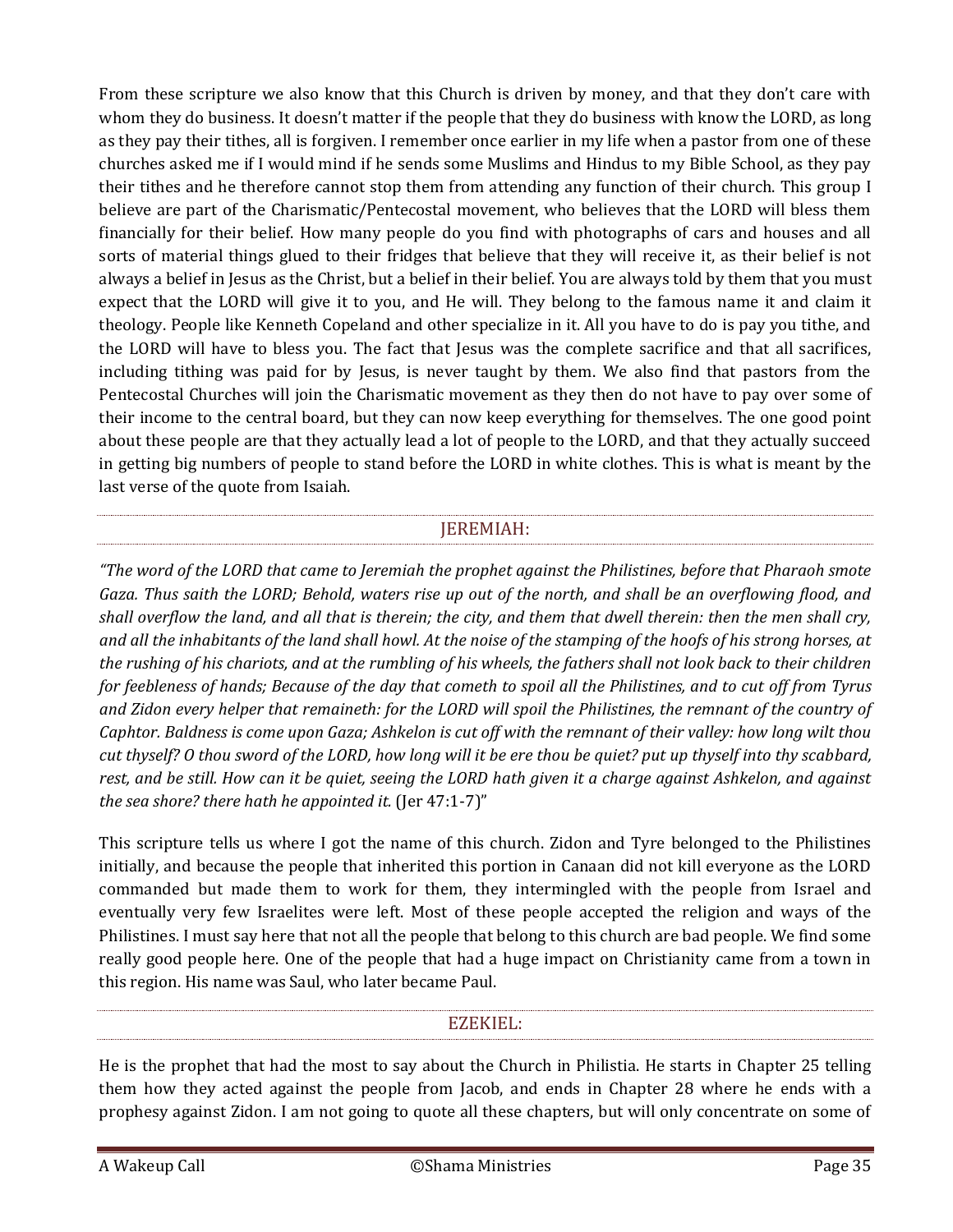From these scripture we also know that this Church is driven by money, and that they don't care with whom they do business. It doesn't matter if the people that they do business with know the LORD, as long as they pay their tithes, all is forgiven. I remember once earlier in my life when a pastor from one of these churches asked me if I would mind if he sends some Muslims and Hindus to my Bible School, as they pay their tithes and he therefore cannot stop them from attending any function of their church. This group I believe are part of the Charismatic/Pentecostal movement, who believes that the LORD will bless them financially for their belief. How many people do you find with photographs of cars and houses and all sorts of material things glued to their fridges that believe that they will receive it, as their belief is not always a belief in Jesus as the Christ, but a belief in their belief. You are always told by them that you must expect that the LORD will give it to you, and He will. They belong to the famous name it and claim it theology. People like Kenneth Copeland and other specialize in it. All you have to do is pay you tithe, and the LORD will have to bless you. The fact that Jesus was the complete sacrifice and that all sacrifices, including tithing was paid for by Jesus, is never taught by them. We also find that pastors from the Pentecostal Churches will join the Charismatic movement as they then do not have to pay over some of their income to the central board, but they can now keep everything for themselves. The one good point about these people are that they actually lead a lot of people to the LORD, and that they actually succeed in getting big numbers of people to stand before the LORD in white clothes. This is what is meant by the last verse of the quote from Isaiah.

## JEREMIAH:

*"The word of the LORD that came to Jeremiah the prophet against the Philistines, before that Pharaoh smote Gaza. Thus saith the LORD; Behold, waters rise up out of the north, and shall be an overflowing flood, and shall overflow the land, and all that is therein; the city, and them that dwell therein: then the men shall cry, and all the inhabitants of the land shall howl. At the noise of the stamping of the hoofs of his strong horses, at the rushing of his chariots, and at the rumbling of his wheels, the fathers shall not look back to their children for feebleness of hands; Because of the day that cometh to spoil all the Philistines, and to cut off from Tyrus and Zidon every helper that remaineth: for the LORD will spoil the Philistines, the remnant of the country of Caphtor. Baldness is come upon Gaza; Ashkelon is cut off with the remnant of their valley: how long wilt thou cut thyself? O thou sword of the LORD, how long will it be ere thou be quiet? put up thyself into thy scabbard, rest, and be still. How can it be quiet, seeing the LORD hath given it a charge against Ashkelon, and against the sea shore? there hath he appointed it.* (Jer 47:1-7)"

This scripture tells us where I got the name of this church. Zidon and Tyre belonged to the Philistines initially, and because the people that inherited this portion in Canaan did not kill everyone as the LORD commanded but made them to work for them, they intermingled with the people from Israel and eventually very few Israelites were left. Most of these people accepted the religion and ways of the Philistines. I must say here that not all the people that belong to this church are bad people. We find some really good people here. One of the people that had a huge impact on Christianity came from a town in this region. His name was Saul, who later became Paul.

## EZEKIEL:

He is the prophet that had the most to say about the Church in Philistia. He starts in Chapter 25 telling them how they acted against the people from Jacob, and ends in Chapter 28 where he ends with a prophesy against Zidon. I am not going to quote all these chapters, but will only concentrate on some of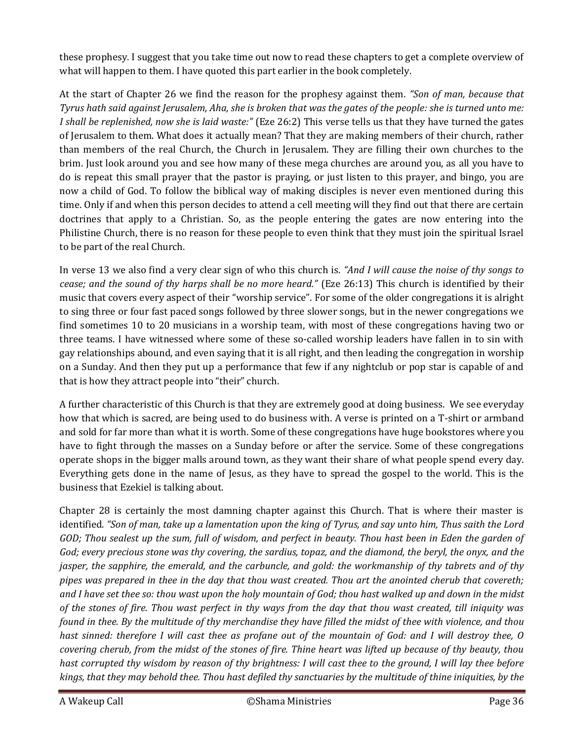these prophesy. I suggest that you take time out now to read these chapters to get a complete overview of what will happen to them. I have quoted this part earlier in the book completely.

At the start of Chapter 26 we find the reason for the prophesy against them. *"Son of man, because that Tyrus hath said against Jerusalem, Aha, she is broken that was the gates of the people: she is turned unto me: I shall be replenished, now she is laid waste:"* (Eze 26:2) This verse tells us that they have turned the gates of Jerusalem to them. What does it actually mean? That they are making members of their church, rather than members of the real Church, the Church in Jerusalem. They are filling their own churches to the brim. Just look around you and see how many of these mega churches are around you, as all you have to do is repeat this small prayer that the pastor is praying, or just listen to this prayer, and bingo, you are now a child of God. To follow the biblical way of making disciples is never even mentioned during this time. Only if and when this person decides to attend a cell meeting will they find out that there are certain doctrines that apply to a Christian. So, as the people entering the gates are now entering into the Philistine Church, there is no reason for these people to even think that they must join the spiritual Israel to be part of the real Church.

In verse 13 we also find a very clear sign of who this church is. *"And I will cause the noise of thy songs to cease; and the sound of thy harps shall be no more heard."* (Eze 26:13) This church is identified by their music that covers every aspect of their "worship service". For some of the older congregations it is alright to sing three or four fast paced songs followed by three slower songs, but in the newer congregations we find sometimes 10 to 20 musicians in a worship team, with most of these congregations having two or three teams. I have witnessed where some of these so-called worship leaders have fallen in to sin with gay relationships abound, and even saying that it is all right, and then leading the congregation in worship on a Sunday. And then they put up a performance that few if any nightclub or pop star is capable of and that is how they attract people into "their" church.

A further characteristic of this Church is that they are extremely good at doing business. We see everyday how that which is sacred, are being used to do business with. A verse is printed on a T-shirt or armband and sold for far more than what it is worth. Some of these congregations have huge bookstores where you have to fight through the masses on a Sunday before or after the service. Some of these congregations operate shops in the bigger malls around town, as they want their share of what people spend every day. Everything gets done in the name of Jesus, as they have to spread the gospel to the world. This is the business that Ezekiel is talking about.

Chapter 28 is certainly the most damning chapter against this Church. That is where their master is identified. *"Son of man, take up a lamentation upon the king of Tyrus, and say unto him, Thus saith the Lord GOD; Thou sealest up the sum, full of wisdom, and perfect in beauty. Thou hast been in Eden the garden of God; every precious stone was thy covering, the sardius, topaz, and the diamond, the beryl, the onyx, and the jasper, the sapphire, the emerald, and the carbuncle, and gold: the workmanship of thy tabrets and of thy pipes was prepared in thee in the day that thou wast created. Thou art the anointed cherub that covereth; and I have set thee so: thou wast upon the holy mountain of God; thou hast walked up and down in the midst of the stones of fire. Thou wast perfect in thy ways from the day that thou wast created, till iniquity was found in thee. By the multitude of thy merchandise they have filled the midst of thee with violence, and thou hast sinned: therefore I will cast thee as profane out of the mountain of God: and I will destroy thee, O covering cherub, from the midst of the stones of fire. Thine heart was lifted up because of thy beauty, thou hast corrupted thy wisdom by reason of thy brightness: I will cast thee to the ground, I will lay thee before kings, that they may behold thee. Thou hast defiled thy sanctuaries by the multitude of thine iniquities, by the*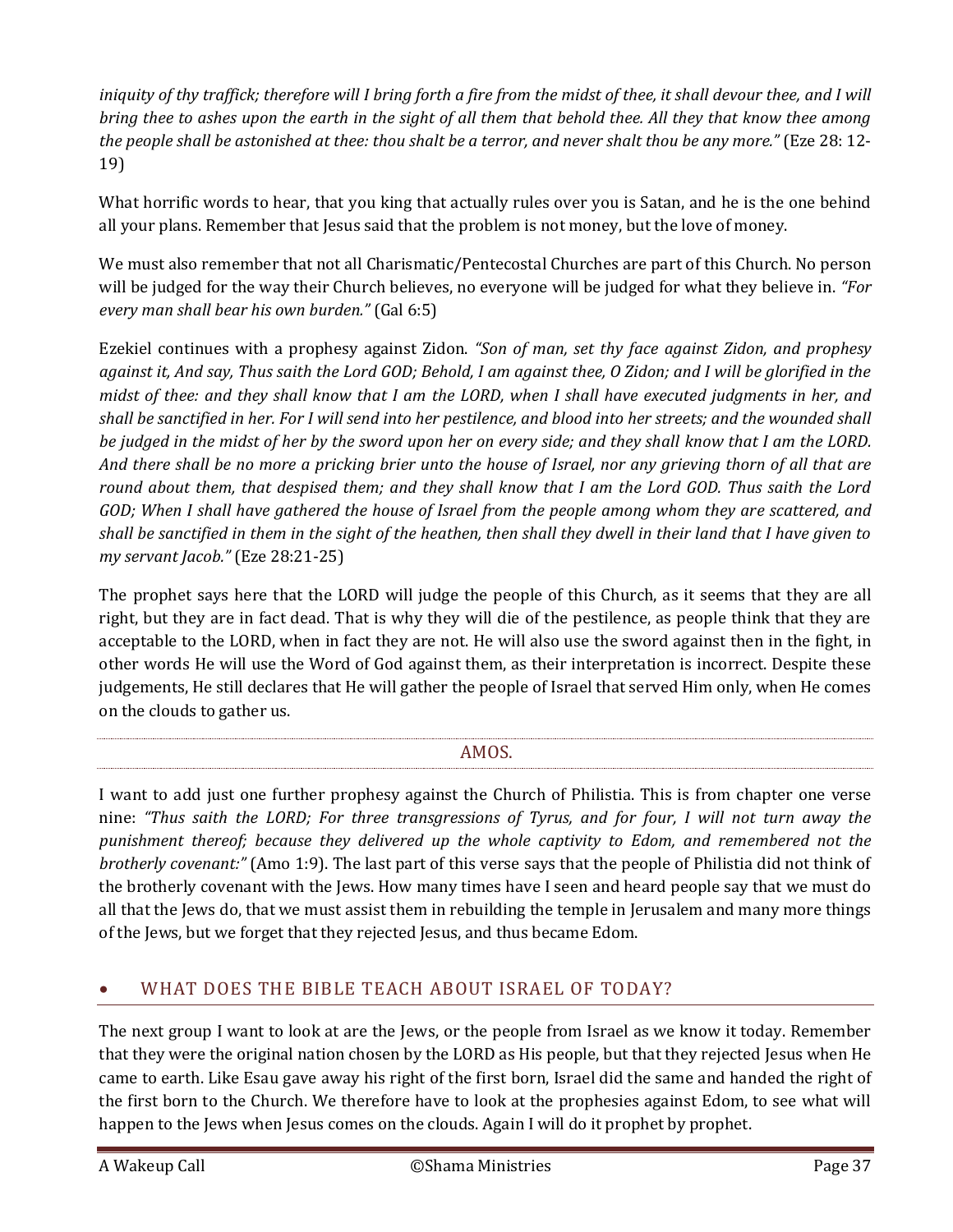*iniquity of thy traffick; therefore will I bring forth a fire from the midst of thee, it shall devour thee, and I will bring thee to ashes upon the earth in the sight of all them that behold thee. All they that know thee among the people shall be astonished at thee: thou shalt be a terror, and never shalt thou be any more."* (Eze 28: 12-19)

What horrific words to hear, that you king that actually rules over you is Satan, and he is the one behind all your plans. Remember that Jesus said that the problem is not money, but the love of money.

We must also remember that not all Charismatic/Pentecostal Churches are part of this Church. No person will be judged for the way their Church believes, no everyone will be judged for what they believe in. *"For every man shall bear his own burden."* (Gal 6:5)

Ezekiel continues with a prophesy against Zidon. *"Son of man, set thy face against Zidon, and prophesy against it, And say, Thus saith the Lord GOD; Behold, I am against thee, O Zidon; and I will be glorified in the midst of thee: and they shall know that I am the LORD, when I shall have executed judgments in her, and shall be sanctified in her. For I will send into her pestilence, and blood into her streets; and the wounded shall be judged in the midst of her by the sword upon her on every side; and they shall know that I am the LORD. And there shall be no more a pricking brier unto the house of Israel, nor any grieving thorn of all that are round about them, that despised them; and they shall know that I am the Lord GOD. Thus saith the Lord GOD; When I shall have gathered the house of Israel from the people among whom they are scattered, and shall be sanctified in them in the sight of the heathen, then shall they dwell in their land that I have given to my servant Jacob."* (Eze 28:21-25)

The prophet says here that the LORD will judge the people of this Church, as it seems that they are all right, but they are in fact dead. That is why they will die of the pestilence, as people think that they are acceptable to the LORD, when in fact they are not. He will also use the sword against then in the fight, in other words He will use the Word of God against them, as their interpretation is incorrect. Despite these judgements, He still declares that He will gather the people of Israel that served Him only, when He comes on the clouds to gather us.

### AMOS.

I want to add just one further prophesy against the Church of Philistia. This is from chapter one verse nine: *"Thus saith the LORD; For three transgressions of Tyrus, and for four, I will not turn away the punishment thereof; because they delivered up the whole captivity to Edom, and remembered not the brotherly covenant:"* (Amo 1:9). The last part of this verse says that the people of Philistia did not think of the brotherly covenant with the Jews. How many times have I seen and heard people say that we must do all that the Jews do, that we must assist them in rebuilding the temple in Jerusalem and many more things of the Jews, but we forget that they rejected Jesus, and thus became Edom.

## • WHAT DOES THE BIBLE TEACH ABOUT ISRAEL OF TODAY?

The next group I want to look at are the Jews, or the people from Israel as we know it today. Remember that they were the original nation chosen by the LORD as His people, but that they rejected Jesus when He came to earth. Like Esau gave away his right of the first born, Israel did the same and handed the right of the first born to the Church. We therefore have to look at the prophesies against Edom, to see what will happen to the Jews when Jesus comes on the clouds. Again I will do it prophet by prophet.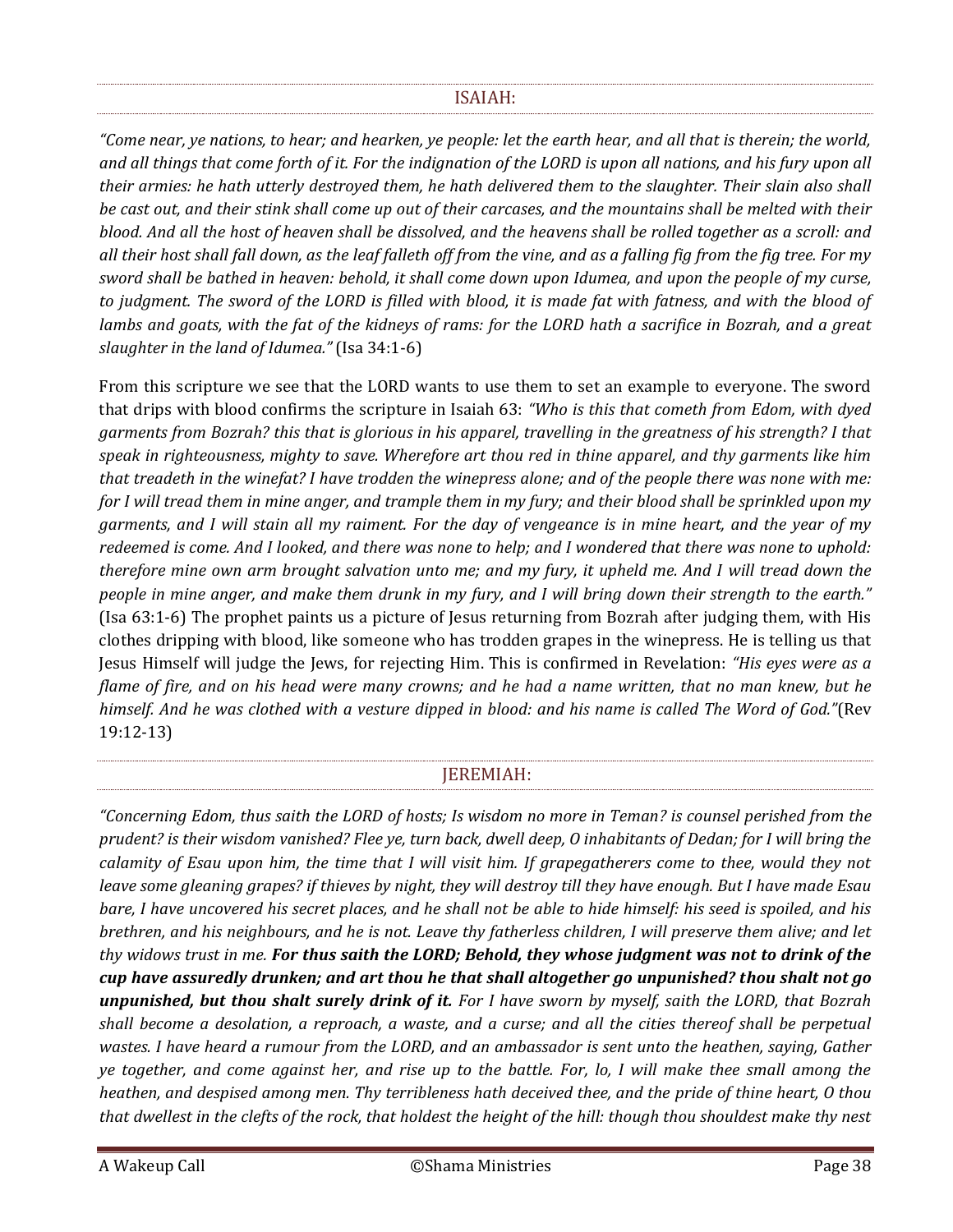## ISAIAH:

*"Come near, ye nations, to hear; and hearken, ye people: let the earth hear, and all that is therein; the world, and all things that come forth of it. For the indignation of the LORD is upon all nations, and his fury upon all their armies: he hath utterly destroyed them, he hath delivered them to the slaughter. Their slain also shall be cast out, and their stink shall come up out of their carcases, and the mountains shall be melted with their blood. And all the host of heaven shall be dissolved, and the heavens shall be rolled together as a scroll: and all their host shall fall down, as the leaf falleth off from the vine, and as a falling fig from the fig tree. For my sword shall be bathed in heaven: behold, it shall come down upon Idumea, and upon the people of my curse, to judgment. The sword of the LORD is filled with blood, it is made fat with fatness, and with the blood of lambs and goats, with the fat of the kidneys of rams: for the LORD hath a sacrifice in Bozrah, and a great slaughter in the land of Idumea."* (Isa 34:1-6)

From this scripture we see that the LORD wants to use them to set an example to everyone. The sword that drips with blood confirms the scripture in Isaiah 63: *"Who is this that cometh from Edom, with dyed garments from Bozrah? this that is glorious in his apparel, travelling in the greatness of his strength? I that speak in righteousness, mighty to save. Wherefore art thou red in thine apparel, and thy garments like him that treadeth in the winefat? I have trodden the winepress alone; and of the people there was none with me: for I will tread them in mine anger, and trample them in my fury; and their blood shall be sprinkled upon my garments, and I will stain all my raiment. For the day of vengeance is in mine heart, and the year of my redeemed is come. And I looked, and there was none to help; and I wondered that there was none to uphold: therefore mine own arm brought salvation unto me; and my fury, it upheld me. And I will tread down the people in mine anger, and make them drunk in my fury, and I will bring down their strength to the earth."* (Isa 63:1-6) The prophet paints us a picture of Jesus returning from Bozrah after judging them, with His clothes dripping with blood, like someone who has trodden grapes in the winepress. He is telling us that Jesus Himself will judge the Jews, for rejecting Him. This is confirmed in Revelation: *"His eyes were as a flame of fire, and on his head were many crowns; and he had a name written, that no man knew, but he himself. And he was clothed with a vesture dipped in blood: and his name is called The Word of God."*(Rev 19:12-13)

## JEREMIAH:

*"Concerning Edom, thus saith the LORD of hosts; Is wisdom no more in Teman? is counsel perished from the prudent? is their wisdom vanished? Flee ye, turn back, dwell deep, O inhabitants of Dedan; for I will bring the calamity of Esau upon him, the time that I will visit him. If grapegatherers come to thee, would they not leave some gleaning grapes? if thieves by night, they will destroy till they have enough. But I have made Esau bare, I have uncovered his secret places, and he shall not be able to hide himself: his seed is spoiled, and his brethren, and his neighbours, and he is not. Leave thy fatherless children, I will preserve them alive; and let thy widows trust in me.* ***For thus saith the LORD; Behold, they whose judgment was not to drink of the cup have assuredly drunken; and art thou he that shall altogether go unpunished? thou shalt not go unpunished, but thou shalt surely drink of it.*** *For I have sworn by myself, saith the LORD, that Bozrah shall become a desolation, a reproach, a waste, and a curse; and all the cities thereof shall be perpetual wastes. I have heard a rumour from the LORD, and an ambassador is sent unto the heathen, saying, Gather ye together, and come against her, and rise up to the battle. For, lo, I will make thee small among the heathen, and despised among men. Thy terribleness hath deceived thee, and the pride of thine heart, O thou that dwellest in the clefts of the rock, that holdest the height of the hill: though thou shouldest make thy nest*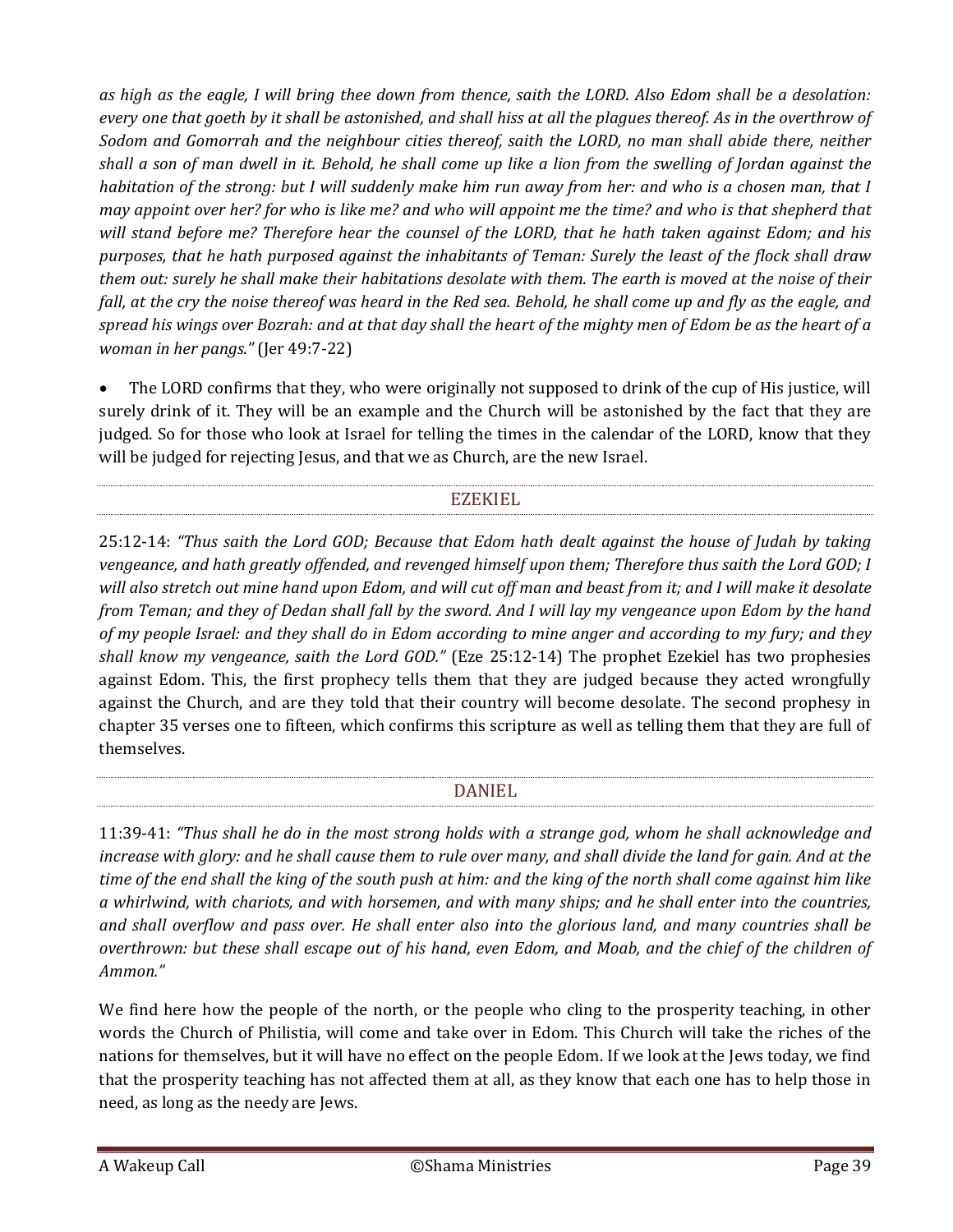*as high as the eagle, I will bring thee down from thence, saith the LORD. Also Edom shall be a desolation: every one that goeth by it shall be astonished, and shall hiss at all the plagues thereof. As in the overthrow of Sodom and Gomorrah and the neighbour cities thereof, saith the LORD, no man shall abide there, neither shall a son of man dwell in it. Behold, he shall come up like a lion from the swelling of Jordan against the habitation of the strong: but I will suddenly make him run away from her: and who is a chosen man, that I may appoint over her? for who is like me? and who will appoint me the time? and who is that shepherd that will stand before me? Therefore hear the counsel of the LORD, that he hath taken against Edom; and his purposes, that he hath purposed against the inhabitants of Teman: Surely the least of the flock shall draw them out: surely he shall make their habitations desolate with them. The earth is moved at the noise of their fall, at the cry the noise thereof was heard in the Red sea. Behold, he shall come up and fly as the eagle, and spread his wings over Bozrah: and at that day shall the heart of the mighty men of Edom be as the heart of a woman in her pangs."* (Jer 49:7-22)

- The LORD confirms that they, who were originally not supposed to drink of the cup of His justice, will surely drink of it. They will be an example and the Church will be astonished by the fact that they are judged. So for those who look at Israel for telling the times in the calendar of the LORD, know that they will be judged for rejecting Jesus, and that we as Church, are the new Israel.

## EZEKIEL

25:12-14: *"Thus saith the Lord GOD; Because that Edom hath dealt against the house of Judah by taking vengeance, and hath greatly offended, and revenged himself upon them; Therefore thus saith the Lord GOD; I will also stretch out mine hand upon Edom, and will cut off man and beast from it; and I will make it desolate from Teman; and they of Dedan shall fall by the sword. And I will lay my vengeance upon Edom by the hand of my people Israel: and they shall do in Edom according to mine anger and according to my fury; and they shall know my vengeance, saith the Lord GOD."* (Eze 25:12-14) The prophet Ezekiel has two prophesies against Edom. This, the first prophecy tells them that they are judged because they acted wrongfully against the Church, and are they told that their country will become desolate. The second prophesy in chapter 35 verses one to fifteen, which confirms this scripture as well as telling them that they are full of themselves.

## DANIEL

11:39-41: *"Thus shall he do in the most strong holds with a strange god, whom he shall acknowledge and increase with glory: and he shall cause them to rule over many, and shall divide the land for gain. And at the time of the end shall the king of the south push at him: and the king of the north shall come against him like a whirlwind, with chariots, and with horsemen, and with many ships; and he shall enter into the countries, and shall overflow and pass over. He shall enter also into the glorious land, and many countries shall be overthrown: but these shall escape out of his hand, even Edom, and Moab, and the chief of the children of Ammon."*

We find here how the people of the north, or the people who cling to the prosperity teaching, in other words the Church of Philistia, will come and take over in Edom. This Church will take the riches of the nations for themselves, but it will have no effect on the people Edom. If we look at the Jews today, we find that the prosperity teaching has not affected them at all, as they know that each one has to help those in need, as long as the needy are Jews.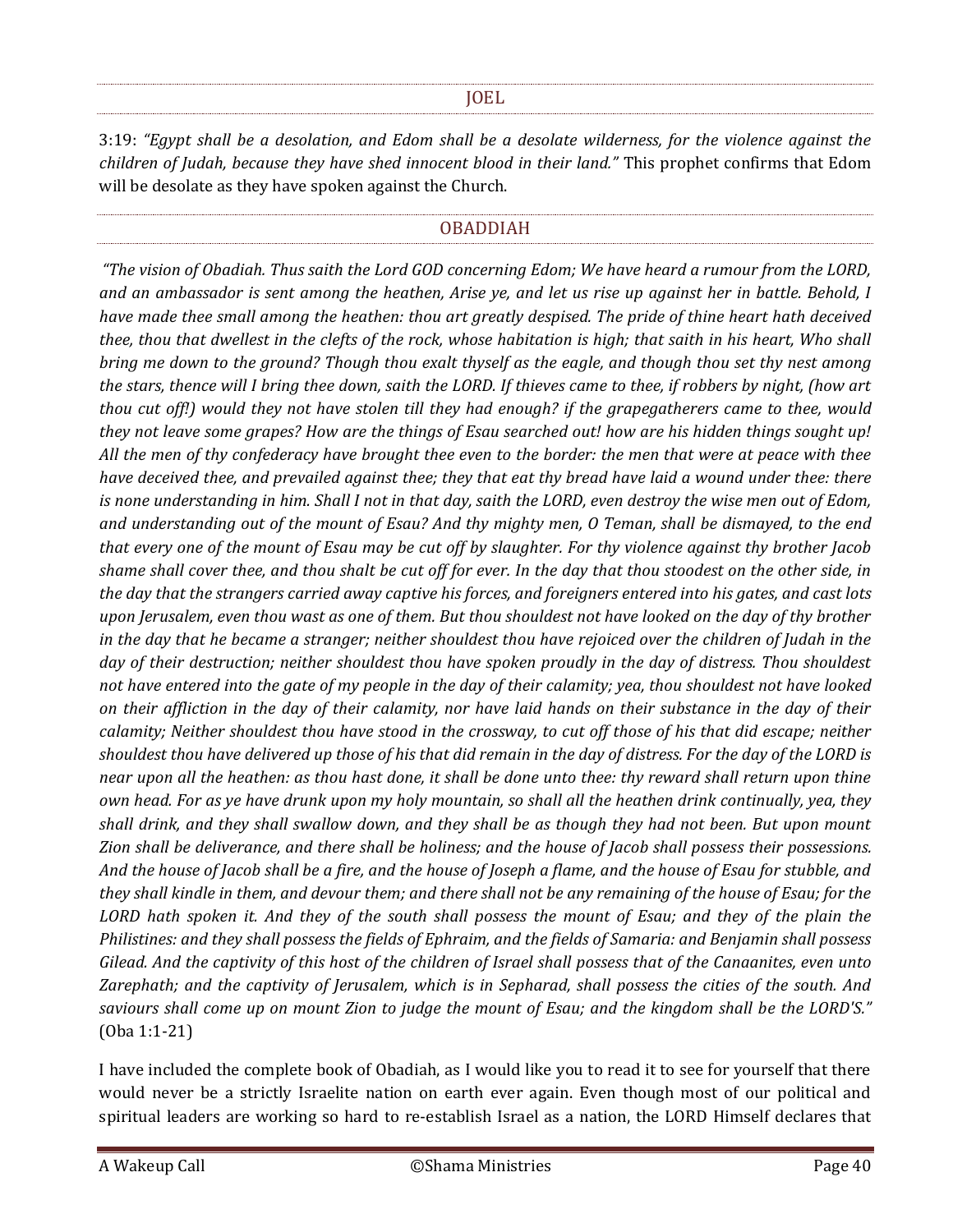## JOEL

3:19: *"Egypt shall be a desolation, and Edom shall be a desolate wilderness, for the violence against the children of Judah, because they have shed innocent blood in their land."* This prophet confirms that Edom will be desolate as they have spoken against the Church.

## OBADDIAH

*"The vision of Obadiah. Thus saith the Lord GOD concerning Edom; We have heard a rumour from the LORD, and an ambassador is sent among the heathen, Arise ye, and let us rise up against her in battle. Behold, I have made thee small among the heathen: thou art greatly despised. The pride of thine heart hath deceived thee, thou that dwellest in the clefts of the rock, whose habitation is high; that saith in his heart, Who shall bring me down to the ground? Though thou exalt thyself as the eagle, and though thou set thy nest among the stars, thence will I bring thee down, saith the LORD. If thieves came to thee, if robbers by night, (how art thou cut off!) would they not have stolen till they had enough? if the grapegatherers came to thee, would they not leave some grapes? How are the things of Esau searched out! how are his hidden things sought up! All the men of thy confederacy have brought thee even to the border: the men that were at peace with thee have deceived thee, and prevailed against thee; they that eat thy bread have laid a wound under thee: there is none understanding in him. Shall I not in that day, saith the LORD, even destroy the wise men out of Edom, and understanding out of the mount of Esau? And thy mighty men, O Teman, shall be dismayed, to the end that every one of the mount of Esau may be cut off by slaughter. For thy violence against thy brother Jacob shame shall cover thee, and thou shalt be cut off for ever. In the day that thou stoodest on the other side, in the day that the strangers carried away captive his forces, and foreigners entered into his gates, and cast lots upon Jerusalem, even thou wast as one of them. But thou shouldest not have looked on the day of thy brother in the day that he became a stranger; neither shouldest thou have rejoiced over the children of Judah in the day of their destruction; neither shouldest thou have spoken proudly in the day of distress. Thou shouldest not have entered into the gate of my people in the day of their calamity; yea, thou shouldest not have looked on their affliction in the day of their calamity, nor have laid hands on their substance in the day of their calamity; Neither shouldest thou have stood in the crossway, to cut off those of his that did escape; neither shouldest thou have delivered up those of his that did remain in the day of distress. For the day of the LORD is near upon all the heathen: as thou hast done, it shall be done unto thee: thy reward shall return upon thine own head. For as ye have drunk upon my holy mountain, so shall all the heathen drink continually, yea, they shall drink, and they shall swallow down, and they shall be as though they had not been. But upon mount Zion shall be deliverance, and there shall be holiness; and the house of Jacob shall possess their possessions. And the house of Jacob shall be a fire, and the house of Joseph a flame, and the house of Esau for stubble, and they shall kindle in them, and devour them; and there shall not be any remaining of the house of Esau; for the LORD hath spoken it. And they of the south shall possess the mount of Esau; and they of the plain the Philistines: and they shall possess the fields of Ephraim, and the fields of Samaria: and Benjamin shall possess Gilead. And the captivity of this host of the children of Israel shall possess that of the Canaanites, even unto Zarephath; and the captivity of Jerusalem, which is in Sepharad, shall possess the cities of the south. And saviours shall come up on mount Zion to judge the mount of Esau; and the kingdom shall be the LORD'S."* (Oba 1:1-21)

I have included the complete book of Obadiah, as I would like you to read it to see for yourself that there would never be a strictly Israelite nation on earth ever again. Even though most of our political and spiritual leaders are working so hard to re-establish Israel as a nation, the LORD Himself declares that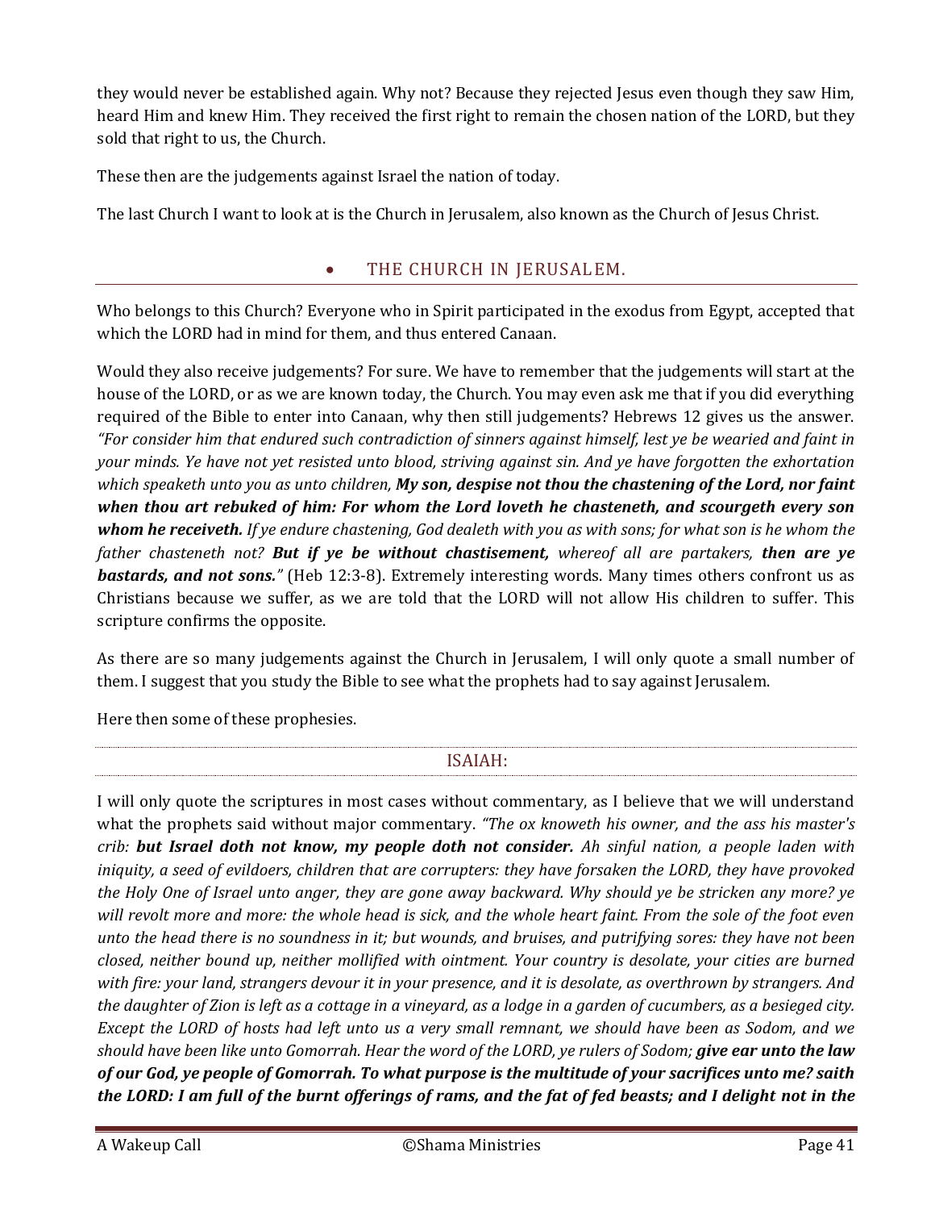they would never be established again. Why not? Because they rejected Jesus even though they saw Him, heard Him and knew Him. They received the first right to remain the chosen nation of the LORD, but they sold that right to us, the Church.

These then are the judgements against Israel the nation of today.

The last Church I want to look at is the Church in Jerusalem, also known as the Church of Jesus Christ.

## • THE CHURCH IN JERUSALEM.

Who belongs to this Church? Everyone who in Spirit participated in the exodus from Egypt, accepted that which the LORD had in mind for them, and thus entered Canaan.

Would they also receive judgements? For sure. We have to remember that the judgements will start at the house of the LORD, or as we are known today, the Church. You may even ask me that if you did everything required of the Bible to enter into Canaan, why then still judgements? Hebrews 12 gives us the answer. *"For consider him that endured such contradiction of sinners against himself, lest ye be wearied and faint in your minds. Ye have not yet resisted unto blood, striving against sin. And ye have forgotten the exhortation which speaketh unto you as unto children,* ***My son, despise not thou the chastening of the Lord, nor faint when thou art rebuked of him: For whom the Lord loveth he chasteneth, and scourgeth every son whom he receiveth.*** *If ye endure chastening, God dealeth with you as with sons; for what son is he whom the father chasteneth not?* ***But if ye be without chastisement,*** *whereof all are partakers,* ***then are ye bastards, and not sons."*** (Heb 12:3-8). Extremely interesting words. Many times others confront us as Christians because we suffer, as we are told that the LORD will not allow His children to suffer. This scripture confirms the opposite.

As there are so many judgements against the Church in Jerusalem, I will only quote a small number of them. I suggest that you study the Bible to see what the prophets had to say against Jerusalem.

Here then some of these prophesies.

### ISAIAH:

I will only quote the scriptures in most cases without commentary, as I believe that we will understand what the prophets said without major commentary. *"The ox knoweth his owner, and the ass his master's crib:* ***but Israel doth not know, my people doth not consider.*** *Ah sinful nation, a people laden with iniquity, a seed of evildoers, children that are corrupters: they have forsaken the LORD, they have provoked the Holy One of Israel unto anger, they are gone away backward. Why should ye be stricken any more? ye will revolt more and more: the whole head is sick, and the whole heart faint. From the sole of the foot even unto the head there is no soundness in it; but wounds, and bruises, and putrifying sores: they have not been closed, neither bound up, neither mollified with ointment. Your country is desolate, your cities are burned with fire: your land, strangers devour it in your presence, and it is desolate, as overthrown by strangers. And the daughter of Zion is left as a cottage in a vineyard, as a lodge in a garden of cucumbers, as a besieged city. Except the LORD of hosts had left unto us a very small remnant, we should have been as Sodom, and we should have been like unto Gomorrah. Hear the word of the LORD, ye rulers of Sodom;* ***give ear unto the law of our God, ye people of Gomorrah. To what purpose is the multitude of your sacrifices unto me? saith the LORD: I am full of the burnt offerings of rams, and the fat of fed beasts; and I delight not in the***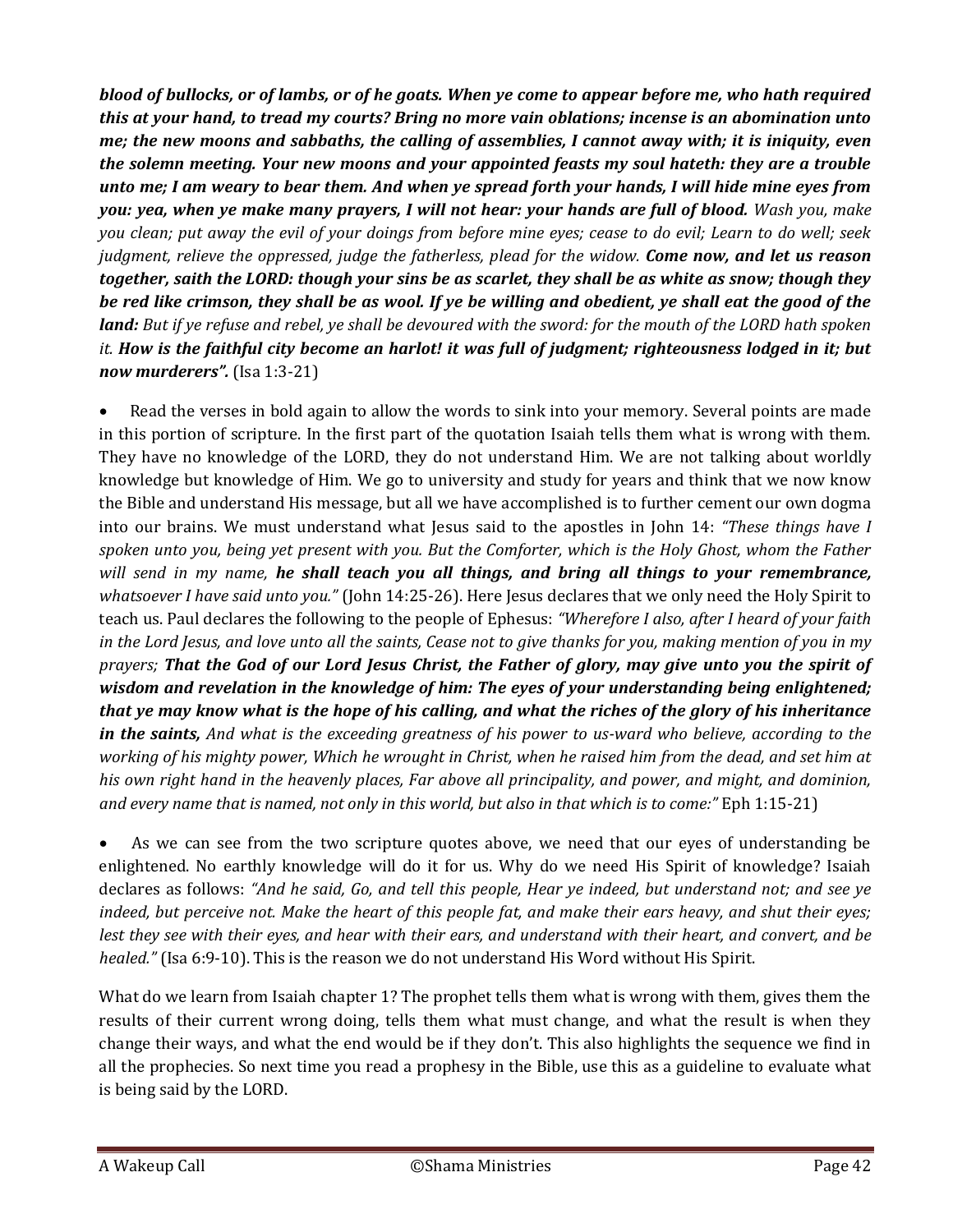***blood of bullocks, or of lambs, or of he goats. When ye come to appear before me, who hath required this at your hand, to tread my courts? Bring no more vain oblations; incense is an abomination unto me; the new moons and sabbaths, the calling of assemblies, I cannot away with; it is iniquity, even the solemn meeting. Your new moons and your appointed feasts my soul hateth: they are a trouble unto me; I am weary to bear them. And when ye spread forth your hands, I will hide mine eyes from you: yea, when ye make many prayers, I will not hear: your hands are full of blood.*** *Wash you, make you clean; put away the evil of your doings from before mine eyes; cease to do evil; Learn to do well; seek judgment, relieve the oppressed, judge the fatherless, plead for the widow.* ***Come now, and let us reason together, saith the LORD: though your sins be as scarlet, they shall be as white as snow; though they be red like crimson, they shall be as wool. If ye be willing and obedient, ye shall eat the good of the land:*** *But if ye refuse and rebel, ye shall be devoured with the sword: for the mouth of the LORD hath spoken it.* ***How is the faithful city become an harlot! it was full of judgment; righteousness lodged in it; but now murderers".*** (Isa 1:3-21)

- Read the verses in bold again to allow the words to sink into your memory. Several points are made in this portion of scripture. In the first part of the quotation Isaiah tells them what is wrong with them. They have no knowledge of the LORD, they do not understand Him. We are not talking about worldly knowledge but knowledge of Him. We go to university and study for years and think that we now know the Bible and understand His message, but all we have accomplished is to further cement our own dogma into our brains. We must understand what Jesus said to the apostles in John 14: *"These things have I spoken unto you, being yet present with you. But the Comforter, which is the Holy Ghost, whom the Father will send in my name,* ***he shall teach you all things, and bring all things to your remembrance,*** *whatsoever I have said unto you."* (John 14:25-26). Here Jesus declares that we only need the Holy Spirit to teach us. Paul declares the following to the people of Ephesus: *"Wherefore I also, after I heard of your faith in the Lord Jesus, and love unto all the saints, Cease not to give thanks for you, making mention of you in my prayers;* ***That the God of our Lord Jesus Christ, the Father of glory, may give unto you the spirit of wisdom and revelation in the knowledge of him: The eyes of your understanding being enlightened; that ye may know what is the hope of his calling, and what the riches of the glory of his inheritance in the saints,*** *And what is the exceeding greatness of his power to us-ward who believe, according to the working of his mighty power, Which he wrought in Christ, when he raised him from the dead, and set him at his own right hand in the heavenly places, Far above all principality, and power, and might, and dominion, and every name that is named, not only in this world, but also in that which is to come:"* Eph 1:15-21)

- As we can see from the two scripture quotes above, we need that our eyes of understanding be enlightened. No earthly knowledge will do it for us. Why do we need His Spirit of knowledge? Isaiah declares as follows: *"And he said, Go, and tell this people, Hear ye indeed, but understand not; and see ye indeed, but perceive not. Make the heart of this people fat, and make their ears heavy, and shut their eyes; lest they see with their eyes, and hear with their ears, and understand with their heart, and convert, and be healed."* (Isa 6:9-10). This is the reason we do not understand His Word without His Spirit.

What do we learn from Isaiah chapter 1? The prophet tells them what is wrong with them, gives them the results of their current wrong doing, tells them what must change, and what the result is when they change their ways, and what the end would be if they don't. This also highlights the sequence we find in all the prophecies. So next time you read a prophesy in the Bible, use this as a guideline to evaluate what is being said by the LORD.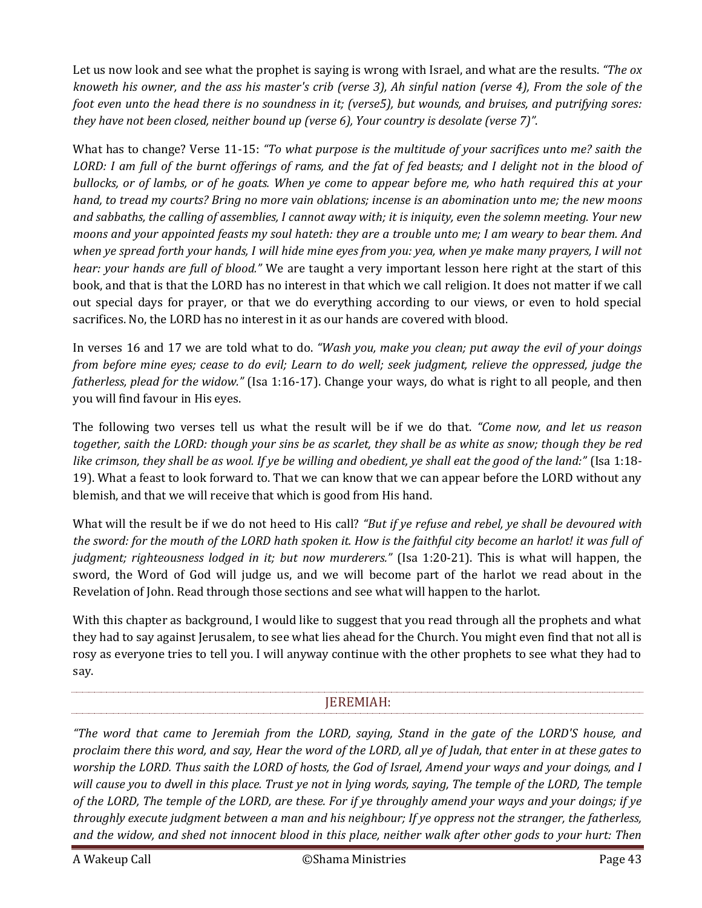Let us now look and see what the prophet is saying is wrong with Israel, and what are the results. *"The ox knoweth his owner, and the ass his master's crib (verse 3), Ah sinful nation (verse 4), From the sole of the foot even unto the head there is no soundness in it; (verse5), but wounds, and bruises, and putrifying sores: they have not been closed, neither bound up (verse 6), Your country is desolate (verse 7)".*

What has to change? Verse 11-15: *"To what purpose is the multitude of your sacrifices unto me? saith the LORD: I am full of the burnt offerings of rams, and the fat of fed beasts; and I delight not in the blood of bullocks, or of lambs, or of he goats. When ye come to appear before me, who hath required this at your hand, to tread my courts? Bring no more vain oblations; incense is an abomination unto me; the new moons and sabbaths, the calling of assemblies, I cannot away with; it is iniquity, even the solemn meeting. Your new moons and your appointed feasts my soul hateth: they are a trouble unto me; I am weary to bear them. And when ye spread forth your hands, I will hide mine eyes from you: yea, when ye make many prayers, I will not hear: your hands are full of blood."* We are taught a very important lesson here right at the start of this book, and that is that the LORD has no interest in that which we call religion. It does not matter if we call out special days for prayer, or that we do everything according to our views, or even to hold special sacrifices. No, the LORD has no interest in it as our hands are covered with blood.

In verses 16 and 17 we are told what to do. *"Wash you, make you clean; put away the evil of your doings from before mine eyes; cease to do evil; Learn to do well; seek judgment, relieve the oppressed, judge the fatherless, plead for the widow."* (Isa 1:16-17). Change your ways, do what is right to all people, and then you will find favour in His eyes.

The following two verses tell us what the result will be if we do that. *"Come now, and let us reason together, saith the LORD: though your sins be as scarlet, they shall be as white as snow; though they be red like crimson, they shall be as wool. If ye be willing and obedient, ye shall eat the good of the land:"* (Isa 1:18-19). What a feast to look forward to. That we can know that we can appear before the LORD without any blemish, and that we will receive that which is good from His hand.

What will the result be if we do not heed to His call? *"But if ye refuse and rebel, ye shall be devoured with the sword: for the mouth of the LORD hath spoken it. How is the faithful city become an harlot! it was full of judgment; righteousness lodged in it; but now murderers."* (Isa 1:20-21). This is what will happen, the sword, the Word of God will judge us, and we will become part of the harlot we read about in the Revelation of John. Read through those sections and see what will happen to the harlot.

With this chapter as background, I would like to suggest that you read through all the prophets and what they had to say against Jerusalem, to see what lies ahead for the Church. You might even find that not all is rosy as everyone tries to tell you. I will anyway continue with the other prophets to see what they had to say.

## JEREMIAH:

*"The word that came to Jeremiah from the LORD, saying, Stand in the gate of the LORD'S house, and proclaim there this word, and say, Hear the word of the LORD, all ye of Judah, that enter in at these gates to worship the LORD. Thus saith the LORD of hosts, the God of Israel, Amend your ways and your doings, and I will cause you to dwell in this place. Trust ye not in lying words, saying, The temple of the LORD, The temple of the LORD, The temple of the LORD, are these. For if ye throughly amend your ways and your doings; if ye throughly execute judgment between a man and his neighbour; If ye oppress not the stranger, the fatherless, and the widow, and shed not innocent blood in this place, neither walk after other gods to your hurt: Then*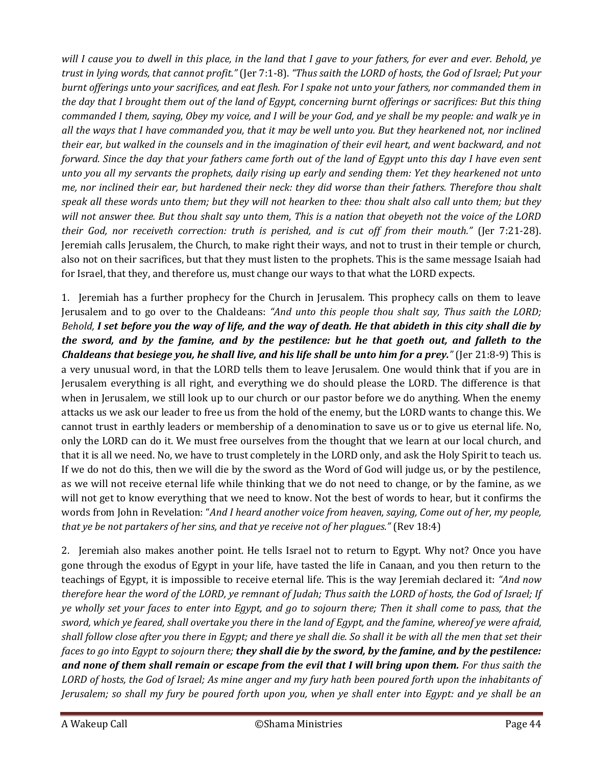*will I cause you to dwell in this place, in the land that I gave to your fathers, for ever and ever. Behold, ye trust in lying words, that cannot profit."* (Jer 7:1-8). *"Thus saith the LORD of hosts, the God of Israel; Put your burnt offerings unto your sacrifices, and eat flesh. For I spake not unto your fathers, nor commanded them in the day that I brought them out of the land of Egypt, concerning burnt offerings or sacrifices: But this thing commanded I them, saying, Obey my voice, and I will be your God, and ye shall be my people: and walk ye in all the ways that I have commanded you, that it may be well unto you. But they hearkened not, nor inclined their ear, but walked in the counsels and in the imagination of their evil heart, and went backward, and not forward. Since the day that your fathers came forth out of the land of Egypt unto this day I have even sent unto you all my servants the prophets, daily rising up early and sending them: Yet they hearkened not unto me, nor inclined their ear, but hardened their neck: they did worse than their fathers. Therefore thou shalt speak all these words unto them; but they will not hearken to thee: thou shalt also call unto them; but they will not answer thee. But thou shalt say unto them, This is a nation that obeyeth not the voice of the LORD their God, nor receiveth correction: truth is perished, and is cut off from their mouth."* (Jer 7:21-28). Jeremiah calls Jerusalem, the Church, to make right their ways, and not to trust in their temple or church, also not on their sacrifices, but that they must listen to the prophets. This is the same message Isaiah had for Israel, that they, and therefore us, must change our ways to that what the LORD expects.

1. Jeremiah has a further prophecy for the Church in Jerusalem. This prophecy calls on them to leave Jerusalem and to go over to the Chaldeans: *"And unto this people thou shalt say, Thus saith the LORD; Behold,* ***I set before you the way of life, and the way of death. He that abideth in this city shall die by the sword, and by the famine, and by the pestilence: but he that goeth out, and falleth to the Chaldeans that besiege you, he shall live, and his life shall be unto him for a prey.****"* (Jer 21:8-9) This is a very unusual word, in that the LORD tells them to leave Jerusalem. One would think that if you are in Jerusalem everything is all right, and everything we do should please the LORD. The difference is that when in Jerusalem, we still look up to our church or our pastor before we do anything. When the enemy attacks us we ask our leader to free us from the hold of the enemy, but the LORD wants to change this. We cannot trust in earthly leaders or membership of a denomination to save us or to give us eternal life. No, only the LORD can do it. We must free ourselves from the thought that we learn at our local church, and that it is all we need. No, we have to trust completely in the LORD only, and ask the Holy Spirit to teach us. If we do not do this, then we will die by the sword as the Word of God will judge us, or by the pestilence, as we will not receive eternal life while thinking that we do not need to change, or by the famine, as we will not get to know everything that we need to know. Not the best of words to hear, but it confirms the words from John in Revelation: "*And I heard another voice from heaven, saying, Come out of her, my people, that ye be not partakers of her sins, and that ye receive not of her plagues."* (Rev 18:4)

2. Jeremiah also makes another point. He tells Israel not to return to Egypt. Why not? Once you have gone through the exodus of Egypt in your life, have tasted the life in Canaan, and you then return to the teachings of Egypt, it is impossible to receive eternal life. This is the way Jeremiah declared it: *"And now therefore hear the word of the LORD, ye remnant of Judah; Thus saith the LORD of hosts, the God of Israel; If ye wholly set your faces to enter into Egypt, and go to sojourn there; Then it shall come to pass, that the sword, which ye feared, shall overtake you there in the land of Egypt, and the famine, whereof ye were afraid, shall follow close after you there in Egypt; and there ye shall die. So shall it be with all the men that set their faces to go into Egypt to sojourn there;* ***they shall die by the sword, by the famine, and by the pestilence: and none of them shall remain or escape from the evil that I will bring upon them.*** *For thus saith the LORD of hosts, the God of Israel; As mine anger and my fury hath been poured forth upon the inhabitants of Jerusalem; so shall my fury be poured forth upon you, when ye shall enter into Egypt: and ye shall be an*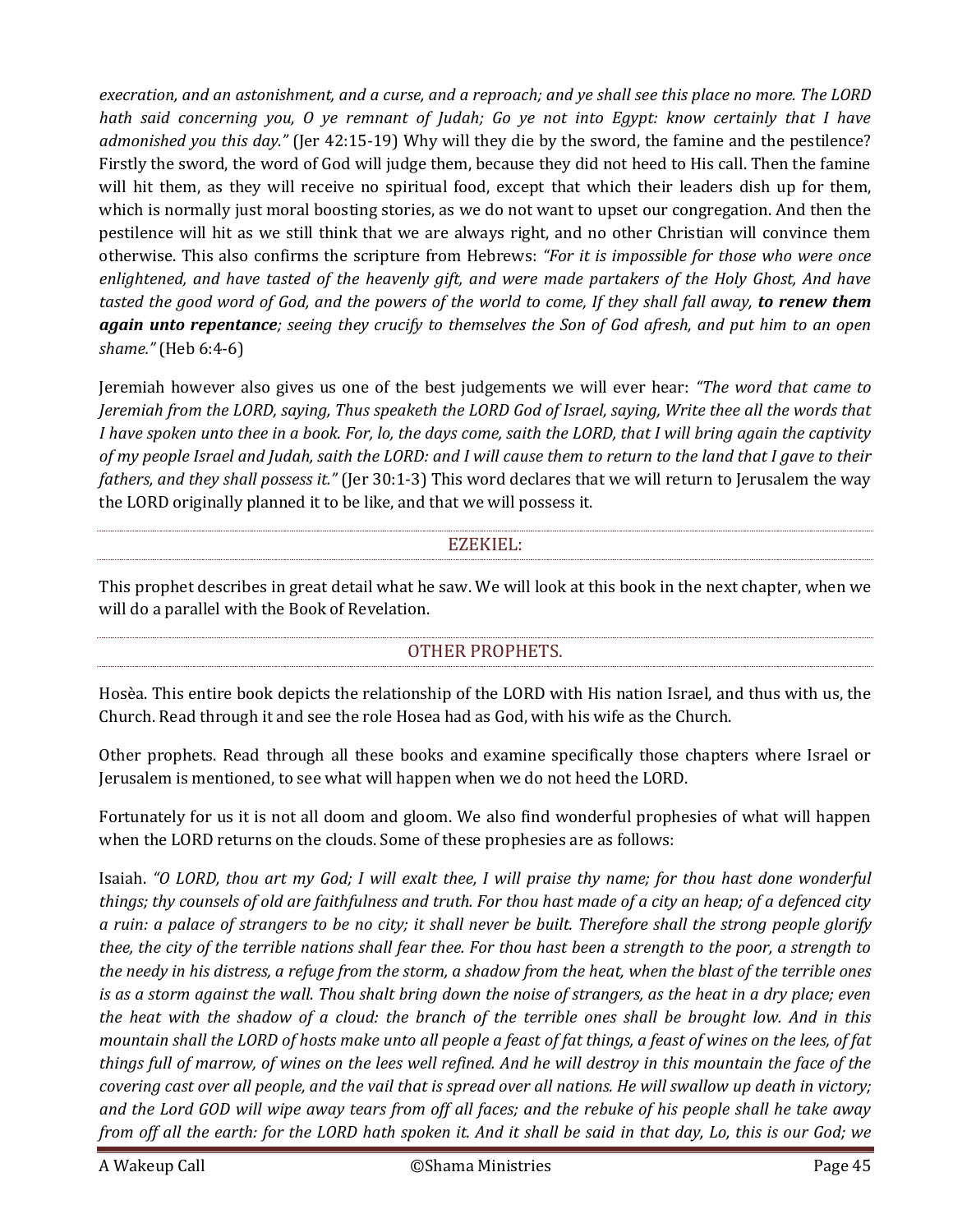*execration, and an astonishment, and a curse, and a reproach; and ye shall see this place no more. The LORD hath said concerning you, O ye remnant of Judah; Go ye not into Egypt: know certainly that I have admonished you this day."* (Jer 42:15-19) Why will they die by the sword, the famine and the pestilence? Firstly the sword, the word of God will judge them, because they did not heed to His call. Then the famine will hit them, as they will receive no spiritual food, except that which their leaders dish up for them, which is normally just moral boosting stories, as we do not want to upset our congregation. And then the pestilence will hit as we still think that we are always right, and no other Christian will convince them otherwise. This also confirms the scripture from Hebrews: *"For it is impossible for those who were once enlightened, and have tasted of the heavenly gift, and were made partakers of the Holy Ghost, And have tasted the good word of God, and the powers of the world to come, If they shall fall away, **to renew them again unto repentance**; seeing they crucify to themselves the Son of God afresh, and put him to an open shame."* (Heb 6:4-6)

Jeremiah however also gives us one of the best judgements we will ever hear: *"The word that came to Jeremiah from the LORD, saying, Thus speaketh the LORD God of Israel, saying, Write thee all the words that I have spoken unto thee in a book. For, lo, the days come, saith the LORD, that I will bring again the captivity of my people Israel and Judah, saith the LORD: and I will cause them to return to the land that I gave to their fathers, and they shall possess it."* (Jer 30:1-3) This word declares that we will return to Jerusalem the way the LORD originally planned it to be like, and that we will possess it.

## EZEKIEL:

This prophet describes in great detail what he saw. We will look at this book in the next chapter, when we will do a parallel with the Book of Revelation.

## OTHER PROPHETS.

Hosèa. This entire book depicts the relationship of the LORD with His nation Israel, and thus with us, the Church. Read through it and see the role Hosea had as God, with his wife as the Church.

Other prophets. Read through all these books and examine specifically those chapters where Israel or Jerusalem is mentioned, to see what will happen when we do not heed the LORD.

Fortunately for us it is not all doom and gloom. We also find wonderful prophesies of what will happen when the LORD returns on the clouds. Some of these prophesies are as follows:

Isaiah. *"O LORD, thou art my God; I will exalt thee, I will praise thy name; for thou hast done wonderful things; thy counsels of old are faithfulness and truth. For thou hast made of a city an heap; of a defenced city a ruin: a palace of strangers to be no city; it shall never be built. Therefore shall the strong people glorify thee, the city of the terrible nations shall fear thee. For thou hast been a strength to the poor, a strength to the needy in his distress, a refuge from the storm, a shadow from the heat, when the blast of the terrible ones is as a storm against the wall. Thou shalt bring down the noise of strangers, as the heat in a dry place; even the heat with the shadow of a cloud: the branch of the terrible ones shall be brought low. And in this mountain shall the LORD of hosts make unto all people a feast of fat things, a feast of wines on the lees, of fat things full of marrow, of wines on the lees well refined. And he will destroy in this mountain the face of the covering cast over all people, and the vail that is spread over all nations. He will swallow up death in victory; and the Lord GOD will wipe away tears from off all faces; and the rebuke of his people shall he take away from off all the earth: for the LORD hath spoken it. And it shall be said in that day, Lo, this is our God; we*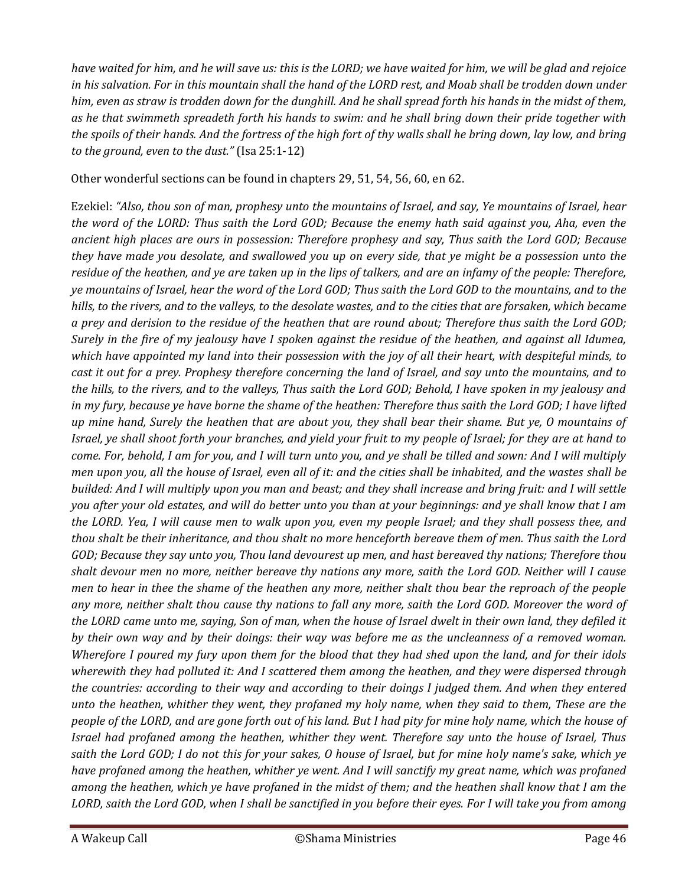*have waited for him, and he will save us: this is the LORD; we have waited for him, we will be glad and rejoice in his salvation. For in this mountain shall the hand of the LORD rest, and Moab shall be trodden down under him, even as straw is trodden down for the dunghill. And he shall spread forth his hands in the midst of them, as he that swimmeth spreadeth forth his hands to swim: and he shall bring down their pride together with the spoils of their hands. And the fortress of the high fort of thy walls shall he bring down, lay low, and bring to the ground, even to the dust."* (Isa 25:1-12)

Other wonderful sections can be found in chapters 29, 51, 54, 56, 60, en 62.

Ezekiel: *"Also, thou son of man, prophesy unto the mountains of Israel, and say, Ye mountains of Israel, hear the word of the LORD: Thus saith the Lord GOD; Because the enemy hath said against you, Aha, even the ancient high places are ours in possession: Therefore prophesy and say, Thus saith the Lord GOD; Because they have made you desolate, and swallowed you up on every side, that ye might be a possession unto the residue of the heathen, and ye are taken up in the lips of talkers, and are an infamy of the people: Therefore, ye mountains of Israel, hear the word of the Lord GOD; Thus saith the Lord GOD to the mountains, and to the hills, to the rivers, and to the valleys, to the desolate wastes, and to the cities that are forsaken, which became a prey and derision to the residue of the heathen that are round about; Therefore thus saith the Lord GOD; Surely in the fire of my jealousy have I spoken against the residue of the heathen, and against all Idumea, which have appointed my land into their possession with the joy of all their heart, with despiteful minds, to cast it out for a prey. Prophesy therefore concerning the land of Israel, and say unto the mountains, and to the hills, to the rivers, and to the valleys, Thus saith the Lord GOD; Behold, I have spoken in my jealousy and in my fury, because ye have borne the shame of the heathen: Therefore thus saith the Lord GOD; I have lifted up mine hand, Surely the heathen that are about you, they shall bear their shame. But ye, O mountains of Israel, ye shall shoot forth your branches, and yield your fruit to my people of Israel; for they are at hand to come. For, behold, I am for you, and I will turn unto you, and ye shall be tilled and sown: And I will multiply men upon you, all the house of Israel, even all of it: and the cities shall be inhabited, and the wastes shall be builded: And I will multiply upon you man and beast; and they shall increase and bring fruit: and I will settle you after your old estates, and will do better unto you than at your beginnings: and ye shall know that I am the LORD. Yea, I will cause men to walk upon you, even my people Israel; and they shall possess thee, and thou shalt be their inheritance, and thou shalt no more henceforth bereave them of men. Thus saith the Lord GOD; Because they say unto you, Thou land devourest up men, and hast bereaved thy nations; Therefore thou shalt devour men no more, neither bereave thy nations any more, saith the Lord GOD. Neither will I cause men to hear in thee the shame of the heathen any more, neither shalt thou bear the reproach of the people any more, neither shalt thou cause thy nations to fall any more, saith the Lord GOD. Moreover the word of the LORD came unto me, saying, Son of man, when the house of Israel dwelt in their own land, they defiled it by their own way and by their doings: their way was before me as the uncleanness of a removed woman. Wherefore I poured my fury upon them for the blood that they had shed upon the land, and for their idols wherewith they had polluted it: And I scattered them among the heathen, and they were dispersed through the countries: according to their way and according to their doings I judged them. And when they entered unto the heathen, whither they went, they profaned my holy name, when they said to them, These are the people of the LORD, and are gone forth out of his land. But I had pity for mine holy name, which the house of Israel had profaned among the heathen, whither they went. Therefore say unto the house of Israel, Thus saith the Lord GOD; I do not this for your sakes, O house of Israel, but for mine holy name's sake, which ye have profaned among the heathen, whither ye went. And I will sanctify my great name, which was profaned among the heathen, which ye have profaned in the midst of them; and the heathen shall know that I am the LORD, saith the Lord GOD, when I shall be sanctified in you before their eyes. For I will take you from among*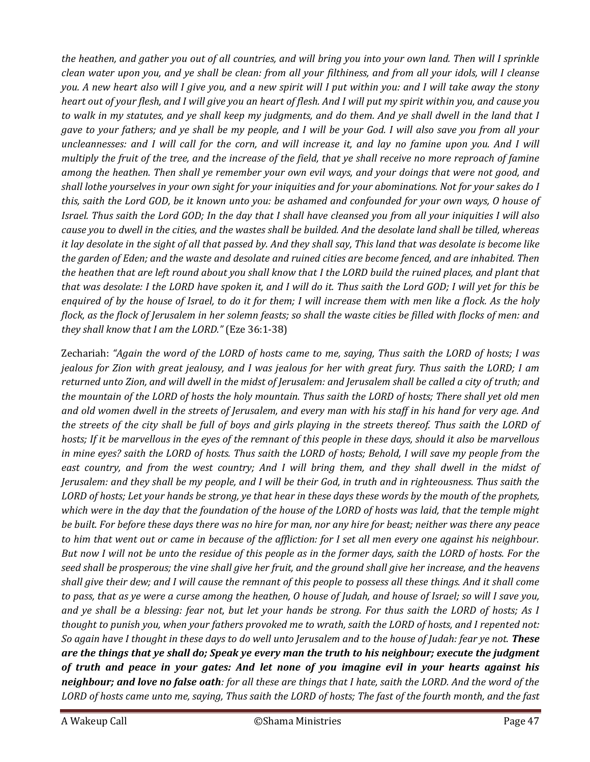*the heathen, and gather you out of all countries, and will bring you into your own land. Then will I sprinkle clean water upon you, and ye shall be clean: from all your filthiness, and from all your idols, will I cleanse you. A new heart also will I give you, and a new spirit will I put within you: and I will take away the stony heart out of your flesh, and I will give you an heart of flesh. And I will put my spirit within you, and cause you to walk in my statutes, and ye shall keep my judgments, and do them. And ye shall dwell in the land that I gave to your fathers; and ye shall be my people, and I will be your God. I will also save you from all your uncleannesses: and I will call for the corn, and will increase it, and lay no famine upon you. And I will multiply the fruit of the tree, and the increase of the field, that ye shall receive no more reproach of famine among the heathen. Then shall ye remember your own evil ways, and your doings that were not good, and shall lothe yourselves in your own sight for your iniquities and for your abominations. Not for your sakes do I this, saith the Lord GOD, be it known unto you: be ashamed and confounded for your own ways, O house of Israel. Thus saith the Lord GOD; In the day that I shall have cleansed you from all your iniquities I will also cause you to dwell in the cities, and the wastes shall be builded. And the desolate land shall be tilled, whereas it lay desolate in the sight of all that passed by. And they shall say, This land that was desolate is become like the garden of Eden; and the waste and desolate and ruined cities are become fenced, and are inhabited. Then the heathen that are left round about you shall know that I the LORD build the ruined places, and plant that that was desolate: I the LORD have spoken it, and I will do it. Thus saith the Lord GOD; I will yet for this be enquired of by the house of Israel, to do it for them; I will increase them with men like a flock. As the holy flock, as the flock of Jerusalem in her solemn feasts; so shall the waste cities be filled with flocks of men: and they shall know that I am the LORD."* (Eze 36:1-38)

Zechariah: *"Again the word of the LORD of hosts came to me, saying, Thus saith the LORD of hosts; I was jealous for Zion with great jealousy, and I was jealous for her with great fury. Thus saith the LORD; I am returned unto Zion, and will dwell in the midst of Jerusalem: and Jerusalem shall be called a city of truth; and the mountain of the LORD of hosts the holy mountain. Thus saith the LORD of hosts; There shall yet old men and old women dwell in the streets of Jerusalem, and every man with his staff in his hand for very age. And the streets of the city shall be full of boys and girls playing in the streets thereof. Thus saith the LORD of hosts; If it be marvellous in the eyes of the remnant of this people in these days, should it also be marvellous in mine eyes? saith the LORD of hosts. Thus saith the LORD of hosts; Behold, I will save my people from the east country, and from the west country; And I will bring them, and they shall dwell in the midst of Jerusalem: and they shall be my people, and I will be their God, in truth and in righteousness. Thus saith the LORD of hosts; Let your hands be strong, ye that hear in these days these words by the mouth of the prophets, which were in the day that the foundation of the house of the LORD of hosts was laid, that the temple might be built. For before these days there was no hire for man, nor any hire for beast; neither was there any peace to him that went out or came in because of the affliction: for I set all men every one against his neighbour. But now I will not be unto the residue of this people as in the former days, saith the LORD of hosts. For the seed shall be prosperous; the vine shall give her fruit, and the ground shall give her increase, and the heavens shall give their dew; and I will cause the remnant of this people to possess all these things. And it shall come to pass, that as ye were a curse among the heathen, O house of Judah, and house of Israel; so will I save you, and ye shall be a blessing: fear not, but let your hands be strong. For thus saith the LORD of hosts; As I thought to punish you, when your fathers provoked me to wrath, saith the LORD of hosts, and I repented not: So again have I thought in these days to do well unto Jerusalem and to the house of Judah: fear ye not.* ***These are the things that ye shall do; Speak ye every man the truth to his neighbour; execute the judgment of truth and peace in your gates: And let none of you imagine evil in your hearts against his neighbour; and love no false oath****: for all these are things that I hate, saith the LORD. And the word of the LORD of hosts came unto me, saying, Thus saith the LORD of hosts; The fast of the fourth month, and the fast*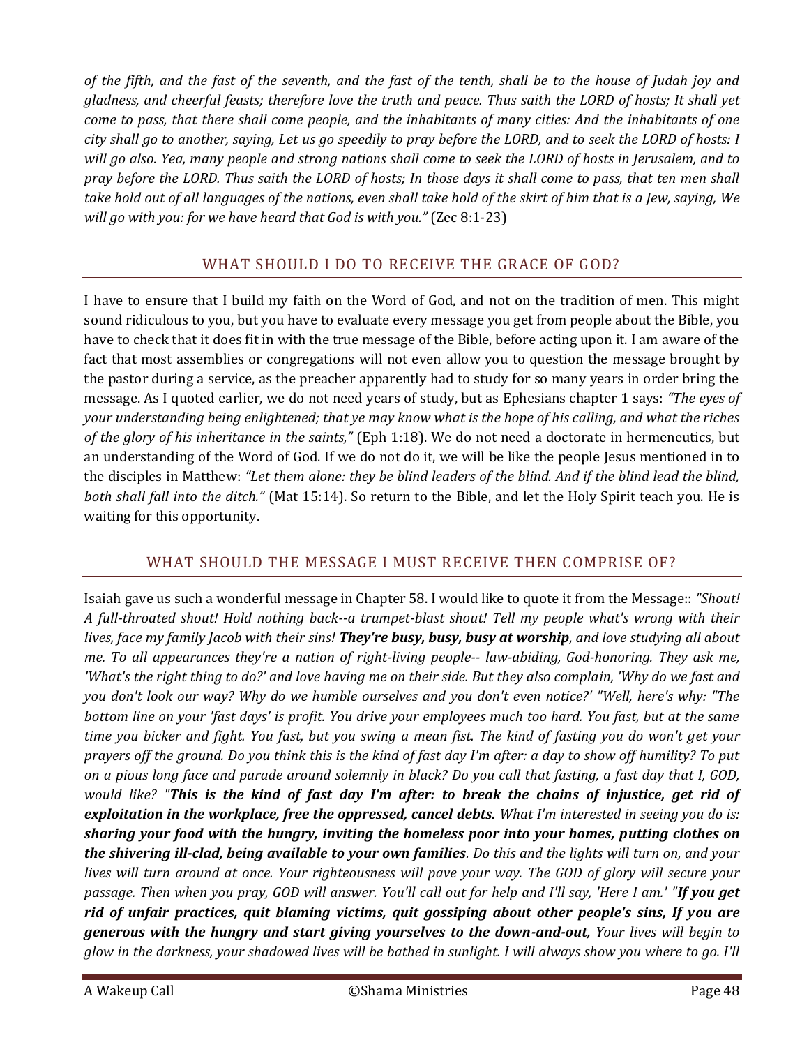*of the fifth, and the fast of the seventh, and the fast of the tenth, shall be to the house of Judah joy and gladness, and cheerful feasts; therefore love the truth and peace. Thus saith the LORD of hosts; It shall yet come to pass, that there shall come people, and the inhabitants of many cities: And the inhabitants of one city shall go to another, saying, Let us go speedily to pray before the LORD, and to seek the LORD of hosts: I will go also. Yea, many people and strong nations shall come to seek the LORD of hosts in Jerusalem, and to pray before the LORD. Thus saith the LORD of hosts; In those days it shall come to pass, that ten men shall take hold out of all languages of the nations, even shall take hold of the skirt of him that is a Jew, saying, We will go with you: for we have heard that God is with you."* (Zec 8:1-23)

## WHAT SHOULD I DO TO RECEIVE THE GRACE OF GOD?

I have to ensure that I build my faith on the Word of God, and not on the tradition of men. This might sound ridiculous to you, but you have to evaluate every message you get from people about the Bible, you have to check that it does fit in with the true message of the Bible, before acting upon it. I am aware of the fact that most assemblies or congregations will not even allow you to question the message brought by the pastor during a service, as the preacher apparently had to study for so many years in order bring the message. As I quoted earlier, we do not need years of study, but as Ephesians chapter 1 says: *"The eyes of your understanding being enlightened; that ye may know what is the hope of his calling, and what the riches of the glory of his inheritance in the saints,"* (Eph 1:18). We do not need a doctorate in hermeneutics, but an understanding of the Word of God. If we do not do it, we will be like the people Jesus mentioned in to the disciples in Matthew: *"Let them alone: they be blind leaders of the blind. And if the blind lead the blind, both shall fall into the ditch."* (Mat 15:14). So return to the Bible, and let the Holy Spirit teach you. He is waiting for this opportunity.

## WHAT SHOULD THE MESSAGE I MUST RECEIVE THEN COMPRISE OF?

Isaiah gave us such a wonderful message in Chapter 58. I would like to quote it from the Message:: *"Shout! A full-throated shout! Hold nothing back--a trumpet-blast shout! Tell my people what's wrong with their lives, face my family Jacob with their sins! **They're busy, busy, busy at worship**, and love studying all about me. To all appearances they're a nation of right-living people-- law-abiding, God-honoring. They ask me, 'What's the right thing to do?' and love having me on their side. But they also complain, 'Why do we fast and you don't look our way? Why do we humble ourselves and you don't even notice?' "Well, here's why: "The bottom line on your 'fast days' is profit. You drive your employees much too hard. You fast, but at the same time you bicker and fight. You fast, but you swing a mean fist. The kind of fasting you do won't get your prayers off the ground. Do you think this is the kind of fast day I'm after: a day to show off humility? To put on a pious long face and parade around solemnly in black? Do you call that fasting, a fast day that I, GOD, would like? "**This is the kind of fast day I'm after: to break the chains of injustice, get rid of exploitation in the workplace, free the oppressed, cancel debts.** What I'm interested in seeing you do is: **sharing your food with the hungry, inviting the homeless poor into your homes, putting clothes on the shivering ill-clad, being available to your own families**. Do this and the lights will turn on, and your lives will turn around at once. Your righteousness will pave your way. The GOD of glory will secure your passage. Then when you pray, GOD will answer. You'll call out for help and I'll say, 'Here I am.' "**If you get rid of unfair practices, quit blaming victims, quit gossiping about other people's sins, If you are generous with the hungry and start giving yourselves to the down-and-out,** Your lives will begin to glow in the darkness, your shadowed lives will be bathed in sunlight. I will always show you where to go. I'll*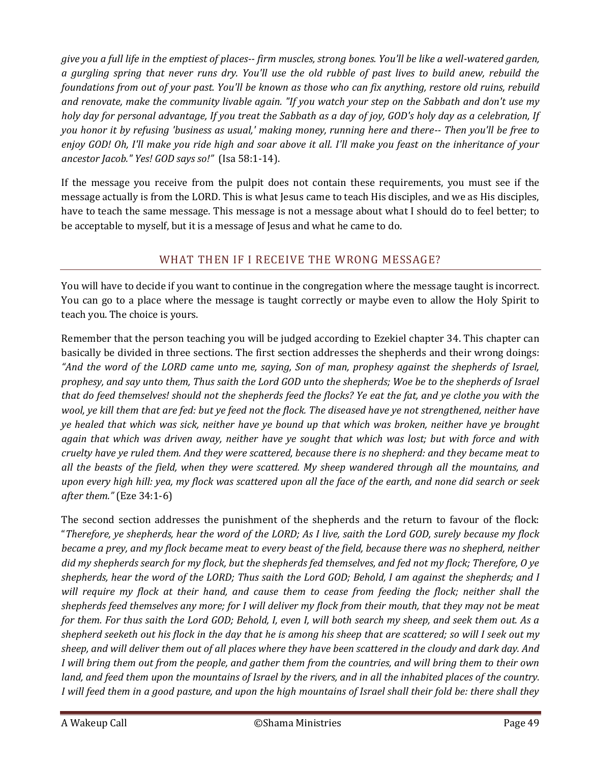*give you a full life in the emptiest of places-- firm muscles, strong bones. You'll be like a well-watered garden, a gurgling spring that never runs dry. You'll use the old rubble of past lives to build anew, rebuild the foundations from out of your past. You'll be known as those who can fix anything, restore old ruins, rebuild and renovate, make the community livable again. "If you watch your step on the Sabbath and don't use my holy day for personal advantage, If you treat the Sabbath as a day of joy, GOD's holy day as a celebration, If you honor it by refusing 'business as usual,' making money, running here and there-- Then you'll be free to enjoy GOD! Oh, I'll make you ride high and soar above it all. I'll make you feast on the inheritance of your ancestor Jacob." Yes! GOD says so!"* (Isa 58:1-14).

If the message you receive from the pulpit does not contain these requirements, you must see if the message actually is from the LORD. This is what Jesus came to teach His disciples, and we as His disciples, have to teach the same message. This message is not a message about what I should do to feel better; to be acceptable to myself, but it is a message of Jesus and what he came to do.

## WHAT THEN IF I RECEIVE THE WRONG MESSAGE?

You will have to decide if you want to continue in the congregation where the message taught is incorrect. You can go to a place where the message is taught correctly or maybe even to allow the Holy Spirit to teach you. The choice is yours.

Remember that the person teaching you will be judged according to Ezekiel chapter 34. This chapter can basically be divided in three sections. The first section addresses the shepherds and their wrong doings: *"And the word of the LORD came unto me, saying, Son of man, prophesy against the shepherds of Israel, prophesy, and say unto them, Thus saith the Lord GOD unto the shepherds; Woe be to the shepherds of Israel that do feed themselves! should not the shepherds feed the flocks? Ye eat the fat, and ye clothe you with the wool, ye kill them that are fed: but ye feed not the flock. The diseased have ye not strengthened, neither have ye healed that which was sick, neither have ye bound up that which was broken, neither have ye brought again that which was driven away, neither have ye sought that which was lost; but with force and with cruelty have ye ruled them. And they were scattered, because there is no shepherd: and they became meat to all the beasts of the field, when they were scattered. My sheep wandered through all the mountains, and upon every high hill: yea, my flock was scattered upon all the face of the earth, and none did search or seek after them."* (Eze 34:1-6)

The second section addresses the punishment of the shepherds and the return to favour of the flock: "*Therefore, ye shepherds, hear the word of the LORD; As I live, saith the Lord GOD, surely because my flock became a prey, and my flock became meat to every beast of the field, because there was no shepherd, neither did my shepherds search for my flock, but the shepherds fed themselves, and fed not my flock; Therefore, O ye shepherds, hear the word of the LORD; Thus saith the Lord GOD; Behold, I am against the shepherds; and I will require my flock at their hand, and cause them to cease from feeding the flock; neither shall the shepherds feed themselves any more; for I will deliver my flock from their mouth, that they may not be meat for them. For thus saith the Lord GOD; Behold, I, even I, will both search my sheep, and seek them out. As a shepherd seeketh out his flock in the day that he is among his sheep that are scattered; so will I seek out my sheep, and will deliver them out of all places where they have been scattered in the cloudy and dark day. And I will bring them out from the people, and gather them from the countries, and will bring them to their own land, and feed them upon the mountains of Israel by the rivers, and in all the inhabited places of the country. I will feed them in a good pasture, and upon the high mountains of Israel shall their fold be: there shall they*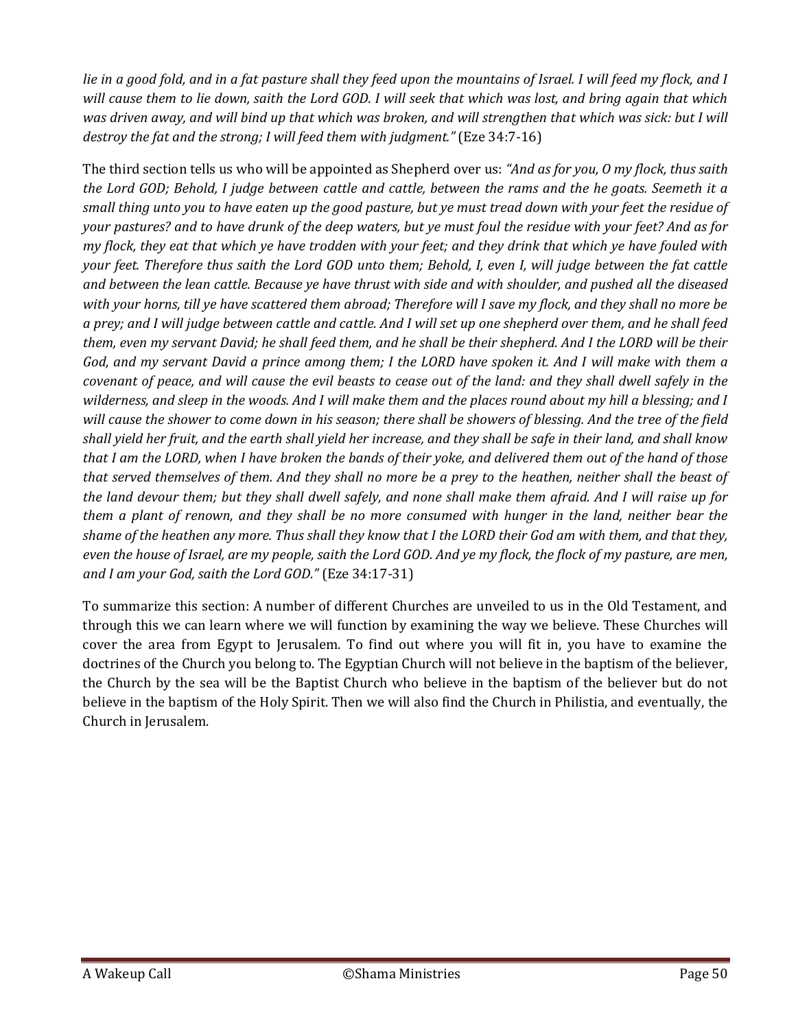*lie in a good fold, and in a fat pasture shall they feed upon the mountains of Israel. I will feed my flock, and I will cause them to lie down, saith the Lord GOD. I will seek that which was lost, and bring again that which was driven away, and will bind up that which was broken, and will strengthen that which was sick: but I will destroy the fat and the strong; I will feed them with judgment."* (Eze 34:7-16)

The third section tells us who will be appointed as Shepherd over us: *"And as for you, O my flock, thus saith the Lord GOD; Behold, I judge between cattle and cattle, between the rams and the he goats. Seemeth it a small thing unto you to have eaten up the good pasture, but ye must tread down with your feet the residue of your pastures? and to have drunk of the deep waters, but ye must foul the residue with your feet? And as for my flock, they eat that which ye have trodden with your feet; and they drink that which ye have fouled with your feet. Therefore thus saith the Lord GOD unto them; Behold, I, even I, will judge between the fat cattle and between the lean cattle. Because ye have thrust with side and with shoulder, and pushed all the diseased with your horns, till ye have scattered them abroad; Therefore will I save my flock, and they shall no more be a prey; and I will judge between cattle and cattle. And I will set up one shepherd over them, and he shall feed them, even my servant David; he shall feed them, and he shall be their shepherd. And I the LORD will be their God, and my servant David a prince among them; I the LORD have spoken it. And I will make with them a covenant of peace, and will cause the evil beasts to cease out of the land: and they shall dwell safely in the wilderness, and sleep in the woods. And I will make them and the places round about my hill a blessing; and I will cause the shower to come down in his season; there shall be showers of blessing. And the tree of the field shall yield her fruit, and the earth shall yield her increase, and they shall be safe in their land, and shall know that I am the LORD, when I have broken the bands of their yoke, and delivered them out of the hand of those that served themselves of them. And they shall no more be a prey to the heathen, neither shall the beast of the land devour them; but they shall dwell safely, and none shall make them afraid. And I will raise up for them a plant of renown, and they shall be no more consumed with hunger in the land, neither bear the shame of the heathen any more. Thus shall they know that I the LORD their God am with them, and that they, even the house of Israel, are my people, saith the Lord GOD. And ye my flock, the flock of my pasture, are men, and I am your God, saith the Lord GOD."* (Eze 34:17-31)

To summarize this section: A number of different Churches are unveiled to us in the Old Testament, and through this we can learn where we will function by examining the way we believe. These Churches will cover the area from Egypt to Jerusalem. To find out where you will fit in, you have to examine the doctrines of the Church you belong to. The Egyptian Church will not believe in the baptism of the believer, the Church by the sea will be the Baptist Church who believe in the baptism of the believer but do not believe in the baptism of the Holy Spirit. Then we will also find the Church in Philistia, and eventually, the Church in Jerusalem.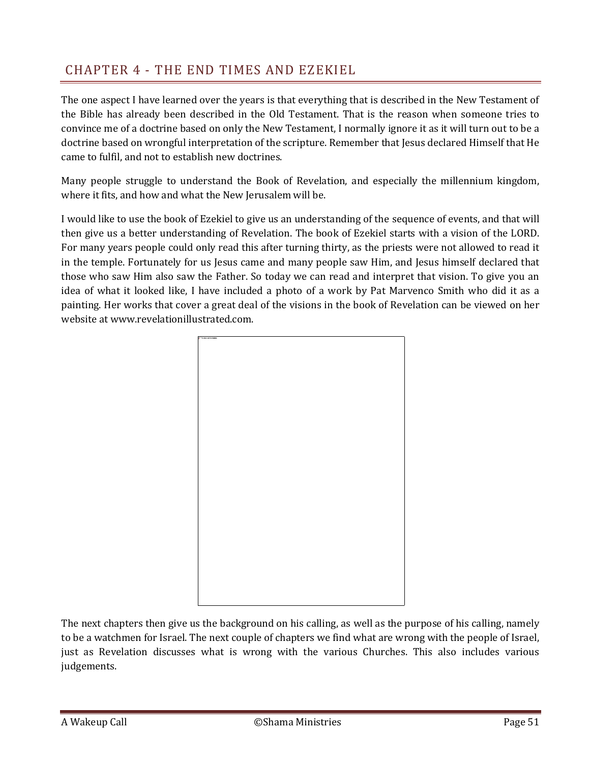## CHAPTER 4 - THE END TIMES AND EZEKIEL

The one aspect I have learned over the years is that everything that is described in the New Testament of the Bible has already been described in the Old Testament. That is the reason when someone tries to convince me of a doctrine based on only the New Testament, I normally ignore it as it will turn out to be a doctrine based on wrongful interpretation of the scripture. Remember that Jesus declared Himself that He came to fulfil, and not to establish new doctrines.

Many people struggle to understand the Book of Revelation, and especially the millennium kingdom, where it fits, and how and what the New Jerusalem will be.

I would like to use the book of Ezekiel to give us an understanding of the sequence of events, and that will then give us a better understanding of Revelation. The book of Ezekiel starts with a vision of the LORD. For many years people could only read this after turning thirty, as the priests were not allowed to read it in the temple. Fortunately for us Jesus came and many people saw Him, and Jesus himself declared that those who saw Him also saw the Father. So today we can read and interpret that vision. To give you an idea of what it looked like, I have included a photo of a work by Pat Marvenco Smith who did it as a painting. Her works that cover a great deal of the visions in the book of Revelation can be viewed on her website at www.revelationillustrated.com.

The next chapters then give us the background on his calling, as well as the purpose of his calling, namely to be a watchmen for Israel. The next couple of chapters we find what are wrong with the people of Israel, just as Revelation discusses what is wrong with the various Churches. This also includes various judgements.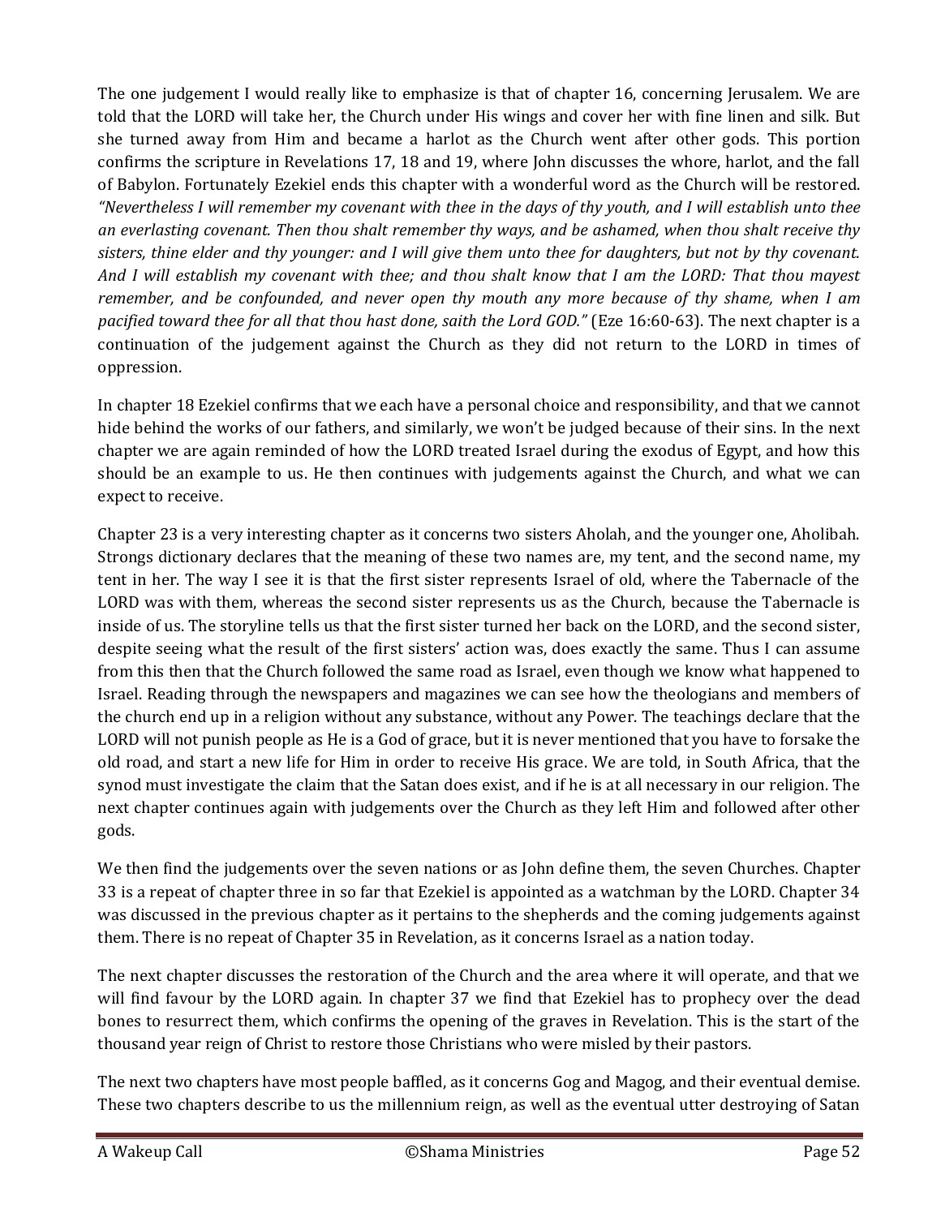The one judgement I would really like to emphasize is that of chapter 16, concerning Jerusalem. We are told that the LORD will take her, the Church under His wings and cover her with fine linen and silk. But she turned away from Him and became a harlot as the Church went after other gods. This portion confirms the scripture in Revelations 17, 18 and 19, where John discusses the whore, harlot, and the fall of Babylon. Fortunately Ezekiel ends this chapter with a wonderful word as the Church will be restored. *"Nevertheless I will remember my covenant with thee in the days of thy youth, and I will establish unto thee an everlasting covenant. Then thou shalt remember thy ways, and be ashamed, when thou shalt receive thy sisters, thine elder and thy younger: and I will give them unto thee for daughters, but not by thy covenant. And I will establish my covenant with thee; and thou shalt know that I am the LORD: That thou mayest remember, and be confounded, and never open thy mouth any more because of thy shame, when I am pacified toward thee for all that thou hast done, saith the Lord GOD."* (Eze 16:60-63). The next chapter is a continuation of the judgement against the Church as they did not return to the LORD in times of oppression.

In chapter 18 Ezekiel confirms that we each have a personal choice and responsibility, and that we cannot hide behind the works of our fathers, and similarly, we won't be judged because of their sins. In the next chapter we are again reminded of how the LORD treated Israel during the exodus of Egypt, and how this should be an example to us. He then continues with judgements against the Church, and what we can expect to receive.

Chapter 23 is a very interesting chapter as it concerns two sisters Aholah, and the younger one, Aholibah. Strongs dictionary declares that the meaning of these two names are, my tent, and the second name, my tent in her. The way I see it is that the first sister represents Israel of old, where the Tabernacle of the LORD was with them, whereas the second sister represents us as the Church, because the Tabernacle is inside of us. The storyline tells us that the first sister turned her back on the LORD, and the second sister, despite seeing what the result of the first sisters' action was, does exactly the same. Thus I can assume from this then that the Church followed the same road as Israel, even though we know what happened to Israel. Reading through the newspapers and magazines we can see how the theologians and members of the church end up in a religion without any substance, without any Power. The teachings declare that the LORD will not punish people as He is a God of grace, but it is never mentioned that you have to forsake the old road, and start a new life for Him in order to receive His grace. We are told, in South Africa, that the synod must investigate the claim that the Satan does exist, and if he is at all necessary in our religion. The next chapter continues again with judgements over the Church as they left Him and followed after other gods.

We then find the judgements over the seven nations or as John define them, the seven Churches. Chapter 33 is a repeat of chapter three in so far that Ezekiel is appointed as a watchman by the LORD. Chapter 34 was discussed in the previous chapter as it pertains to the shepherds and the coming judgements against them. There is no repeat of Chapter 35 in Revelation, as it concerns Israel as a nation today.

The next chapter discusses the restoration of the Church and the area where it will operate, and that we will find favour by the LORD again. In chapter 37 we find that Ezekiel has to prophecy over the dead bones to resurrect them, which confirms the opening of the graves in Revelation. This is the start of the thousand year reign of Christ to restore those Christians who were misled by their pastors.

The next two chapters have most people baffled, as it concerns Gog and Magog, and their eventual demise. These two chapters describe to us the millennium reign, as well as the eventual utter destroying of Satan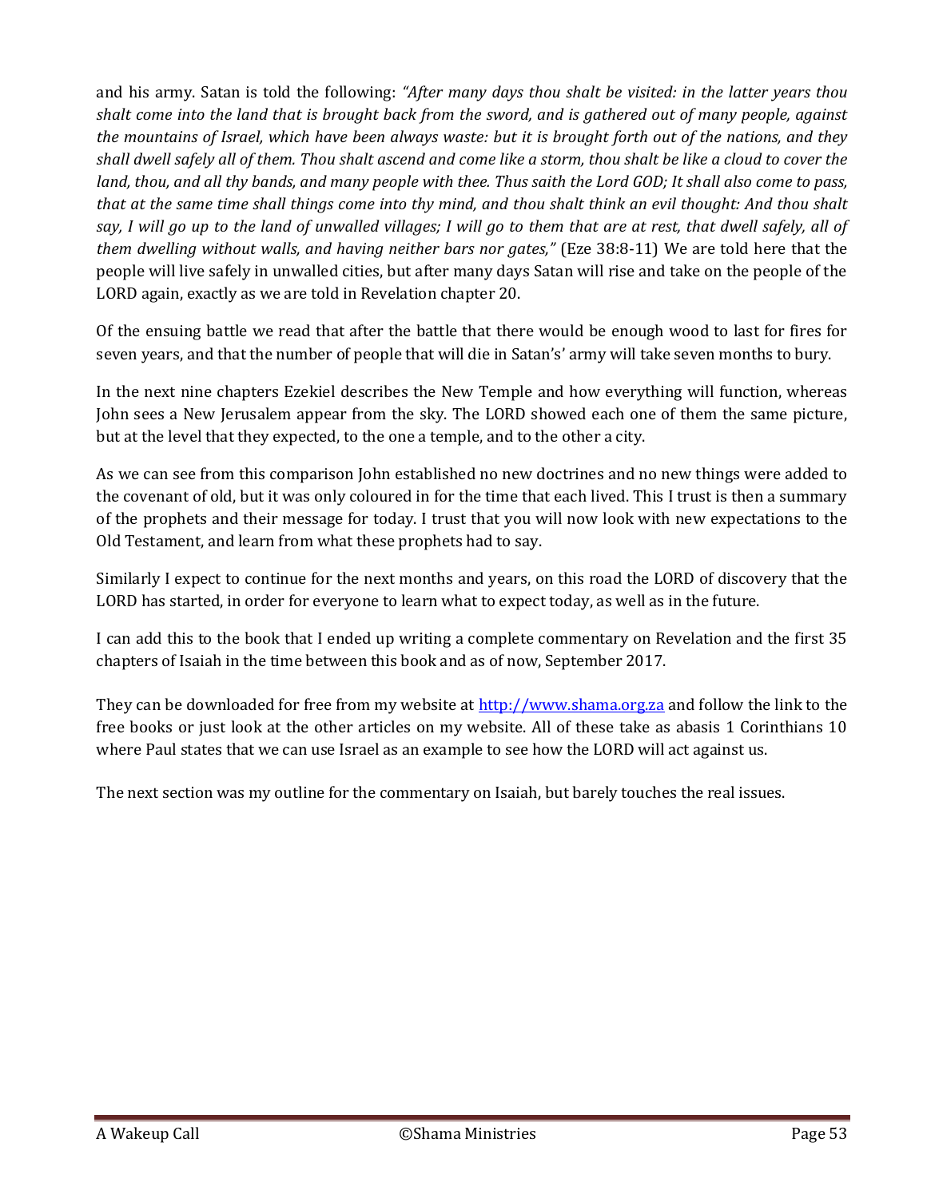and his army. Satan is told the following: *"After many days thou shalt be visited: in the latter years thou shalt come into the land that is brought back from the sword, and is gathered out of many people, against the mountains of Israel, which have been always waste: but it is brought forth out of the nations, and they shall dwell safely all of them. Thou shalt ascend and come like a storm, thou shalt be like a cloud to cover the land, thou, and all thy bands, and many people with thee. Thus saith the Lord GOD; It shall also come to pass, that at the same time shall things come into thy mind, and thou shalt think an evil thought: And thou shalt say, I will go up to the land of unwalled villages; I will go to them that are at rest, that dwell safely, all of them dwelling without walls, and having neither bars nor gates,"* (Eze 38:8-11) We are told here that the people will live safely in unwalled cities, but after many days Satan will rise and take on the people of the LORD again, exactly as we are told in Revelation chapter 20.

Of the ensuing battle we read that after the battle that there would be enough wood to last for fires for seven years, and that the number of people that will die in Satan's' army will take seven months to bury.

In the next nine chapters Ezekiel describes the New Temple and how everything will function, whereas John sees a New Jerusalem appear from the sky. The LORD showed each one of them the same picture, but at the level that they expected, to the one a temple, and to the other a city.

As we can see from this comparison John established no new doctrines and no new things were added to the covenant of old, but it was only coloured in for the time that each lived. This I trust is then a summary of the prophets and their message for today. I trust that you will now look with new expectations to the Old Testament, and learn from what these prophets had to say.

Similarly I expect to continue for the next months and years, on this road the LORD of discovery that the LORD has started, in order for everyone to learn what to expect today, as well as in the future.

I can add this to the book that I ended up writing a complete commentary on Revelation and the first 35 chapters of Isaiah in the time between this book and as of now, September 2017.

They can be downloaded for free from my website at [http://www.shama.org.za](http://www.shama.org.za) and follow the link to the free books or just look at the other articles on my website. All of these take as abasis 1 Corinthians 10 where Paul states that we can use Israel as an example to see how the LORD will act against us.

The next section was my outline for the commentary on Isaiah, but barely touches the real issues.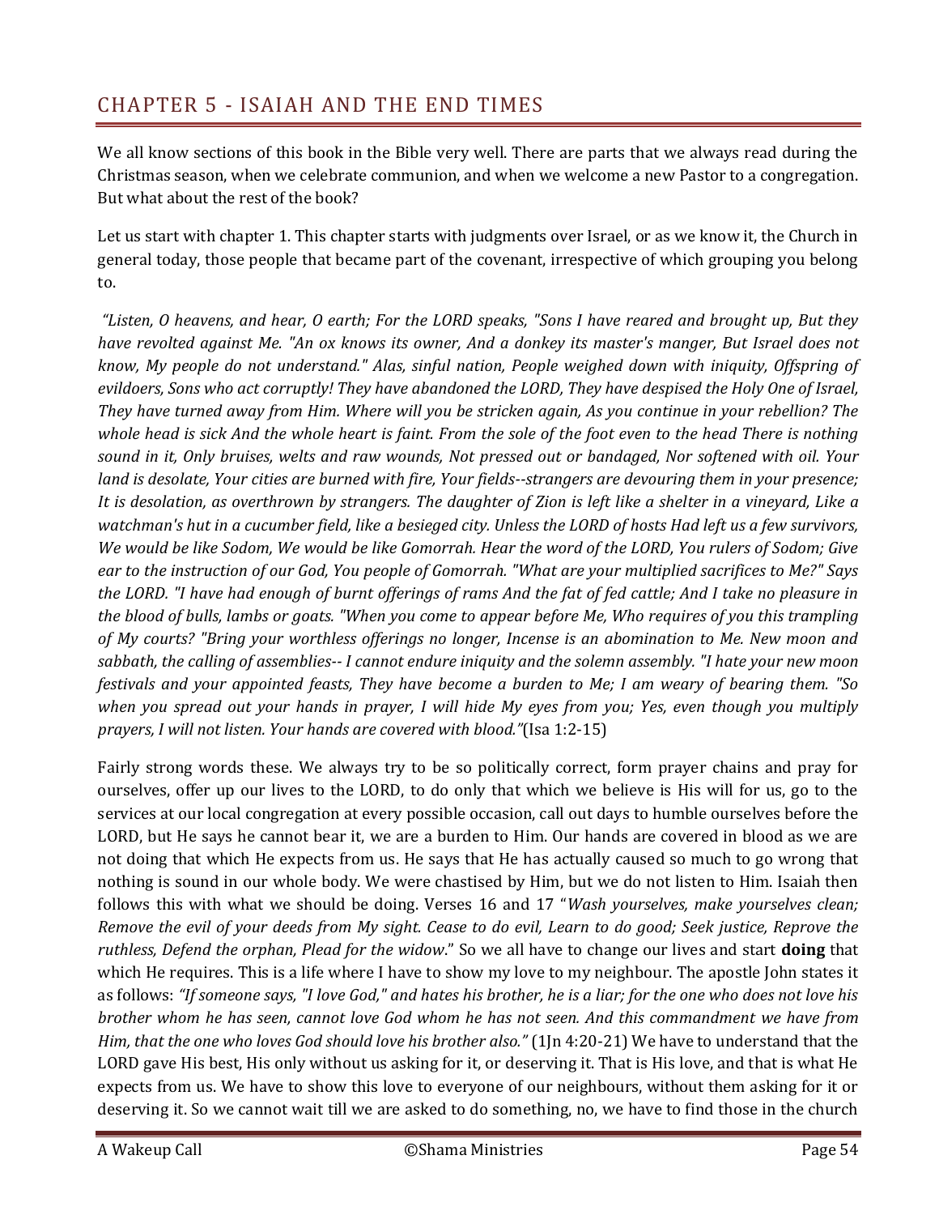# CHAPTER 5 - ISAIAH AND THE END TIMES

We all know sections of this book in the Bible very well. There are parts that we always read during the Christmas season, when we celebrate communion, and when we welcome a new Pastor to a congregation. But what about the rest of the book?

Let us start with chapter 1. This chapter starts with judgments over Israel, or as we know it, the Church in general today, those people that became part of the covenant, irrespective of which grouping you belong to.

*"Listen, O heavens, and hear, O earth; For the LORD speaks, "Sons I have reared and brought up, But they have revolted against Me. "An ox knows its owner, And a donkey its master's manger, But Israel does not know, My people do not understand." Alas, sinful nation, People weighed down with iniquity, Offspring of evildoers, Sons who act corruptly! They have abandoned the LORD, They have despised the Holy One of Israel, They have turned away from Him. Where will you be stricken again, As you continue in your rebellion? The whole head is sick And the whole heart is faint. From the sole of the foot even to the head There is nothing sound in it, Only bruises, welts and raw wounds, Not pressed out or bandaged, Nor softened with oil. Your land is desolate, Your cities are burned with fire, Your fields--strangers are devouring them in your presence; It is desolation, as overthrown by strangers. The daughter of Zion is left like a shelter in a vineyard, Like a watchman's hut in a cucumber field, like a besieged city. Unless the LORD of hosts Had left us a few survivors, We would be like Sodom, We would be like Gomorrah. Hear the word of the LORD, You rulers of Sodom; Give ear to the instruction of our God, You people of Gomorrah. "What are your multiplied sacrifices to Me?" Says the LORD. "I have had enough of burnt offerings of rams And the fat of fed cattle; And I take no pleasure in the blood of bulls, lambs or goats. "When you come to appear before Me, Who requires of you this trampling of My courts? "Bring your worthless offerings no longer, Incense is an abomination to Me. New moon and sabbath, the calling of assemblies-- I cannot endure iniquity and the solemn assembly. "I hate your new moon festivals and your appointed feasts, They have become a burden to Me; I am weary of bearing them. "So when you spread out your hands in prayer, I will hide My eyes from you; Yes, even though you multiply prayers, I will not listen. Your hands are covered with blood."*(Isa 1:2-15)

Fairly strong words these. We always try to be so politically correct, form prayer chains and pray for ourselves, offer up our lives to the LORD, to do only that which we believe is His will for us, go to the services at our local congregation at every possible occasion, call out days to humble ourselves before the LORD, but He says he cannot bear it, we are a burden to Him. Our hands are covered in blood as we are not doing that which He expects from us. He says that He has actually caused so much to go wrong that nothing is sound in our whole body. We were chastised by Him, but we do not listen to Him. Isaiah then follows this with what we should be doing. Verses 16 and 17 "*Wash yourselves, make yourselves clean; Remove the evil of your deeds from My sight. Cease to do evil, Learn to do good; Seek justice, Reprove the ruthless, Defend the orphan, Plead for the widow*." So we all have to change our lives and start **doing** that which He requires. This is a life where I have to show my love to my neighbour. The apostle John states it as follows: *"If someone says, "I love God," and hates his brother, he is a liar; for the one who does not love his brother whom he has seen, cannot love God whom he has not seen. And this commandment we have from Him, that the one who loves God should love his brother also."* (1Jn 4:20-21) We have to understand that the LORD gave His best, His only without us asking for it, or deserving it. That is His love, and that is what He expects from us. We have to show this love to everyone of our neighbours, without them asking for it or deserving it. So we cannot wait till we are asked to do something, no, we have to find those in the church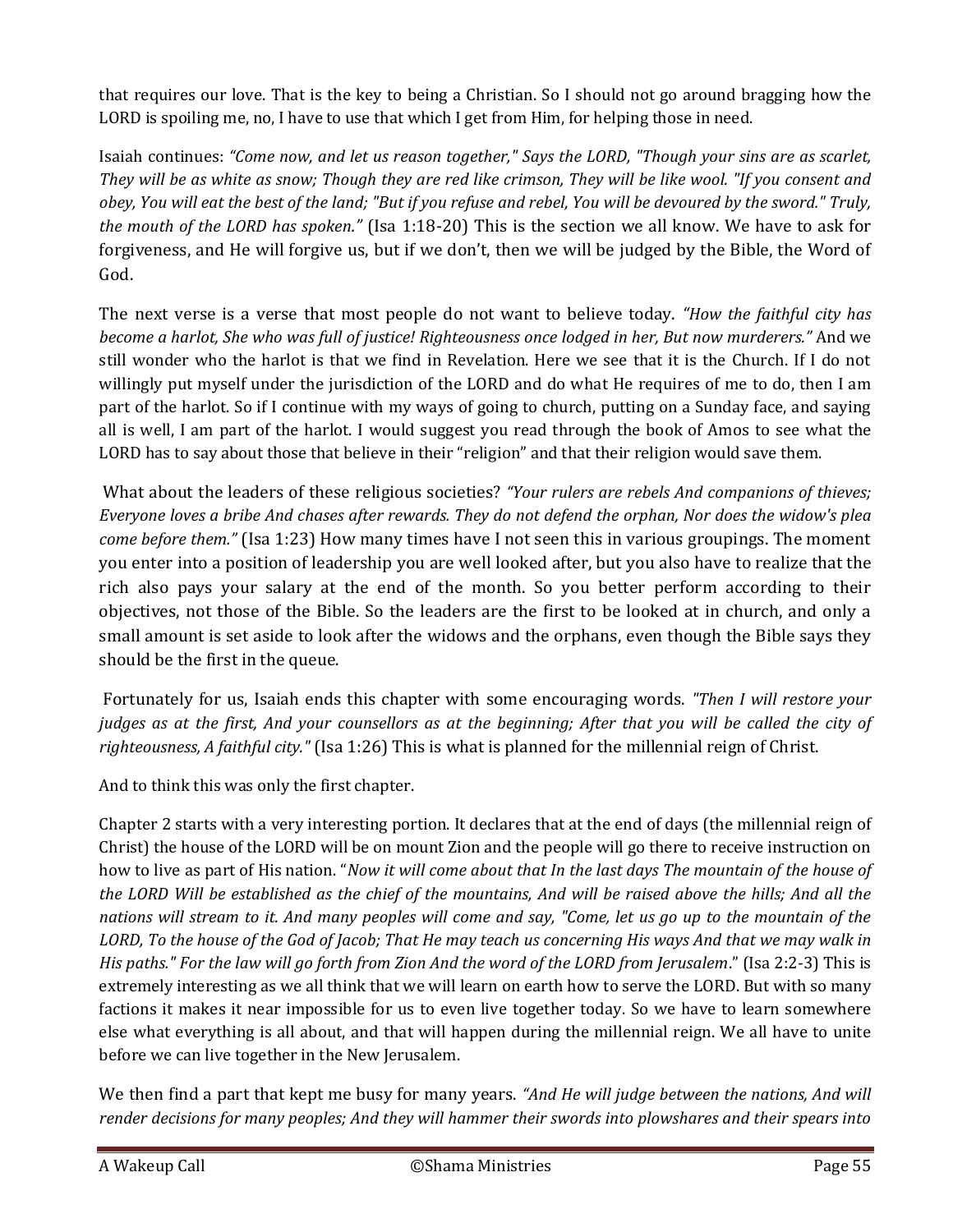that requires our love. That is the key to being a Christian. So I should not go around bragging how the LORD is spoiling me, no, I have to use that which I get from Him, for helping those in need.

Isaiah continues: *"Come now, and let us reason together," Says the LORD, "Though your sins are as scarlet, They will be as white as snow; Though they are red like crimson, They will be like wool. "If you consent and obey, You will eat the best of the land; "But if you refuse and rebel, You will be devoured by the sword." Truly, the mouth of the LORD has spoken."* (Isa 1:18-20) This is the section we all know. We have to ask for forgiveness, and He will forgive us, but if we don't, then we will be judged by the Bible, the Word of God.

The next verse is a verse that most people do not want to believe today. *"How the faithful city has become a harlot, She who was full of justice! Righteousness once lodged in her, But now murderers."* And we still wonder who the harlot is that we find in Revelation. Here we see that it is the Church. If I do not willingly put myself under the jurisdiction of the LORD and do what He requires of me to do, then I am part of the harlot. So if I continue with my ways of going to church, putting on a Sunday face, and saying all is well, I am part of the harlot. I would suggest you read through the book of Amos to see what the LORD has to say about those that believe in their "religion" and that their religion would save them.

What about the leaders of these religious societies? *"Your rulers are rebels And companions of thieves; Everyone loves a bribe And chases after rewards. They do not defend the orphan, Nor does the widow's plea come before them."* (Isa 1:23) How many times have I not seen this in various groupings. The moment you enter into a position of leadership you are well looked after, but you also have to realize that the rich also pays your salary at the end of the month. So you better perform according to their objectives, not those of the Bible. So the leaders are the first to be looked at in church, and only a small amount is set aside to look after the widows and the orphans, even though the Bible says they should be the first in the queue.

Fortunately for us, Isaiah ends this chapter with some encouraging words. *"Then I will restore your judges as at the first, And your counsellors as at the beginning; After that you will be called the city of righteousness, A faithful city."* (Isa 1:26) This is what is planned for the millennial reign of Christ.

And to think this was only the first chapter.

Chapter 2 starts with a very interesting portion. It declares that at the end of days (the millennial reign of Christ) the house of the LORD will be on mount Zion and the people will go there to receive instruction on how to live as part of His nation. "*Now it will come about that In the last days The mountain of the house of the LORD Will be established as the chief of the mountains, And will be raised above the hills; And all the nations will stream to it. And many peoples will come and say, "Come, let us go up to the mountain of the LORD, To the house of the God of Jacob; That He may teach us concerning His ways And that we may walk in His paths." For the law will go forth from Zion And the word of the LORD from Jerusalem*." (Isa 2:2-3) This is extremely interesting as we all think that we will learn on earth how to serve the LORD. But with so many factions it makes it near impossible for us to even live together today. So we have to learn somewhere else what everything is all about, and that will happen during the millennial reign. We all have to unite before we can live together in the New Jerusalem.

We then find a part that kept me busy for many years. *"And He will judge between the nations, And will render decisions for many peoples; And they will hammer their swords into plowshares and their spears into*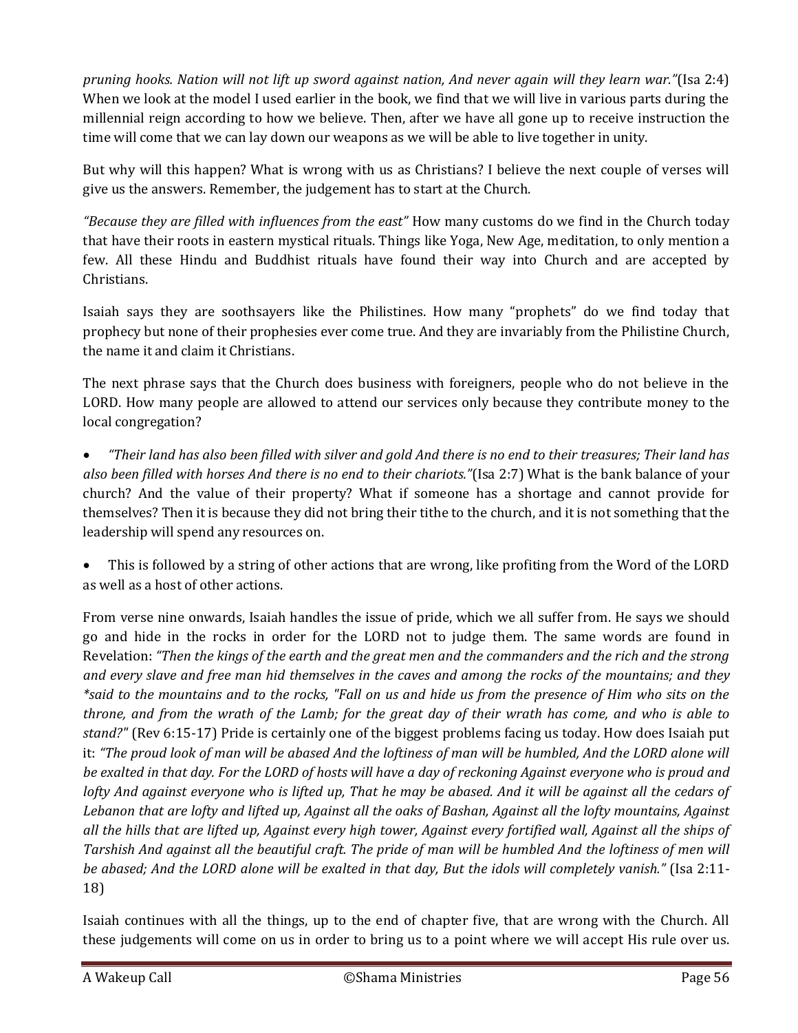*pruning hooks. Nation will not lift up sword against nation, And never again will they learn war."*(Isa 2:4) When we look at the model I used earlier in the book, we find that we will live in various parts during the millennial reign according to how we believe. Then, after we have all gone up to receive instruction the time will come that we can lay down our weapons as we will be able to live together in unity.

But why will this happen? What is wrong with us as Christians? I believe the next couple of verses will give us the answers. Remember, the judgement has to start at the Church.

*"Because they are filled with influences from the east"* How many customs do we find in the Church today that have their roots in eastern mystical rituals. Things like Yoga, New Age, meditation, to only mention a few. All these Hindu and Buddhist rituals have found their way into Church and are accepted by Christians.

Isaiah says they are soothsayers like the Philistines. How many "prophets" do we find today that prophecy but none of their prophesies ever come true. And they are invariably from the Philistine Church, the name it and claim it Christians.

The next phrase says that the Church does business with foreigners, people who do not believe in the LORD. How many people are allowed to attend our services only because they contribute money to the local congregation?

- *"Their land has also been filled with silver and gold And there is no end to their treasures; Their land has also been filled with horses And there is no end to their chariots."*(Isa 2:7) What is the bank balance of your church? And the value of their property? What if someone has a shortage and cannot provide for themselves? Then it is because they did not bring their tithe to the church, and it is not something that the leadership will spend any resources on.

- This is followed by a string of other actions that are wrong, like profiting from the Word of the LORD as well as a host of other actions.

From verse nine onwards, Isaiah handles the issue of pride, which we all suffer from. He says we should go and hide in the rocks in order for the LORD not to judge them. The same words are found in Revelation: *"Then the kings of the earth and the great men and the commanders and the rich and the strong and every slave and free man hid themselves in the caves and among the rocks of the mountains; and they *said to the mountains and to the rocks, "Fall on us and hide us from the presence of Him who sits on the throne, and from the wrath of the Lamb; for the great day of their wrath has come, and who is able to stand?"* (Rev 6:15-17) Pride is certainly one of the biggest problems facing us today. How does Isaiah put it: *"The proud look of man will be abased And the loftiness of man will be humbled, And the LORD alone will be exalted in that day. For the LORD of hosts will have a day of reckoning Against everyone who is proud and lofty And against everyone who is lifted up, That he may be abased. And it will be against all the cedars of Lebanon that are lofty and lifted up, Against all the oaks of Bashan, Against all the lofty mountains, Against all the hills that are lifted up, Against every high tower, Against every fortified wall, Against all the ships of Tarshish And against all the beautiful craft. The pride of man will be humbled And the loftiness of men will be abased; And the LORD alone will be exalted in that day, But the idols will completely vanish."* (Isa 2:11-18)

Isaiah continues with all the things, up to the end of chapter five, that are wrong with the Church. All these judgements will come on us in order to bring us to a point where we will accept His rule over us.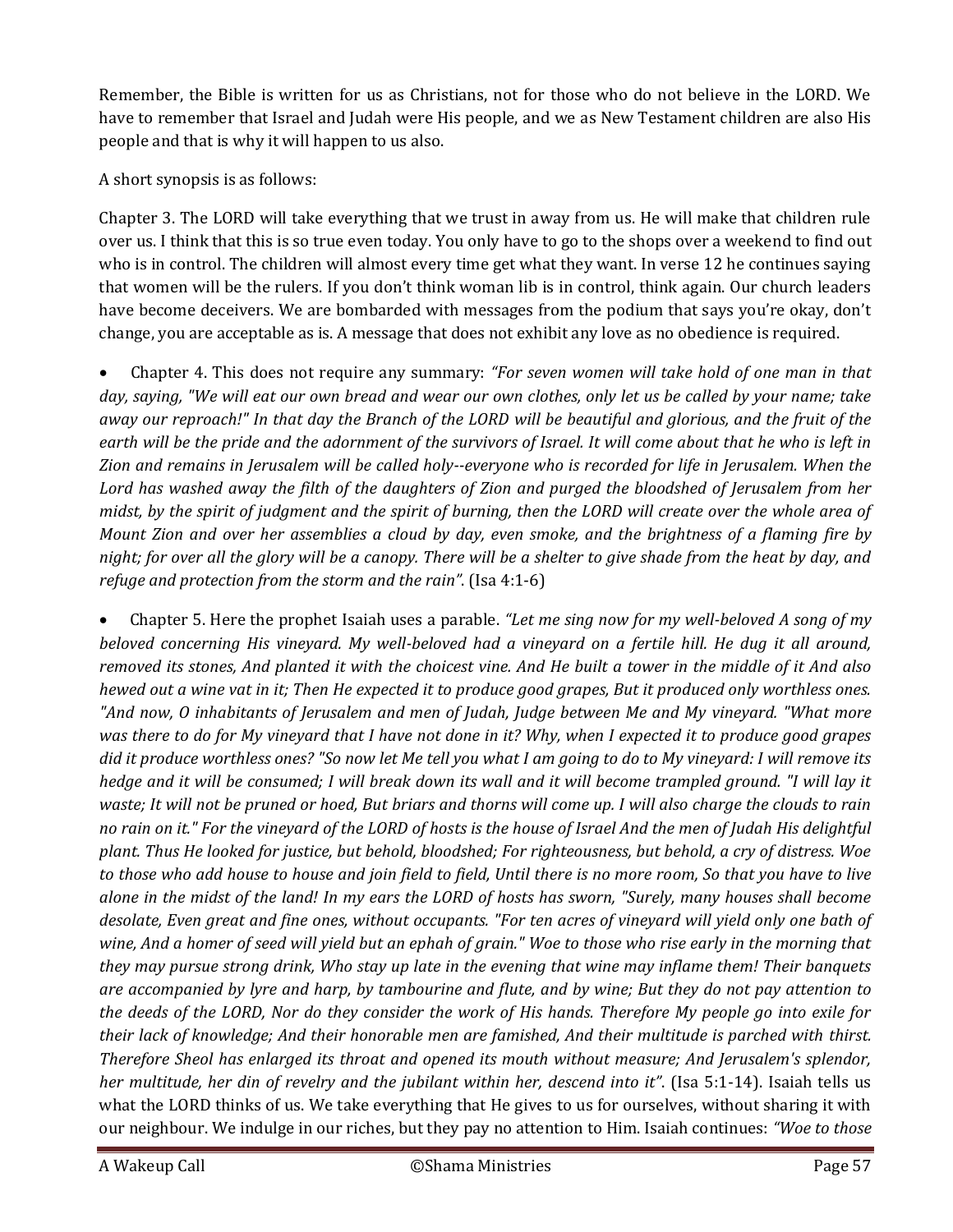Remember, the Bible is written for us as Christians, not for those who do not believe in the LORD. We have to remember that Israel and Judah were His people, and we as New Testament children are also His people and that is why it will happen to us also.

A short synopsis is as follows:

Chapter 3. The LORD will take everything that we trust in away from us. He will make that children rule over us. I think that this is so true even today. You only have to go to the shops over a weekend to find out who is in control. The children will almost every time get what they want. In verse 12 he continues saying that women will be the rulers. If you don't think woman lib is in control, think again. Our church leaders have become deceivers. We are bombarded with messages from the podium that says you're okay, don't change, you are acceptable as is. A message that does not exhibit any love as no obedience is required.

- Chapter 4. This does not require any summary: *"For seven women will take hold of one man in that day, saying, "We will eat our own bread and wear our own clothes, only let us be called by your name; take away our reproach!" In that day the Branch of the LORD will be beautiful and glorious, and the fruit of the earth will be the pride and the adornment of the survivors of Israel. It will come about that he who is left in Zion and remains in Jerusalem will be called holy--everyone who is recorded for life in Jerusalem. When the Lord has washed away the filth of the daughters of Zion and purged the bloodshed of Jerusalem from her midst, by the spirit of judgment and the spirit of burning, then the LORD will create over the whole area of Mount Zion and over her assemblies a cloud by day, even smoke, and the brightness of a flaming fire by night; for over all the glory will be a canopy. There will be a shelter to give shade from the heat by day, and refuge and protection from the storm and the rain"*. (Isa 4:1-6)

- Chapter 5. Here the prophet Isaiah uses a parable. *"Let me sing now for my well-beloved A song of my beloved concerning His vineyard. My well-beloved had a vineyard on a fertile hill. He dug it all around, removed its stones, And planted it with the choicest vine. And He built a tower in the middle of it And also hewed out a wine vat in it; Then He expected it to produce good grapes, But it produced only worthless ones. "And now, O inhabitants of Jerusalem and men of Judah, Judge between Me and My vineyard. "What more was there to do for My vineyard that I have not done in it? Why, when I expected it to produce good grapes did it produce worthless ones? "So now let Me tell you what I am going to do to My vineyard: I will remove its hedge and it will be consumed; I will break down its wall and it will become trampled ground. "I will lay it waste; It will not be pruned or hoed, But briars and thorns will come up. I will also charge the clouds to rain no rain on it." For the vineyard of the LORD of hosts is the house of Israel And the men of Judah His delightful plant. Thus He looked for justice, but behold, bloodshed; For righteousness, but behold, a cry of distress. Woe to those who add house to house and join field to field, Until there is no more room, So that you have to live alone in the midst of the land! In my ears the LORD of hosts has sworn, "Surely, many houses shall become desolate, Even great and fine ones, without occupants. "For ten acres of vineyard will yield only one bath of wine, And a homer of seed will yield but an ephah of grain." Woe to those who rise early in the morning that they may pursue strong drink, Who stay up late in the evening that wine may inflame them! Their banquets are accompanied by lyre and harp, by tambourine and flute, and by wine; But they do not pay attention to the deeds of the LORD, Nor do they consider the work of His hands. Therefore My people go into exile for their lack of knowledge; And their honorable men are famished, And their multitude is parched with thirst. Therefore Sheol has enlarged its throat and opened its mouth without measure; And Jerusalem's splendor, her multitude, her din of revelry and the jubilant within her, descend into it"*. (Isa 5:1-14). Isaiah tells us what the LORD thinks of us. We take everything that He gives to us for ourselves, without sharing it with our neighbour. We indulge in our riches, but they pay no attention to Him. Isaiah continues: *"Woe to those*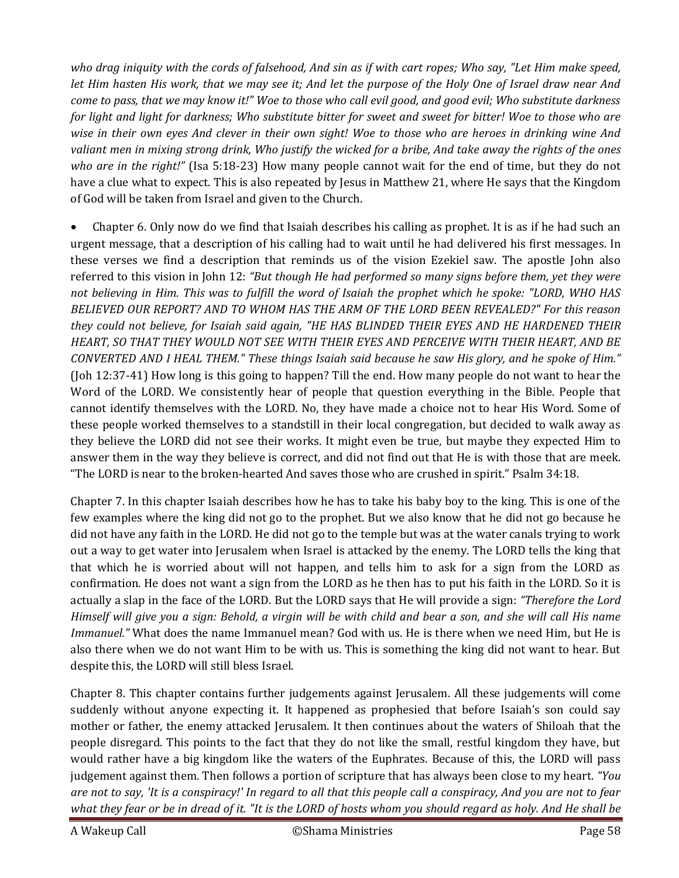*who drag iniquity with the cords of falsehood, And sin as if with cart ropes; Who say, "Let Him make speed, let Him hasten His work, that we may see it; And let the purpose of the Holy One of Israel draw near And come to pass, that we may know it!" Woe to those who call evil good, and good evil; Who substitute darkness for light and light for darkness; Who substitute bitter for sweet and sweet for bitter! Woe to those who are wise in their own eyes And clever in their own sight! Woe to those who are heroes in drinking wine And valiant men in mixing strong drink, Who justify the wicked for a bribe, And take away the rights of the ones who are in the right!"* (Isa 5:18-23) How many people cannot wait for the end of time, but they do not have a clue what to expect. This is also repeated by Jesus in Matthew 21, where He says that the Kingdom of God will be taken from Israel and given to the Church.

- Chapter 6. Only now do we find that Isaiah describes his calling as prophet. It is as if he had such an urgent message, that a description of his calling had to wait until he had delivered his first messages. In these verses we find a description that reminds us of the vision Ezekiel saw. The apostle John also referred to this vision in John 12: *"But though He had performed so many signs before them, yet they were not believing in Him. This was to fulfill the word of Isaiah the prophet which he spoke: "LORD, WHO HAS BELIEVED OUR REPORT? AND TO WHOM HAS THE ARM OF THE LORD BEEN REVEALED?" For this reason they could not believe, for Isaiah said again, "HE HAS BLINDED THEIR EYES AND HE HARDENED THEIR HEART, SO THAT THEY WOULD NOT SEE WITH THEIR EYES AND PERCEIVE WITH THEIR HEART, AND BE CONVERTED AND I HEAL THEM." These things Isaiah said because he saw His glory, and he spoke of Him."* (Joh 12:37-41) How long is this going to happen? Till the end. How many people do not want to hear the Word of the LORD. We consistently hear of people that question everything in the Bible. People that cannot identify themselves with the LORD. No, they have made a choice not to hear His Word. Some of these people worked themselves to a standstill in their local congregation, but decided to walk away as they believe the LORD did not see their works. It might even be true, but maybe they expected Him to answer them in the way they believe is correct, and did not find out that He is with those that are meek. "The LORD is near to the broken-hearted And saves those who are crushed in spirit." Psalm 34:18.

Chapter 7. In this chapter Isaiah describes how he has to take his baby boy to the king. This is one of the few examples where the king did not go to the prophet. But we also know that he did not go because he did not have any faith in the LORD. He did not go to the temple but was at the water canals trying to work out a way to get water into Jerusalem when Israel is attacked by the enemy. The LORD tells the king that that which he is worried about will not happen, and tells him to ask for a sign from the LORD as confirmation. He does not want a sign from the LORD as he then has to put his faith in the LORD. So it is actually a slap in the face of the LORD. But the LORD says that He will provide a sign: *"Therefore the Lord Himself will give you a sign: Behold, a virgin will be with child and bear a son, and she will call His name Immanuel."* What does the name Immanuel mean? God with us. He is there when we need Him, but He is also there when we do not want Him to be with us. This is something the king did not want to hear. But despite this, the LORD will still bless Israel.

Chapter 8. This chapter contains further judgements against Jerusalem. All these judgements will come suddenly without anyone expecting it. It happened as prophesied that before Isaiah's son could say mother or father, the enemy attacked Jerusalem. It then continues about the waters of Shiloah that the people disregard. This points to the fact that they do not like the small, restful kingdom they have, but would rather have a big kingdom like the waters of the Euphrates. Because of this, the LORD will pass judgement against them. Then follows a portion of scripture that has always been close to my heart. *"You are not to say, 'It is a conspiracy!' In regard to all that this people call a conspiracy, And you are not to fear what they fear or be in dread of it. "It is the LORD of hosts whom you should regard as holy. And He shall be*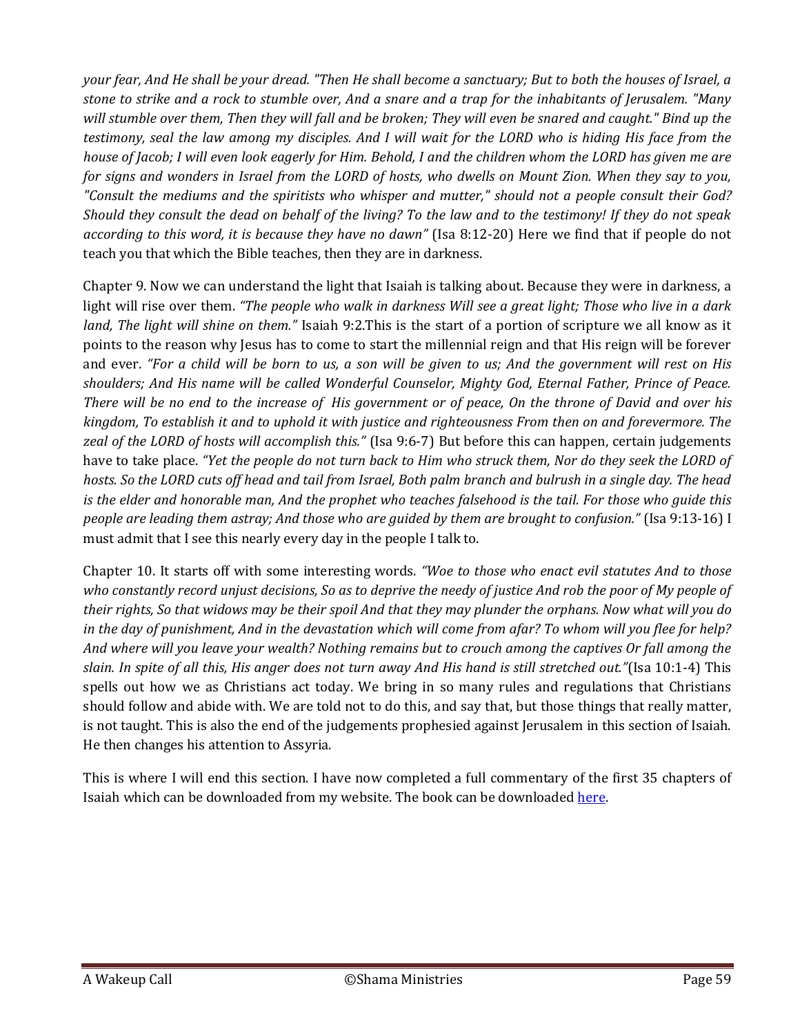*your fear, And He shall be your dread. "Then He shall become a sanctuary; But to both the houses of Israel, a stone to strike and a rock to stumble over, And a snare and a trap for the inhabitants of Jerusalem. "Many will stumble over them, Then they will fall and be broken; They will even be snared and caught." Bind up the testimony, seal the law among my disciples. And I will wait for the LORD who is hiding His face from the house of Jacob; I will even look eagerly for Him. Behold, I and the children whom the LORD has given me are for signs and wonders in Israel from the LORD of hosts, who dwells on Mount Zion. When they say to you, "Consult the mediums and the spiritists who whisper and mutter," should not a people consult their God? Should they consult the dead on behalf of the living? To the law and to the testimony! If they do not speak according to this word, it is because they have no dawn"* (Isa 8:12-20) Here we find that if people do not teach you that which the Bible teaches, then they are in darkness.

Chapter 9. Now we can understand the light that Isaiah is talking about. Because they were in darkness, a light will rise over them. *"The people who walk in darkness Will see a great light; Those who live in a dark land, The light will shine on them."* Isaiah 9:2.This is the start of a portion of scripture we all know as it points to the reason why Jesus has to come to start the millennial reign and that His reign will be forever and ever. *"For a child will be born to us, a son will be given to us; And the government will rest on His shoulders; And His name will be called Wonderful Counselor, Mighty God, Eternal Father, Prince of Peace. There will be no end to the increase of His government or of peace, On the throne of David and over his kingdom, To establish it and to uphold it with justice and righteousness From then on and forevermore. The zeal of the LORD of hosts will accomplish this."* (Isa 9:6-7) But before this can happen, certain judgements have to take place. *"Yet the people do not turn back to Him who struck them, Nor do they seek the LORD of hosts. So the LORD cuts off head and tail from Israel, Both palm branch and bulrush in a single day. The head is the elder and honorable man, And the prophet who teaches falsehood is the tail. For those who guide this people are leading them astray; And those who are guided by them are brought to confusion."* (Isa 9:13-16) I must admit that I see this nearly every day in the people I talk to.

Chapter 10. It starts off with some interesting words. *"Woe to those who enact evil statutes And to those who constantly record unjust decisions, So as to deprive the needy of justice And rob the poor of My people of their rights, So that widows may be their spoil And that they may plunder the orphans. Now what will you do in the day of punishment, And in the devastation which will come from afar? To whom will you flee for help? And where will you leave your wealth? Nothing remains but to crouch among the captives Or fall among the slain. In spite of all this, His anger does not turn away And His hand is still stretched out."*(Isa 10:1-4) This spells out how we as Christians act today. We bring in so many rules and regulations that Christians should follow and abide with. We are told not to do this, and say that, but those things that really matter, is not taught. This is also the end of the judgements prophesied against Jerusalem in this section of Isaiah. He then changes his attention to Assyria.

This is where I will end this section. I have now completed a full commentary of the first 35 chapters of Isaiah which can be downloaded from my website. The book can be downloaded here.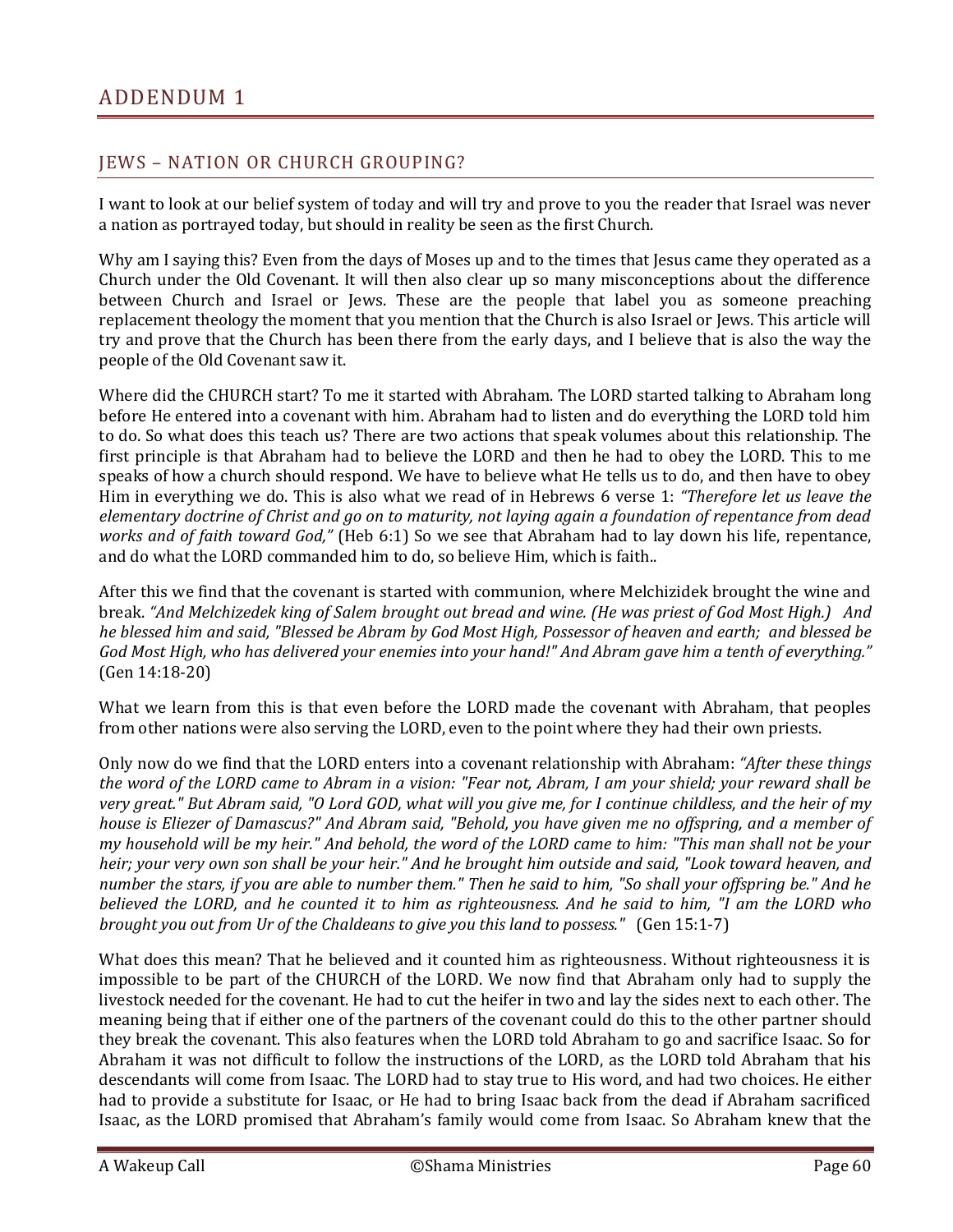# ADDENDUM 1

## JEWS – NATION OR CHURCH GROUPING?

I want to look at our belief system of today and will try and prove to you the reader that Israel was never a nation as portrayed today, but should in reality be seen as the first Church.

Why am I saying this? Even from the days of Moses up and to the times that Jesus came they operated as a Church under the Old Covenant. It will then also clear up so many misconceptions about the difference between Church and Israel or Jews. These are the people that label you as someone preaching replacement theology the moment that you mention that the Church is also Israel or Jews. This article will try and prove that the Church has been there from the early days, and I believe that is also the way the people of the Old Covenant saw it.

Where did the CHURCH start? To me it started with Abraham. The LORD started talking to Abraham long before He entered into a covenant with him. Abraham had to listen and do everything the LORD told him to do. So what does this teach us? There are two actions that speak volumes about this relationship. The first principle is that Abraham had to believe the LORD and then he had to obey the LORD. This to me speaks of how a church should respond. We have to believe what He tells us to do, and then have to obey Him in everything we do. This is also what we read of in Hebrews 6 verse 1: *"Therefore let us leave the elementary doctrine of Christ and go on to maturity, not laying again a foundation of repentance from dead works and of faith toward God,"* (Heb 6:1) So we see that Abraham had to lay down his life, repentance, and do what the LORD commanded him to do, so believe Him, which is faith..

After this we find that the covenant is started with communion, where Melchizidek brought the wine and break. *"And Melchizedek king of Salem brought out bread and wine. (He was priest of God Most High.) And he blessed him and said, "Blessed be Abram by God Most High, Possessor of heaven and earth; and blessed be God Most High, who has delivered your enemies into your hand!" And Abram gave him a tenth of everything."* (Gen 14:18-20)

What we learn from this is that even before the LORD made the covenant with Abraham, that peoples from other nations were also serving the LORD, even to the point where they had their own priests.

Only now do we find that the LORD enters into a covenant relationship with Abraham: *"After these things the word of the LORD came to Abram in a vision: "Fear not, Abram, I am your shield; your reward shall be very great." But Abram said, "O Lord GOD, what will you give me, for I continue childless, and the heir of my house is Eliezer of Damascus?" And Abram said, "Behold, you have given me no offspring, and a member of my household will be my heir." And behold, the word of the LORD came to him: "This man shall not be your heir; your very own son shall be your heir." And he brought him outside and said, "Look toward heaven, and number the stars, if you are able to number them." Then he said to him, "So shall your offspring be." And he believed the LORD, and he counted it to him as righteousness. And he said to him, "I am the LORD who brought you out from Ur of the Chaldeans to give you this land to possess."* (Gen 15:1-7)

What does this mean? That he believed and it counted him as righteousness. Without righteousness it is impossible to be part of the CHURCH of the LORD. We now find that Abraham only had to supply the livestock needed for the covenant. He had to cut the heifer in two and lay the sides next to each other. The meaning being that if either one of the partners of the covenant could do this to the other partner should they break the covenant. This also features when the LORD told Abraham to go and sacrifice Isaac. So for Abraham it was not difficult to follow the instructions of the LORD, as the LORD told Abraham that his descendants will come from Isaac. The LORD had to stay true to His word, and had two choices. He either had to provide a substitute for Isaac, or He had to bring Isaac back from the dead if Abraham sacrificed Isaac, as the LORD promised that Abraham's family would come from Isaac. So Abraham knew that the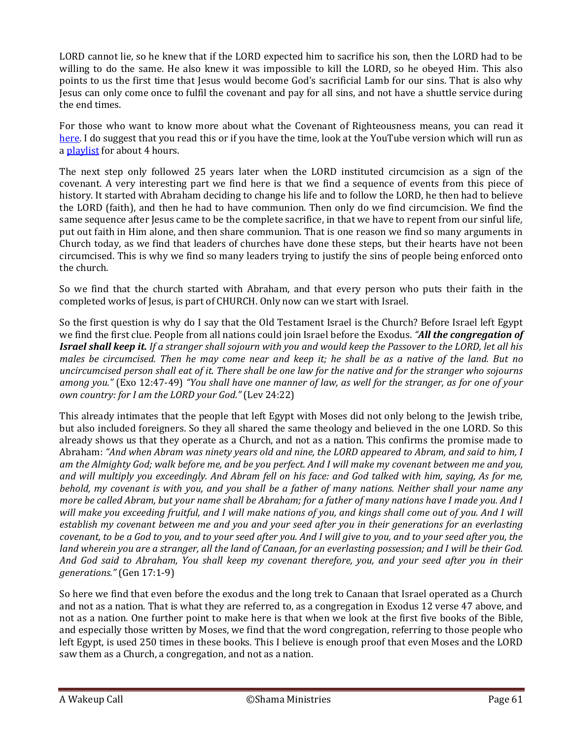LORD cannot lie, so he knew that if the LORD expected him to sacrifice his son, then the LORD had to be willing to do the same. He also knew it was impossible to kill the LORD, so he obeyed Him. This also points to us the first time that Jesus would become God's sacrificial Lamb for our sins. That is also why Jesus can only come once to fulfil the covenant and pay for all sins, and not have a shuttle service during the end times.

For those who want to know more about what the Covenant of Righteousness means, you can read it here. I do suggest that you read this or if you have the time, look at the YouTube version which will run as a playlist for about 4 hours.

The next step only followed 25 years later when the LORD instituted circumcision as a sign of the covenant. A very interesting part we find here is that we find a sequence of events from this piece of history. It started with Abraham deciding to change his life and to follow the LORD, he then had to believe the LORD (faith), and then he had to have communion. Then only do we find circumcision. We find the same sequence after Jesus came to be the complete sacrifice, in that we have to repent from our sinful life, put out faith in Him alone, and then share communion. That is one reason we find so many arguments in Church today, as we find that leaders of churches have done these steps, but their hearts have not been circumcised. This is why we find so many leaders trying to justify the sins of people being enforced onto the church.

So we find that the church started with Abraham, and that every person who puts their faith in the completed works of Jesus, is part of CHURCH. Only now can we start with Israel.

So the first question is why do I say that the Old Testament Israel is the Church? Before Israel left Egypt we find the first clue. People from all nations could join Israel before the Exodus. *"**All the congregation of Israel shall keep it.** If a stranger shall sojourn with you and would keep the Passover to the LORD, let all his males be circumcised. Then he may come near and keep it; he shall be as a native of the land. But no uncircumcised person shall eat of it. There shall be one law for the native and for the stranger who sojourns among you."* (Exo 12:47-49) *"You shall have one manner of law, as well for the stranger, as for one of your own country: for I am the LORD your God."* (Lev 24:22)

This already intimates that the people that left Egypt with Moses did not only belong to the Jewish tribe, but also included foreigners. So they all shared the same theology and believed in the one LORD. So this already shows us that they operate as a Church, and not as a nation. This confirms the promise made to Abraham: *"And when Abram was ninety years old and nine, the LORD appeared to Abram, and said to him, I am the Almighty God; walk before me, and be you perfect. And I will make my covenant between me and you, and will multiply you exceedingly. And Abram fell on his face: and God talked with him, saying, As for me, behold, my covenant is with you, and you shall be a father of many nations. Neither shall your name any more be called Abram, but your name shall be Abraham; for a father of many nations have I made you. And I will make you exceeding fruitful, and I will make nations of you, and kings shall come out of you. And I will establish my covenant between me and you and your seed after you in their generations for an everlasting covenant, to be a God to you, and to your seed after you. And I will give to you, and to your seed after you, the land wherein you are a stranger, all the land of Canaan, for an everlasting possession; and I will be their God. And God said to Abraham, You shall keep my covenant therefore, you, and your seed after you in their generations."* (Gen 17:1-9)

So here we find that even before the exodus and the long trek to Canaan that Israel operated as a Church and not as a nation. That is what they are referred to, as a congregation in Exodus 12 verse 47 above, and not as a nation. One further point to make here is that when we look at the first five books of the Bible, and especially those written by Moses, we find that the word congregation, referring to those people who left Egypt, is used 250 times in these books. This I believe is enough proof that even Moses and the LORD saw them as a Church, a congregation, and not as a nation.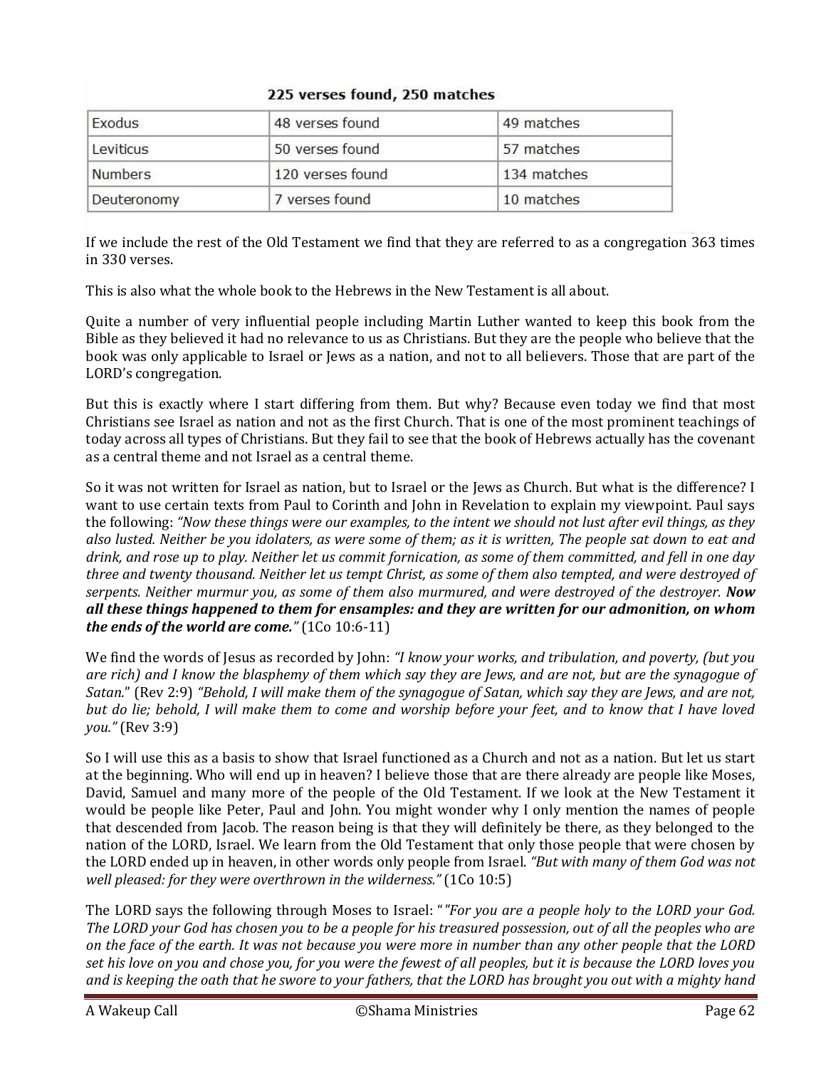| 225 verses found, 250 matches | | |
|---|---|---|
| Exodus | 48 verses found | 49 matches |
| Leviticus | 50 verses found | 57 matches |
| Numbers | 120 verses found | 134 matches |
| Deuteronomy | 7 verses found | 10 matches |

If we include the rest of the Old Testament we find that they are referred to as a congregation 363 times in 330 verses.

This is also what the whole book to the Hebrews in the New Testament is all about.

Quite a number of very influential people including Martin Luther wanted to keep this book from the Bible as they believed it had no relevance to us as Christians. But they are the people who believe that the book was only applicable to Israel or Jews as a nation, and not to all believers. Those that are part of the LORD's congregation.

But this is exactly where I start differing from them. But why? Because even today we find that most Christians see Israel as nation and not as the first Church. That is one of the most prominent teachings of today across all types of Christians. But they fail to see that the book of Hebrews actually has the covenant as a central theme and not Israel as a central theme.

So it was not written for Israel as nation, but to Israel or the Jews as Church. But what is the difference? I want to use certain texts from Paul to Corinth and John in Revelation to explain my viewpoint. Paul says the following: *"Now these things were our examples, to the intent we should not lust after evil things, as they also lusted. Neither be you idolaters, as were some of them; as it is written, The people sat down to eat and drink, and rose up to play. Neither let us commit fornication, as some of them committed, and fell in one day three and twenty thousand. Neither let us tempt Christ, as some of them also tempted, and were destroyed of serpents. Neither murmur you, as some of them also murmured, and were destroyed of the destroyer.* ***Now all these things happened to them for ensamples: and they are written for our admonition, on whom the ends of the world are come."*** (1Co 10:6-11)

We find the words of Jesus as recorded by John: *"I know your works, and tribulation, and poverty, (but you are rich) and I know the blasphemy of them which say they are Jews, and are not, but are the synagogue of Satan."* (Rev 2:9) *"Behold, I will make them of the synagogue of Satan, which say they are Jews, and are not, but do lie; behold, I will make them to come and worship before your feet, and to know that I have loved you."* (Rev 3:9)

So I will use this as a basis to show that Israel functioned as a Church and not as a nation. But let us start at the beginning. Who will end up in heaven? I believe those that are there already are people like Moses, David, Samuel and many more of the people of the Old Testament. If we look at the New Testament it would be people like Peter, Paul and John. You might wonder why I only mention the names of people that descended from Jacob. The reason being is that they will definitely be there, as they belonged to the nation of the LORD, Israel. We learn from the Old Testament that only those people that were chosen by the LORD ended up in heaven, in other words only people from Israel. *"But with many of them God was not well pleased: for they were overthrown in the wilderness."* (1Co 10:5)

The LORD says the following through Moses to Israel: *""For you are a people holy to the LORD your God. The LORD your God has chosen you to be a people for his treasured possession, out of all the peoples who are on the face of the earth. It was not because you were more in number than any other people that the LORD set his love on you and chose you, for you were the fewest of all peoples, but it is because the LORD loves you and is keeping the oath that he swore to your fathers, that the LORD has brought you out with a mighty hand*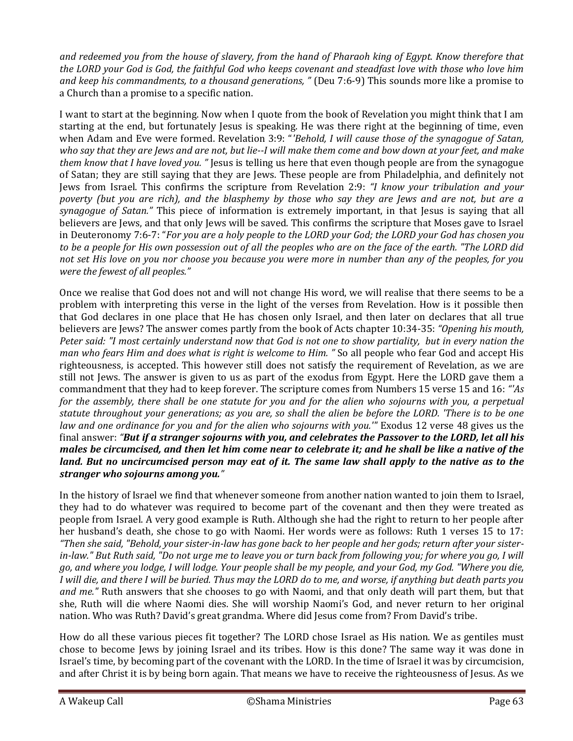*and redeemed you from the house of slavery, from the hand of Pharaoh king of Egypt. Know therefore that the LORD your God is God, the faithful God who keeps covenant and steadfast love with those who love him and keep his commandments, to a thousand generations, "* (Deu 7:6-9) This sounds more like a promise to a Church than a promise to a specific nation.

I want to start at the beginning. Now when I quote from the book of Revelation you might think that I am starting at the end, but fortunately Jesus is speaking. He was there right at the beginning of time, even when Adam and Eve were formed. Revelation 3:9: "*'Behold, I will cause those of the synagogue of Satan, who say that they are Jews and are not, but lie--I will make them come and bow down at your feet, and make them know that I have loved you. "* Jesus is telling us here that even though people are from the synagogue of Satan; they are still saying that they are Jews. These people are from Philadelphia, and definitely not Jews from Israel. This confirms the scripture from Revelation 2:9: *"I know your tribulation and your poverty (but you are rich), and the blasphemy by those who say they are Jews and are not, but are a synagogue of Satan."* This piece of information is extremely important, in that Jesus is saying that all believers are Jews, and that only Jews will be saved. This confirms the scripture that Moses gave to Israel in Deuteronomy 7:6-7: "*For you are a holy people to the LORD your God; the LORD your God has chosen you to be a people for His own possession out of all the peoples who are on the face of the earth. "The LORD did not set His love on you nor choose you because you were more in number than any of the peoples, for you were the fewest of all peoples."*

Once we realise that God does not and will not change His word, we will realise that there seems to be a problem with interpreting this verse in the light of the verses from Revelation. How is it possible then that God declares in one place that He has chosen only Israel, and then later on declares that all true believers are Jews? The answer comes partly from the book of Acts chapter 10:34-35: *"Opening his mouth, Peter said: "I most certainly understand now that God is not one to show partiality, but in every nation the man who fears Him and does what is right is welcome to Him. "* So all people who fear God and accept His righteousness, is accepted. This however still does not satisfy the requirement of Revelation, as we are still not Jews. The answer is given to us as part of the exodus from Egypt. Here the LORD gave them a commandment that they had to keep forever. The scripture comes from Numbers 15 verse 15 and 16: *"'As for the assembly, there shall be one statute for you and for the alien who sojourns with you, a perpetual statute throughout your generations; as you are, so shall the alien be before the LORD. 'There is to be one law and one ordinance for you and for the alien who sojourns with you.'"* Exodus 12 verse 48 gives us the final answer: *"**But if a stranger sojourns with you, and celebrates the Passover to the LORD, let all his males be circumcised, and then let him come near to celebrate it; and he shall be like a native of the land. But no uncircumcised person may eat of it. The same law shall apply to the native as to the stranger who sojourns among you.**"*

In the history of Israel we find that whenever someone from another nation wanted to join them to Israel, they had to do whatever was required to become part of the covenant and then they were treated as people from Israel. A very good example is Ruth. Although she had the right to return to her people after her husband's death, she chose to go with Naomi. Her words were as follows: Ruth 1 verses 15 to 17: *"Then she said, "Behold, your sister-in-law has gone back to her people and her gods; return after your sister-in-law." But Ruth said, "Do not urge me to leave you or turn back from following you; for where you go, I will go, and where you lodge, I will lodge. Your people shall be my people, and your God, my God. "Where you die, I will die, and there I will be buried. Thus may the LORD do to me, and worse, if anything but death parts you and me."* Ruth answers that she chooses to go with Naomi, and that only death will part them, but that she, Ruth will die where Naomi dies. She will worship Naomi's God, and never return to her original nation. Who was Ruth? David's great grandma. Where did Jesus come from? From David's tribe.

How do all these various pieces fit together? The LORD chose Israel as His nation. We as gentiles must chose to become Jews by joining Israel and its tribes. How is this done? The same way it was done in Israel's time, by becoming part of the covenant with the LORD. In the time of Israel it was by circumcision, and after Christ it is by being born again. That means we have to receive the righteousness of Jesus. As we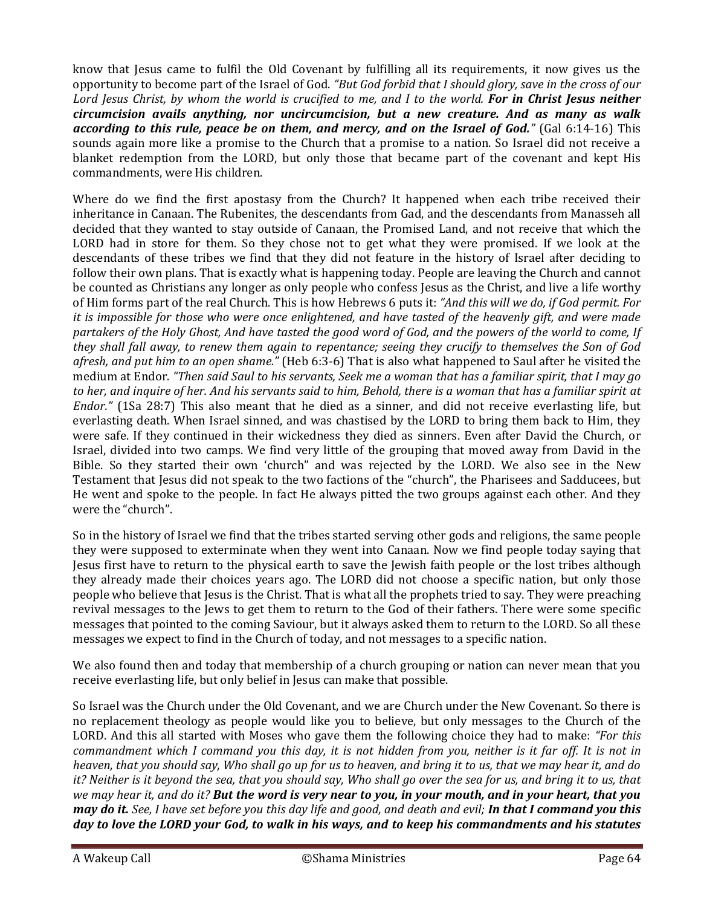know that Jesus came to fulfil the Old Covenant by fulfilling all its requirements, it now gives us the opportunity to become part of the Israel of God. *"But God forbid that I should glory, save in the cross of our Lord Jesus Christ, by whom the world is crucified to me, and I to the world.* ***For in Christ Jesus neither circumcision avails anything, nor uncircumcision, but a new creature. And as many as walk according to this rule, peace be on them, and mercy, and on the Israel of God."*** (Gal 6:14-16) This sounds again more like a promise to the Church that a promise to a nation. So Israel did not receive a blanket redemption from the LORD, but only those that became part of the covenant and kept His commandments, were His children.

Where do we find the first apostasy from the Church? It happened when each tribe received their inheritance in Canaan. The Rubenites, the descendants from Gad, and the descendants from Manasseh all decided that they wanted to stay outside of Canaan, the Promised Land, and not receive that which the LORD had in store for them. So they chose not to get what they were promised. If we look at the descendants of these tribes we find that they did not feature in the history of Israel after deciding to follow their own plans. That is exactly what is happening today. People are leaving the Church and cannot be counted as Christians any longer as only people who confess Jesus as the Christ, and live a life worthy of Him forms part of the real Church. This is how Hebrews 6 puts it: *"And this will we do, if God permit. For it is impossible for those who were once enlightened, and have tasted of the heavenly gift, and were made partakers of the Holy Ghost, And have tasted the good word of God, and the powers of the world to come, If they shall fall away, to renew them again to repentance; seeing they crucify to themselves the Son of God afresh, and put him to an open shame."* (Heb 6:3-6) That is also what happened to Saul after he visited the medium at Endor. *"Then said Saul to his servants, Seek me a woman that has a familiar spirit, that I may go to her, and inquire of her. And his servants said to him, Behold, there is a woman that has a familiar spirit at Endor."* (1Sa 28:7) This also meant that he died as a sinner, and did not receive everlasting life, but everlasting death. When Israel sinned, and was chastised by the LORD to bring them back to Him, they were safe. If they continued in their wickedness they died as sinners. Even after David the Church, or Israel, divided into two camps. We find very little of the grouping that moved away from David in the Bible. So they started their own 'church" and was rejected by the LORD. We also see in the New Testament that Jesus did not speak to the two factions of the "church", the Pharisees and Sadducees, but He went and spoke to the people. In fact He always pitted the two groups against each other. And they were the "church".

So in the history of Israel we find that the tribes started serving other gods and religions, the same people they were supposed to exterminate when they went into Canaan. Now we find people today saying that Jesus first have to return to the physical earth to save the Jewish faith people or the lost tribes although they already made their choices years ago. The LORD did not choose a specific nation, but only those people who believe that Jesus is the Christ. That is what all the prophets tried to say. They were preaching revival messages to the Jews to get them to return to the God of their fathers. There were some specific messages that pointed to the coming Saviour, but it always asked them to return to the LORD. So all these messages we expect to find in the Church of today, and not messages to a specific nation.

We also found then and today that membership of a church grouping or nation can never mean that you receive everlasting life, but only belief in Jesus can make that possible.

So Israel was the Church under the Old Covenant, and we are Church under the New Covenant. So there is no replacement theology as people would like you to believe, but only messages to the Church of the LORD. And this all started with Moses who gave them the following choice they had to make: *"For this commandment which I command you this day, it is not hidden from you, neither is it far off. It is not in heaven, that you should say, Who shall go up for us to heaven, and bring it to us, that we may hear it, and do it? Neither is it beyond the sea, that you should say, Who shall go over the sea for us, and bring it to us, that we may hear it, and do it?* ***But the word is very near to you, in your mouth, and in your heart, that you may do it.*** *See, I have set before you this day life and good, and death and evil;* ***In that I command you this day to love the LORD your God, to walk in his ways, and to keep his commandments and his statutes***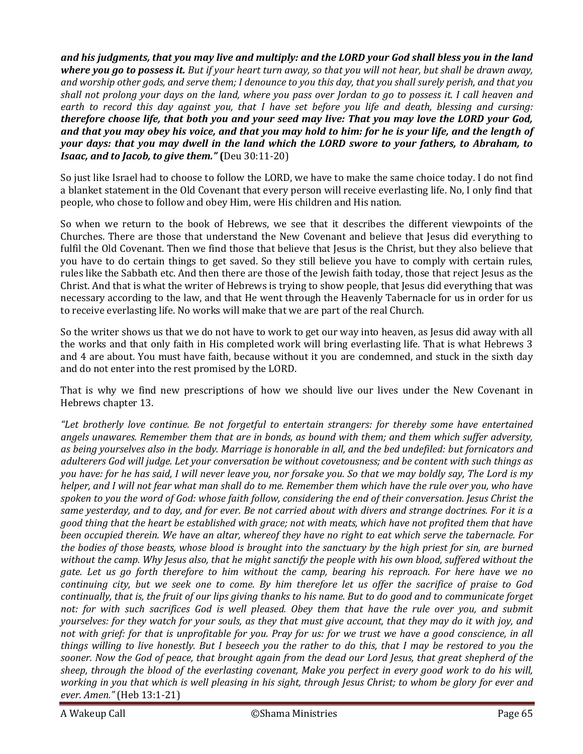***and his judgments, that you may live and multiply: and the LORD your God shall bless you in the land where you go to possess it.*** *But if your heart turn away, so that you will not hear, but shall be drawn away, and worship other gods, and serve them; I denounce to you this day, that you shall surely perish, and that you shall not prolong your days on the land, where you pass over Jordan to go to possess it. I call heaven and earth to record this day against you, that I have set before you life and death, blessing and cursing:* ***therefore choose life, that both you and your seed may live: That you may love the LORD your God, and that you may obey his voice, and that you may hold to him: for he is your life, and the length of your days: that you may dwell in the land which the LORD swore to your fathers, to Abraham, to Isaac, and to Jacob, to give them."*** **(**Deu 30:11-20)

So just like Israel had to choose to follow the LORD, we have to make the same choice today. I do not find a blanket statement in the Old Covenant that every person will receive everlasting life. No, I only find that people, who chose to follow and obey Him, were His children and His nation.

So when we return to the book of Hebrews, we see that it describes the different viewpoints of the Churches. There are those that understand the New Covenant and believe that Jesus did everything to fulfil the Old Covenant. Then we find those that believe that Jesus is the Christ, but they also believe that you have to do certain things to get saved. So they still believe you have to comply with certain rules, rules like the Sabbath etc. And then there are those of the Jewish faith today, those that reject Jesus as the Christ. And that is what the writer of Hebrews is trying to show people, that Jesus did everything that was necessary according to the law, and that He went through the Heavenly Tabernacle for us in order for us to receive everlasting life. No works will make that we are part of the real Church.

So the writer shows us that we do not have to work to get our way into heaven, as Jesus did away with all the works and that only faith in His completed work will bring everlasting life. That is what Hebrews 3 and 4 are about. You must have faith, because without it you are condemned, and stuck in the sixth day and do not enter into the rest promised by the LORD.

That is why we find new prescriptions of how we should live our lives under the New Covenant in Hebrews chapter 13.

*"Let brotherly love continue. Be not forgetful to entertain strangers: for thereby some have entertained angels unawares. Remember them that are in bonds, as bound with them; and them which suffer adversity, as being yourselves also in the body. Marriage is honorable in all, and the bed undefiled: but fornicators and adulterers God will judge. Let your conversation be without covetousness; and be content with such things as you have: for he has said, I will never leave you, nor forsake you. So that we may boldly say, The Lord is my helper, and I will not fear what man shall do to me. Remember them which have the rule over you, who have spoken to you the word of God: whose faith follow, considering the end of their conversation. Jesus Christ the same yesterday, and to day, and for ever. Be not carried about with divers and strange doctrines. For it is a good thing that the heart be established with grace; not with meats, which have not profited them that have been occupied therein. We have an altar, whereof they have no right to eat which serve the tabernacle. For the bodies of those beasts, whose blood is brought into the sanctuary by the high priest for sin, are burned without the camp. Why Jesus also, that he might sanctify the people with his own blood, suffered without the gate. Let us go forth therefore to him without the camp, bearing his reproach. For here have we no continuing city, but we seek one to come. By him therefore let us offer the sacrifice of praise to God continually, that is, the fruit of our lips giving thanks to his name. But to do good and to communicate forget not: for with such sacrifices God is well pleased. Obey them that have the rule over you, and submit yourselves: for they watch for your souls, as they that must give account, that they may do it with joy, and not with grief: for that is unprofitable for you. Pray for us: for we trust we have a good conscience, in all things willing to live honestly. But I beseech you the rather to do this, that I may be restored to you the sooner. Now the God of peace, that brought again from the dead our Lord Jesus, that great shepherd of the sheep, through the blood of the everlasting covenant, Make you perfect in every good work to do his will, working in you that which is well pleasing in his sight, through Jesus Christ; to whom be glory for ever and ever. Amen."* (Heb 13:1-21)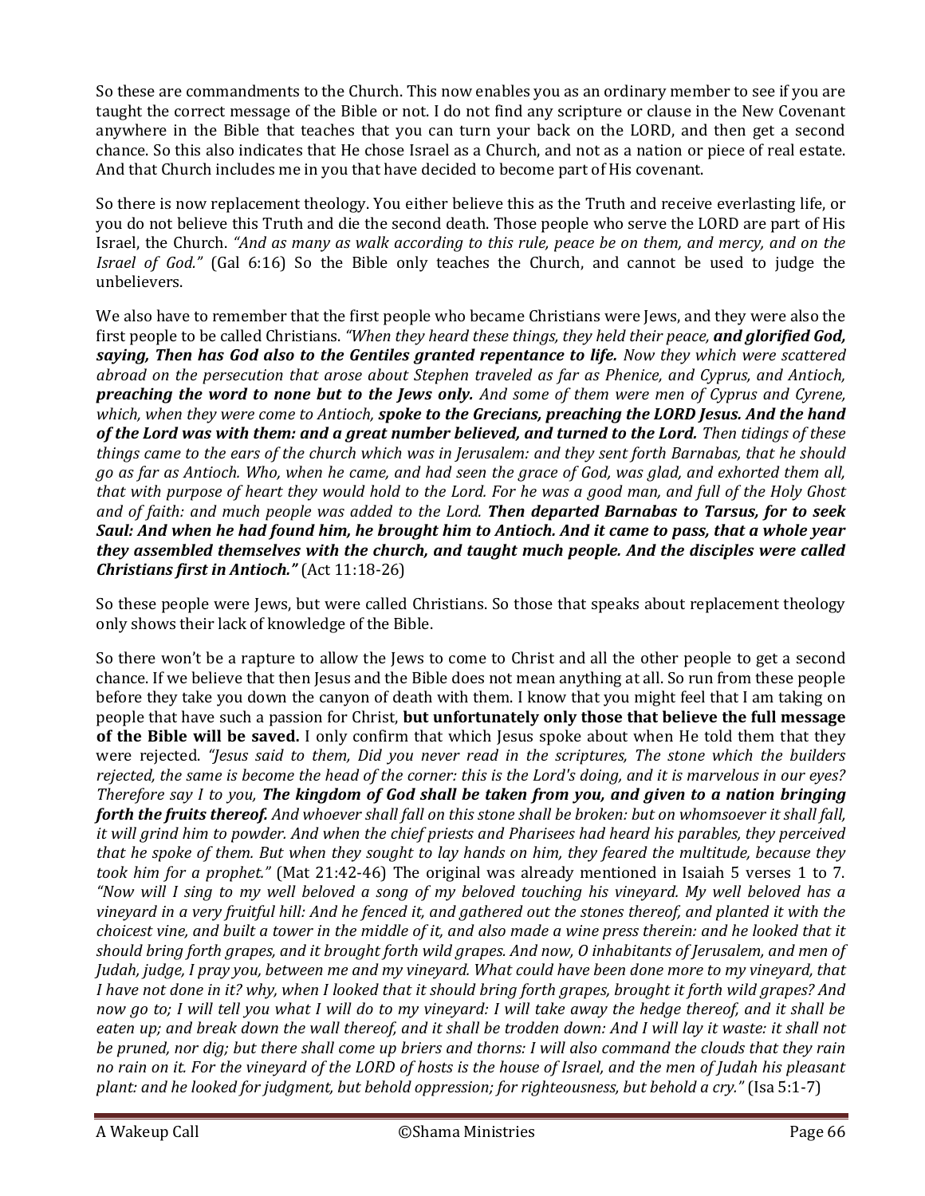So these are commandments to the Church. This now enables you as an ordinary member to see if you are taught the correct message of the Bible or not. I do not find any scripture or clause in the New Covenant anywhere in the Bible that teaches that you can turn your back on the LORD, and then get a second chance. So this also indicates that He chose Israel as a Church, and not as a nation or piece of real estate. And that Church includes me in you that have decided to become part of His covenant.

So there is now replacement theology. You either believe this as the Truth and receive everlasting life, or you do not believe this Truth and die the second death. Those people who serve the LORD are part of His Israel, the Church. *"And as many as walk according to this rule, peace be on them, and mercy, and on the Israel of God."* (Gal 6:16) So the Bible only teaches the Church, and cannot be used to judge the unbelievers.

We also have to remember that the first people who became Christians were Jews, and they were also the first people to be called Christians. *"When they heard these things, they held their peace,* ***and glorified God, saying, Then has God also to the Gentiles granted repentance to life.*** *Now they which were scattered abroad on the persecution that arose about Stephen traveled as far as Phenice, and Cyprus, and Antioch,* ***preaching the word to none but to the Jews only.*** *And some of them were men of Cyprus and Cyrene, which, when they were come to Antioch,* ***spoke to the Grecians, preaching the LORD Jesus. And the hand of the Lord was with them: and a great number believed, and turned to the Lord.*** *Then tidings of these things came to the ears of the church which was in Jerusalem: and they sent forth Barnabas, that he should go as far as Antioch. Who, when he came, and had seen the grace of God, was glad, and exhorted them all, that with purpose of heart they would hold to the Lord. For he was a good man, and full of the Holy Ghost and of faith: and much people was added to the Lord.* ***Then departed Barnabas to Tarsus, for to seek Saul: And when he had found him, he brought him to Antioch. And it came to pass, that a whole year they assembled themselves with the church, and taught much people. And the disciples were called Christians first in Antioch."*** (Act 11:18-26)

So these people were Jews, but were called Christians. So those that speaks about replacement theology only shows their lack of knowledge of the Bible.

So there won't be a rapture to allow the Jews to come to Christ and all the other people to get a second chance. If we believe that then Jesus and the Bible does not mean anything at all. So run from these people before they take you down the canyon of death with them. I know that you might feel that I am taking on people that have such a passion for Christ, **but unfortunately only those that believe the full message of the Bible will be saved.** I only confirm that which Jesus spoke about when He told them that they were rejected. *"Jesus said to them, Did you never read in the scriptures, The stone which the builders rejected, the same is become the head of the corner: this is the Lord's doing, and it is marvelous in our eyes? Therefore say I to you,* ***The kingdom of God shall be taken from you, and given to a nation bringing forth the fruits thereof.*** *And whoever shall fall on this stone shall be broken: but on whomsoever it shall fall, it will grind him to powder. And when the chief priests and Pharisees had heard his parables, they perceived that he spoke of them. But when they sought to lay hands on him, they feared the multitude, because they took him for a prophet."* (Mat 21:42-46) The original was already mentioned in Isaiah 5 verses 1 to 7. *"Now will I sing to my well beloved a song of my beloved touching his vineyard. My well beloved has a vineyard in a very fruitful hill: And he fenced it, and gathered out the stones thereof, and planted it with the choicest vine, and built a tower in the middle of it, and also made a wine press therein: and he looked that it should bring forth grapes, and it brought forth wild grapes. And now, O inhabitants of Jerusalem, and men of Judah, judge, I pray you, between me and my vineyard. What could have been done more to my vineyard, that I have not done in it? why, when I looked that it should bring forth grapes, brought it forth wild grapes? And now go to; I will tell you what I will do to my vineyard: I will take away the hedge thereof, and it shall be eaten up; and break down the wall thereof, and it shall be trodden down: And I will lay it waste: it shall not be pruned, nor dig; but there shall come up briers and thorns: I will also command the clouds that they rain no rain on it. For the vineyard of the LORD of hosts is the house of Israel, and the men of Judah his pleasant plant: and he looked for judgment, but behold oppression; for righteousness, but behold a cry."* (Isa 5:1-7)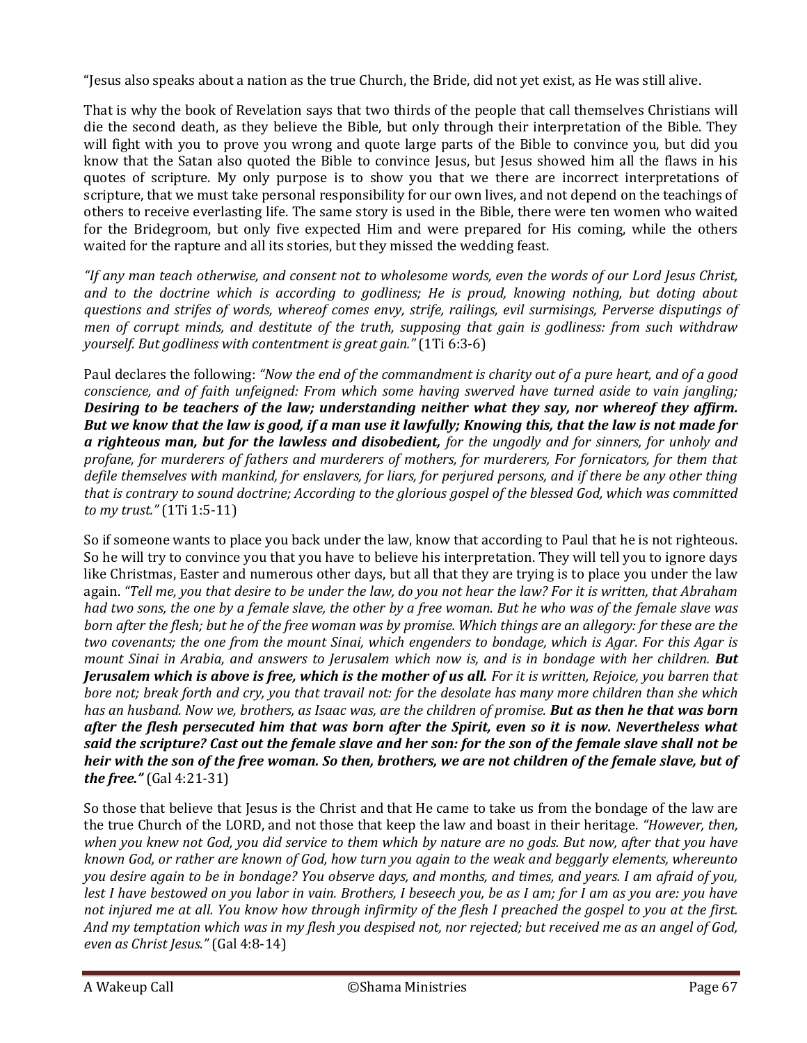"Jesus also speaks about a nation as the true Church, the Bride, did not yet exist, as He was still alive.

That is why the book of Revelation says that two thirds of the people that call themselves Christians will die the second death, as they believe the Bible, but only through their interpretation of the Bible. They will fight with you to prove you wrong and quote large parts of the Bible to convince you, but did you know that the Satan also quoted the Bible to convince Jesus, but Jesus showed him all the flaws in his quotes of scripture. My only purpose is to show you that we there are incorrect interpretations of scripture, that we must take personal responsibility for our own lives, and not depend on the teachings of others to receive everlasting life. The same story is used in the Bible, there were ten women who waited for the Bridegroom, but only five expected Him and were prepared for His coming, while the others waited for the rapture and all its stories, but they missed the wedding feast.

*"If any man teach otherwise, and consent not to wholesome words, even the words of our Lord Jesus Christ, and to the doctrine which is according to godliness; He is proud, knowing nothing, but doting about questions and strifes of words, whereof comes envy, strife, railings, evil surmisings, Perverse disputings of men of corrupt minds, and destitute of the truth, supposing that gain is godliness: from such withdraw yourself. But godliness with contentment is great gain."* (1Ti 6:3-6)

Paul declares the following: *"Now the end of the commandment is charity out of a pure heart, and of a good conscience, and of faith unfeigned: From which some having swerved have turned aside to vain jangling;* ***Desiring to be teachers of the law; understanding neither what they say, nor whereof they affirm. But we know that the law is good, if a man use it lawfully; Knowing this, that the law is not made for a righteous man, but for the lawless and disobedient,*** *for the ungodly and for sinners, for unholy and profane, for murderers of fathers and murderers of mothers, for murderers, For fornicators, for them that defile themselves with mankind, for enslavers, for liars, for perjured persons, and if there be any other thing that is contrary to sound doctrine; According to the glorious gospel of the blessed God, which was committed to my trust."* (1Ti 1:5-11)

So if someone wants to place you back under the law, know that according to Paul that he is not righteous. So he will try to convince you that you have to believe his interpretation. They will tell you to ignore days like Christmas, Easter and numerous other days, but all that they are trying is to place you under the law again. *"Tell me, you that desire to be under the law, do you not hear the law? For it is written, that Abraham had two sons, the one by a female slave, the other by a free woman. But he who was of the female slave was born after the flesh; but he of the free woman was by promise. Which things are an allegory: for these are the two covenants; the one from the mount Sinai, which engenders to bondage, which is Agar. For this Agar is mount Sinai in Arabia, and answers to Jerusalem which now is, and is in bondage with her children.* ***But Jerusalem which is above is free, which is the mother of us all.*** *For it is written, Rejoice, you barren that bore not; break forth and cry, you that travail not: for the desolate has many more children than she which has an husband. Now we, brothers, as Isaac was, are the children of promise.* ***But as then he that was born after the flesh persecuted him that was born after the Spirit, even so it is now. Nevertheless what said the scripture? Cast out the female slave and her son: for the son of the female slave shall not be heir with the son of the free woman. So then, brothers, we are not children of the female slave, but of the free."*** (Gal 4:21-31)

So those that believe that Jesus is the Christ and that He came to take us from the bondage of the law are the true Church of the LORD, and not those that keep the law and boast in their heritage. *"However, then, when you knew not God, you did service to them which by nature are no gods. But now, after that you have known God, or rather are known of God, how turn you again to the weak and beggarly elements, whereunto you desire again to be in bondage? You observe days, and months, and times, and years. I am afraid of you, lest I have bestowed on you labor in vain. Brothers, I beseech you, be as I am; for I am as you are: you have not injured me at all. You know how through infirmity of the flesh I preached the gospel to you at the first. And my temptation which was in my flesh you despised not, nor rejected; but received me as an angel of God, even as Christ Jesus."* (Gal 4:8-14)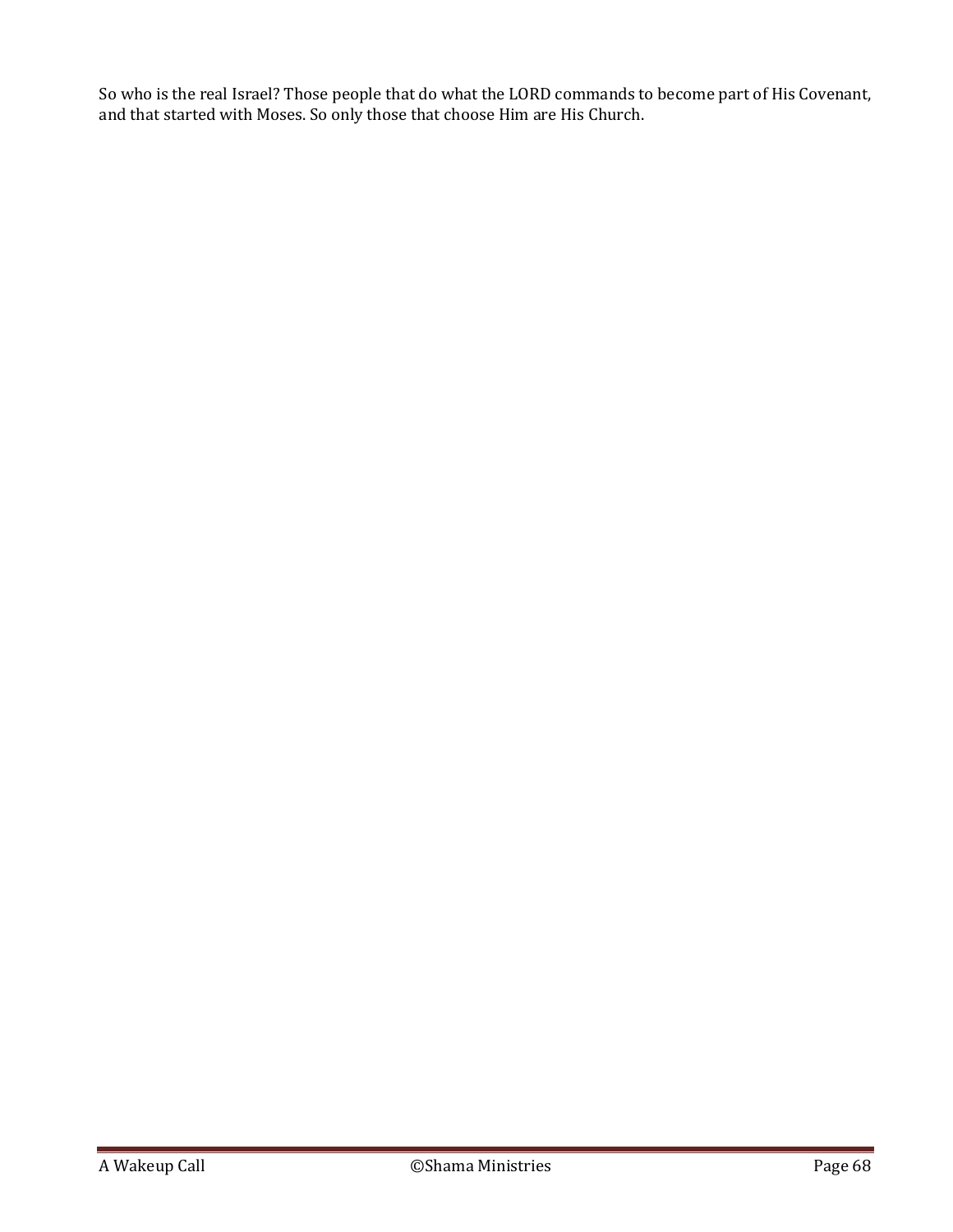So who is the real Israel? Those people that do what the LORD commands to become part of His Covenant, and that started with Moses. So only those that choose Him are His Church.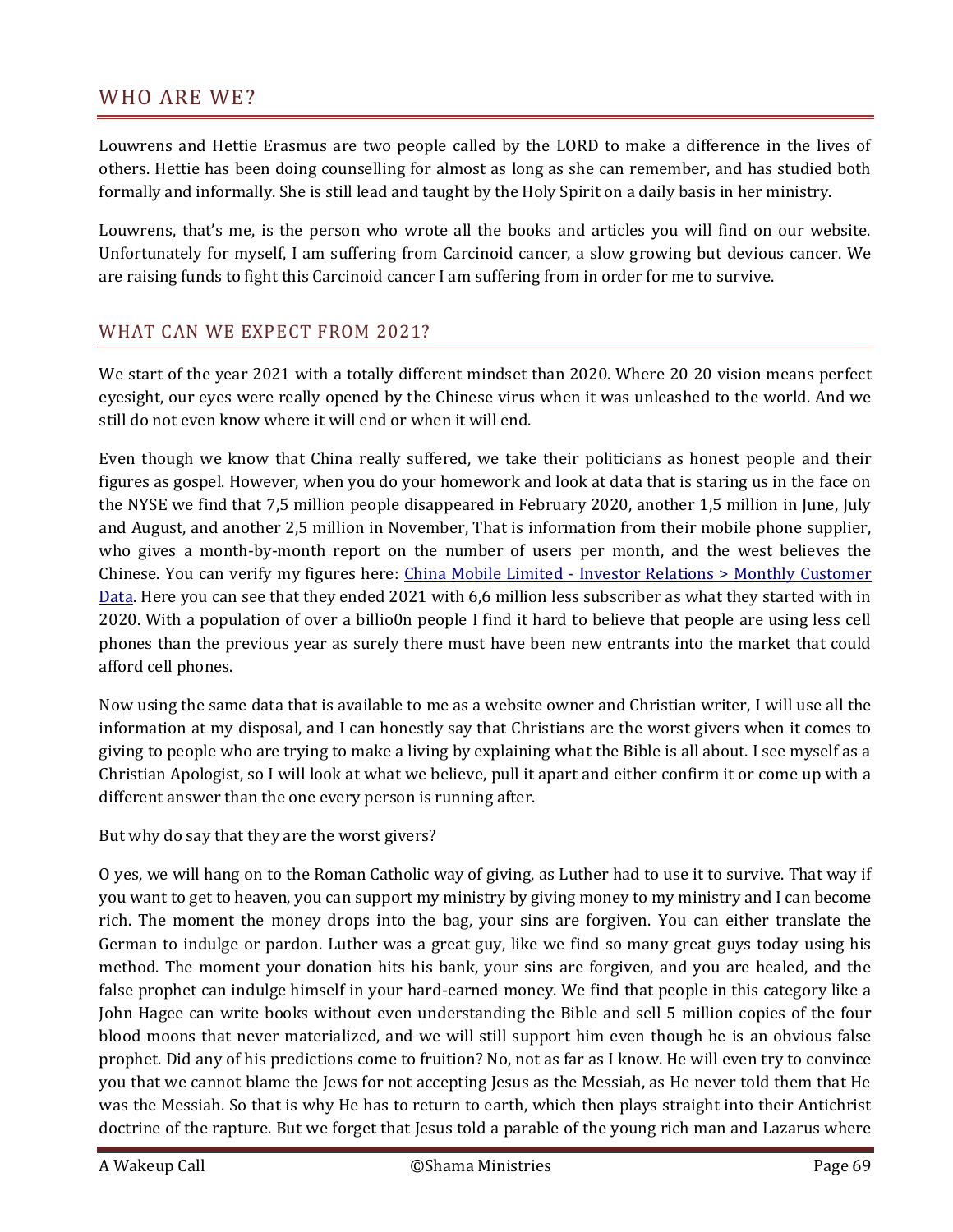## WHO ARE WE?

Louwrens and Hettie Erasmus are two people called by the LORD to make a difference in the lives of others. Hettie has been doing counselling for almost as long as she can remember, and has studied both formally and informally. She is still lead and taught by the Holy Spirit on a daily basis in her ministry.

Louwrens, that's me, is the person who wrote all the books and articles you will find on our website. Unfortunately for myself, I am suffering from Carcinoid cancer, a slow growing but devious cancer. We are raising funds to fight this Carcinoid cancer I am suffering from in order for me to survive.

### WHAT CAN WE EXPECT FROM 2021?

We start of the year 2021 with a totally different mindset than 2020. Where 20 20 vision means perfect eyesight, our eyes were really opened by the Chinese virus when it was unleashed to the world. And we still do not even know where it will end or when it will end.

Even though we know that China really suffered, we take their politicians as honest people and their figures as gospel. However, when you do your homework and look at data that is staring us in the face on the NYSE we find that 7,5 million people disappeared in February 2020, another 1,5 million in June, July and August, and another 2,5 million in November, That is information from their mobile phone supplier, who gives a month-by-month report on the number of users per month, and the west believes the Chinese. You can verify my figures here: [China Mobile Limited - Investor Relations > Monthly Customer Data](). Here you can see that they ended 2021 with 6,6 million less subscriber as what they started with in 2020. With a population of over a billio0n people I find it hard to believe that people are using less cell phones than the previous year as surely there must have been new entrants into the market that could afford cell phones.

Now using the same data that is available to me as a website owner and Christian writer, I will use all the information at my disposal, and I can honestly say that Christians are the worst givers when it comes to giving to people who are trying to make a living by explaining what the Bible is all about. I see myself as a Christian Apologist, so I will look at what we believe, pull it apart and either confirm it or come up with a different answer than the one every person is running after.

But why do say that they are the worst givers?

O yes, we will hang on to the Roman Catholic way of giving, as Luther had to use it to survive. That way if you want to get to heaven, you can support my ministry by giving money to my ministry and I can become rich. The moment the money drops into the bag, your sins are forgiven. You can either translate the German to indulge or pardon. Luther was a great guy, like we find so many great guys today using his method. The moment your donation hits his bank, your sins are forgiven, and you are healed, and the false prophet can indulge himself in your hard-earned money. We find that people in this category like a John Hagee can write books without even understanding the Bible and sell 5 million copies of the four blood moons that never materialized, and we will still support him even though he is an obvious false prophet. Did any of his predictions come to fruition? No, not as far as I know. He will even try to convince you that we cannot blame the Jews for not accepting Jesus as the Messiah, as He never told them that He was the Messiah. So that is why He has to return to earth, which then plays straight into their Antichrist doctrine of the rapture. But we forget that Jesus told a parable of the young rich man and Lazarus where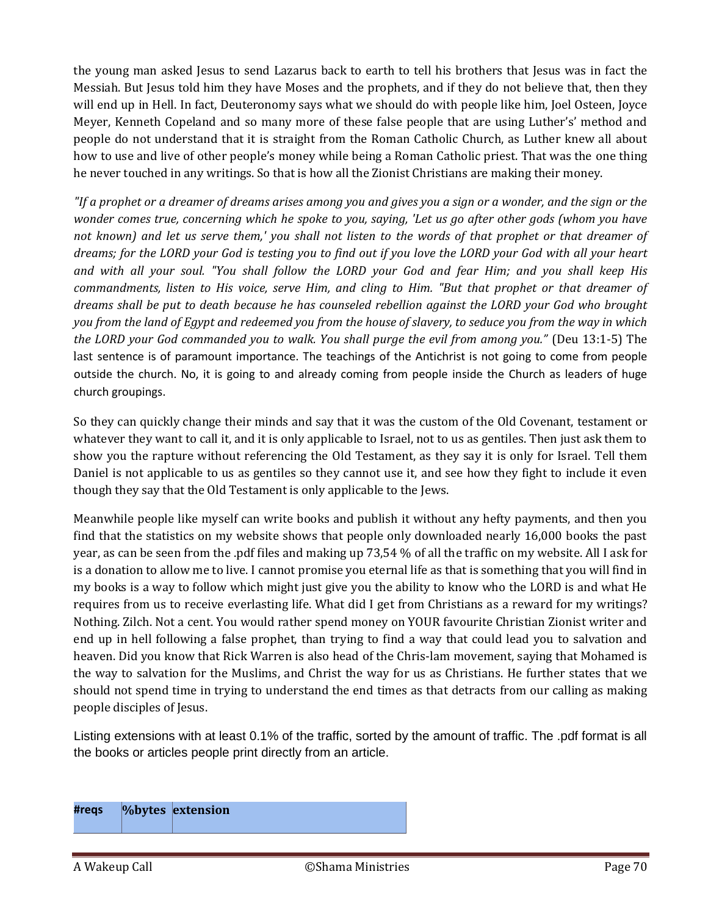the young man asked Jesus to send Lazarus back to earth to tell his brothers that Jesus was in fact the Messiah. But Jesus told him they have Moses and the prophets, and if they do not believe that, then they will end up in Hell. In fact, Deuteronomy says what we should do with people like him, Joel Osteen, Joyce Meyer, Kenneth Copeland and so many more of these false people that are using Luther's' method and people do not understand that it is straight from the Roman Catholic Church, as Luther knew all about how to use and live of other people's money while being a Roman Catholic priest. That was the one thing he never touched in any writings. So that is how all the Zionist Christians are making their money.

*"If a prophet or a dreamer of dreams arises among you and gives you a sign or a wonder, and the sign or the wonder comes true, concerning which he spoke to you, saying, 'Let us go after other gods (whom you have not known) and let us serve them,' you shall not listen to the words of that prophet or that dreamer of dreams; for the LORD your God is testing you to find out if you love the LORD your God with all your heart and with all your soul. "You shall follow the LORD your God and fear Him; and you shall keep His commandments, listen to His voice, serve Him, and cling to Him. "But that prophet or that dreamer of dreams shall be put to death because he has counseled rebellion against the LORD your God who brought you from the land of Egypt and redeemed you from the house of slavery, to seduce you from the way in which the LORD your God commanded you to walk. You shall purge the evil from among you."* (Deu 13:1-5) The last sentence is of paramount importance. The teachings of the Antichrist is not going to come from people outside the church. No, it is going to and already coming from people inside the Church as leaders of huge church groupings.

So they can quickly change their minds and say that it was the custom of the Old Covenant, testament or whatever they want to call it, and it is only applicable to Israel, not to us as gentiles. Then just ask them to show you the rapture without referencing the Old Testament, as they say it is only for Israel. Tell them Daniel is not applicable to us as gentiles so they cannot use it, and see how they fight to include it even though they say that the Old Testament is only applicable to the Jews.

Meanwhile people like myself can write books and publish it without any hefty payments, and then you find that the statistics on my website shows that people only downloaded nearly 16,000 books the past year, as can be seen from the .pdf files and making up 73,54 % of all the traffic on my website. All I ask for is a donation to allow me to live. I cannot promise you eternal life as that is something that you will find in my books is a way to follow which might just give you the ability to know who the LORD is and what He requires from us to receive everlasting life. What did I get from Christians as a reward for my writings? Nothing. Zilch. Not a cent. You would rather spend money on YOUR favourite Christian Zionist writer and end up in hell following a false prophet, than trying to find a way that could lead you to salvation and heaven. Did you know that Rick Warren is also head of the Chris-lam movement, saying that Mohamed is the way to salvation for the Muslims, and Christ the way for us as Christians. He further states that we should not spend time in trying to understand the end times as that detracts from our calling as making people disciples of Jesus.

Listing extensions with at least 0.1% of the traffic, sorted by the amount of traffic. The .pdf format is all the books or articles people print directly from an article.

| #reqs | %bytes | extension |
|---|---|---|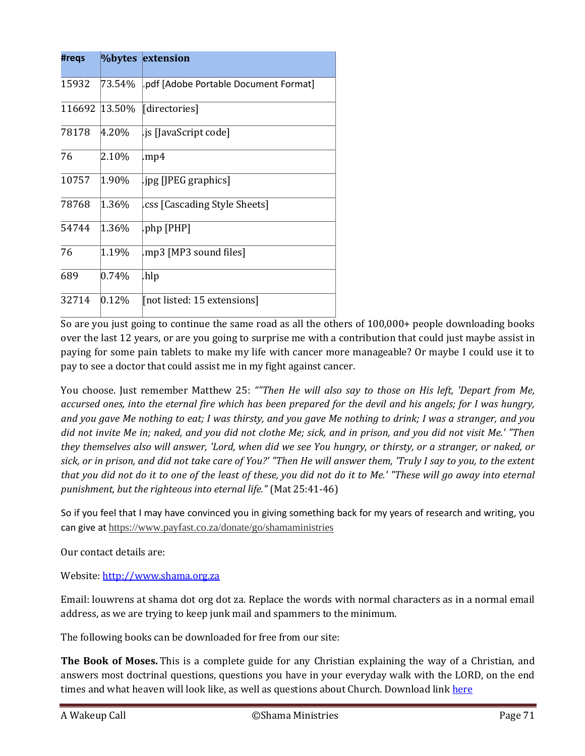| #reqs | %bytes | extension |
|---|---|---|
| 15932 | 73.54% | .pdf [Adobe Portable Document Format] |
| 116692 | 13.50% | [directories] |
| 78178 | 4.20% | .js [JavaScript code] |
| 76 | 2.10% | .mp4 |
| 10757 | 1.90% | .jpg [JPEG graphics] |
| 78768 | 1.36% | .css [Cascading Style Sheets] |
| 54744 | 1.36% | .php [PHP] |
| 76 | 1.19% | .mp3 [MP3 sound files] |
| 689 | 0.74% | .hlp |
| 32714 | 0.12% | [not listed: 15 extensions] |

So are you just going to continue the same road as all the others of 100,000+ people downloading books over the last 12 years, or are you going to surprise me with a contribution that could just maybe assist in paying for some pain tablets to make my life with cancer more manageable? Or maybe I could use it to pay to see a doctor that could assist me in my fight against cancer.

You choose. Just remember Matthew 25: *""Then He will also say to those on His left, 'Depart from Me, accursed ones, into the eternal fire which has been prepared for the devil and his angels; for I was hungry, and you gave Me nothing to eat; I was thirsty, and you gave Me nothing to drink; I was a stranger, and you did not invite Me in; naked, and you did not clothe Me; sick, and in prison, and you did not visit Me.' "Then they themselves also will answer, 'Lord, when did we see You hungry, or thirsty, or a stranger, or naked, or sick, or in prison, and did not take care of You?' "Then He will answer them, 'Truly I say to you, to the extent that you did not do it to one of the least of these, you did not do it to Me.' "These will go away into eternal punishment, but the righteous into eternal life."* (Mat 25:41-46)

So if you feel that I may have convinced you in giving something back for my years of research and writing, you can give at https://www.payfast.co.za/donate/go/shamaministries

Our contact details are:

Website: [http://www.shama.org.za](http://www.shama.org.za)

Email: louwrens at shama dot org dot za. Replace the words with normal characters as in a normal email address, as we are trying to keep junk mail and spammers to the minimum.

The following books can be downloaded for free from our site:

**The Book of Moses.** This is a complete guide for any Christian explaining the way of a Christian, and answers most doctrinal questions, questions you have in your everyday walk with the LORD, on the end times and what heaven will look like, as well as questions about Church. Download link here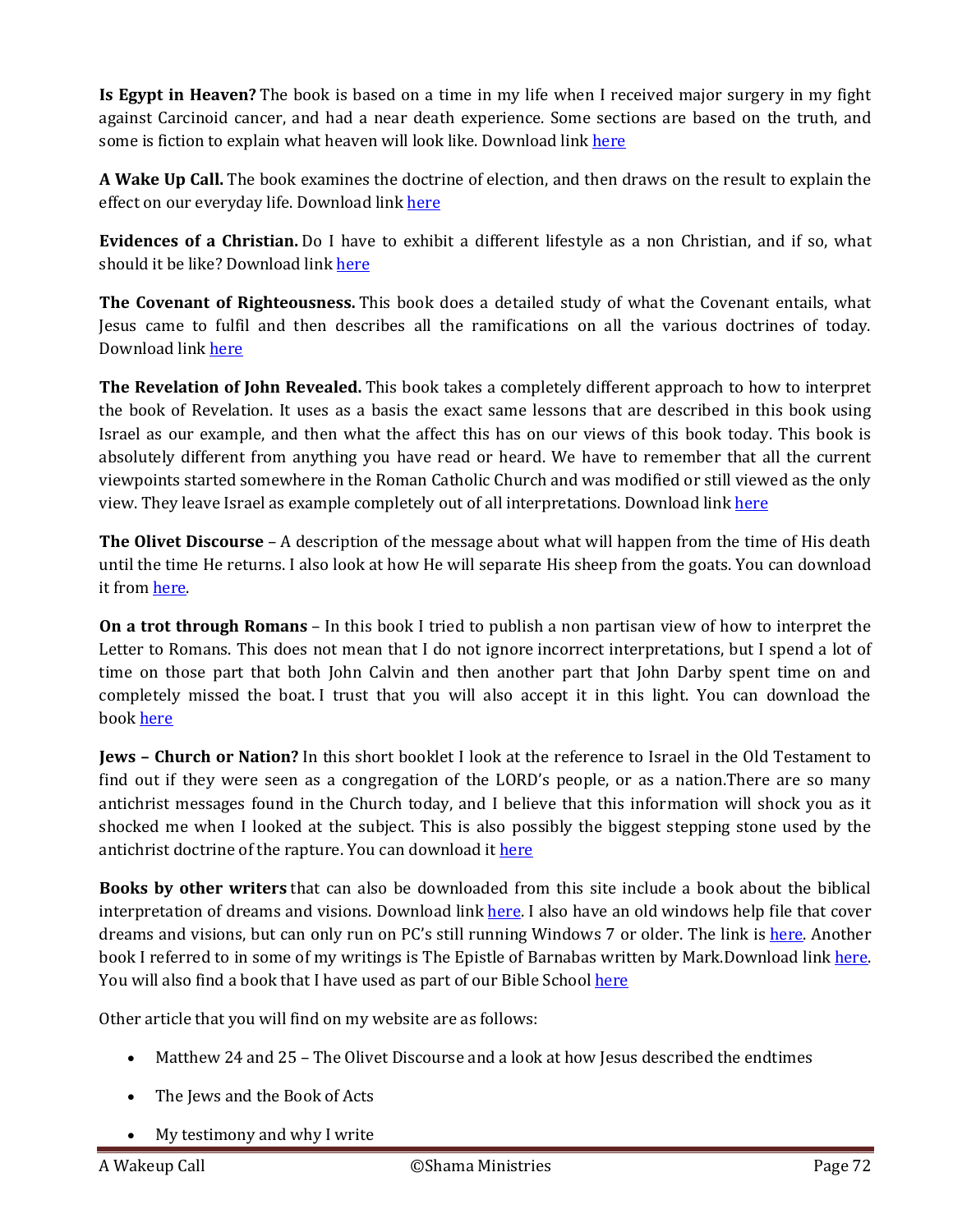**Is Egypt in Heaven?** The book is based on a time in my life when I received major surgery in my fight against Carcinoid cancer, and had a near death experience. Some sections are based on the truth, and some is fiction to explain what heaven will look like. Download link here

**A Wake Up Call.** The book examines the doctrine of election, and then draws on the result to explain the effect on our everyday life. Download link here

**Evidences of a Christian.** Do I have to exhibit a different lifestyle as a non Christian, and if so, what should it be like? Download link here

**The Covenant of Righteousness.** This book does a detailed study of what the Covenant entails, what Jesus came to fulfil and then describes all the ramifications on all the various doctrines of today. Download link here

**The Revelation of John Revealed.** This book takes a completely different approach to how to interpret the book of Revelation. It uses as a basis the exact same lessons that are described in this book using Israel as our example, and then what the affect this has on our views of this book today. This book is absolutely different from anything you have read or heard. We have to remember that all the current viewpoints started somewhere in the Roman Catholic Church and was modified or still viewed as the only view. They leave Israel as example completely out of all interpretations. Download link here

**The Olivet Discourse** – A description of the message about what will happen from the time of His death until the time He returns. I also look at how He will separate His sheep from the goats. You can download it from here.

**On a trot through Romans** – In this book I tried to publish a non partisan view of how to interpret the Letter to Romans. This does not mean that I do not ignore incorrect interpretations, but I spend a lot of time on those part that both John Calvin and then another part that John Darby spent time on and completely missed the boat. I trust that you will also accept it in this light. You can download the book here

**Jews – Church or Nation?** In this short booklet I look at the reference to Israel in the Old Testament to find out if they were seen as a congregation of the LORD's people, or as a nation.There are so many antichrist messages found in the Church today, and I believe that this information will shock you as it shocked me when I looked at the subject. This is also possibly the biggest stepping stone used by the antichrist doctrine of the rapture. You can download it here

**Books by other writers** that can also be downloaded from this site include a book about the biblical interpretation of dreams and visions. Download link here. I also have an old windows help file that cover dreams and visions, but can only run on PC's still running Windows 7 or older. The link is here. Another book I referred to in some of my writings is The Epistle of Barnabas written by Mark.Download link here. You will also find a book that I have used as part of our Bible School here

Other article that you will find on my website are as follows:

- Matthew 24 and 25 – The Olivet Discourse and a look at how Jesus described the endtimes
- The Jews and the Book of Acts
- My testimony and why I write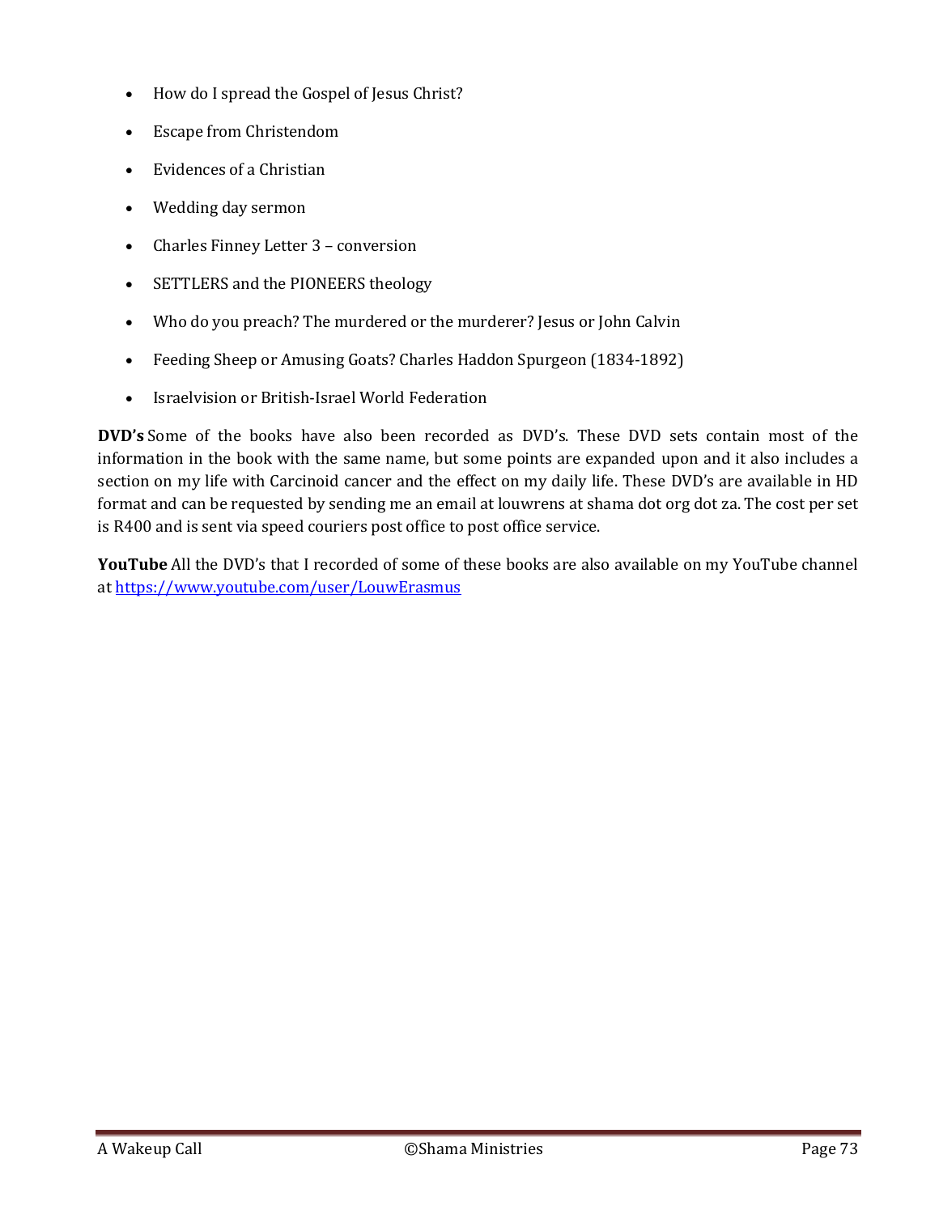- How do I spread the Gospel of Jesus Christ?
- Escape from Christendom
- Evidences of a Christian
- Wedding day sermon
- Charles Finney Letter 3 – conversion
- SETTLERS and the PIONEERS theology
- Who do you preach? The murdered or the murderer? Jesus or John Calvin
- Feeding Sheep or Amusing Goats? Charles Haddon Spurgeon (1834-1892)
- Israelvision or British-Israel World Federation

**DVD's** Some of the books have also been recorded as DVD's. These DVD sets contain most of the information in the book with the same name, but some points are expanded upon and it also includes a section on my life with Carcinoid cancer and the effect on my daily life. These DVD's are available in HD format and can be requested by sending me an email at louwrens at shama dot org dot za. The cost per set is R400 and is sent via speed couriers post office to post office service.

**YouTube** All the DVD's that I recorded of some of these books are also available on my YouTube channel at https://www.youtube.com/user/LouwErasmus